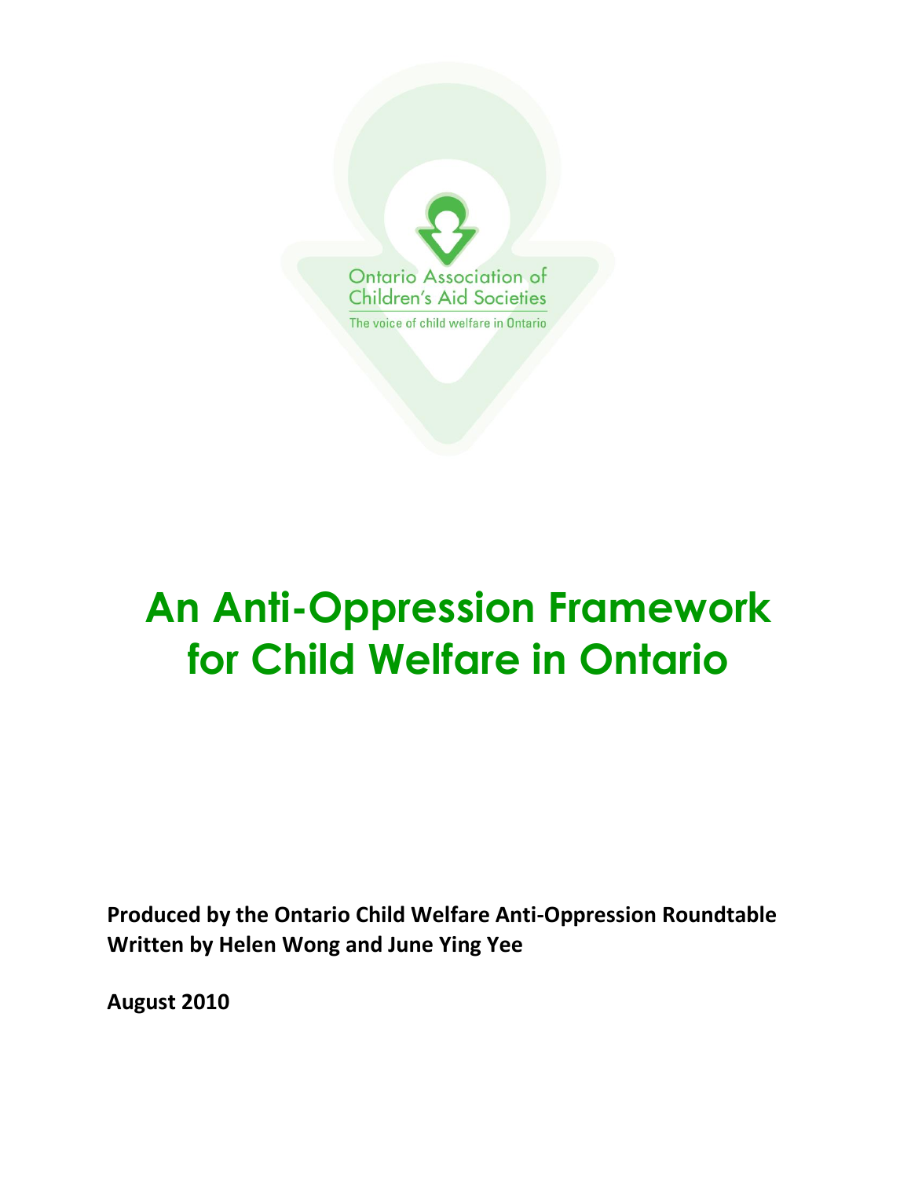Ontario Association of Children's Aid Societies

The voice of child welfare in Ontario

# An Anti-Oppression Framework for Child Welfare in Ontario

**Produced by the Ontario Child Welfare Anti-Oppression Roundtable**
**Written by Helen Wong and June Ying Yee**

**August 2010**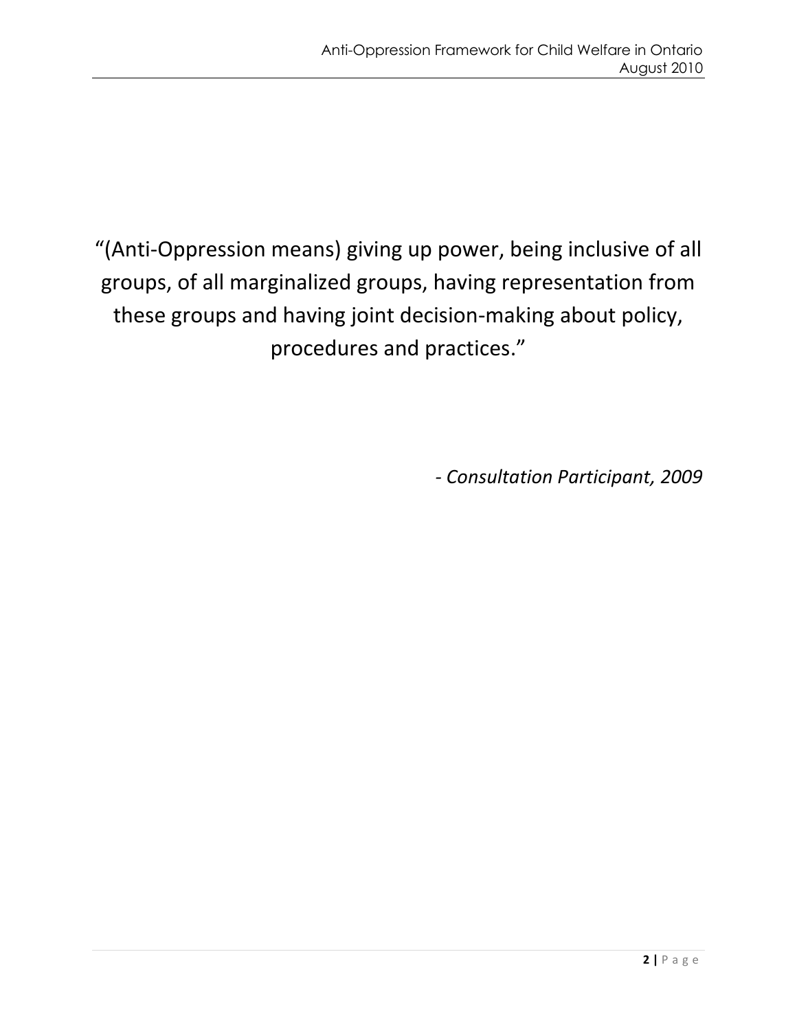"(Anti-Oppression means) giving up power, being inclusive of all groups, of all marginalized groups, having representation from these groups and having joint decision-making about policy, procedures and practices."

*- Consultation Participant, 2009*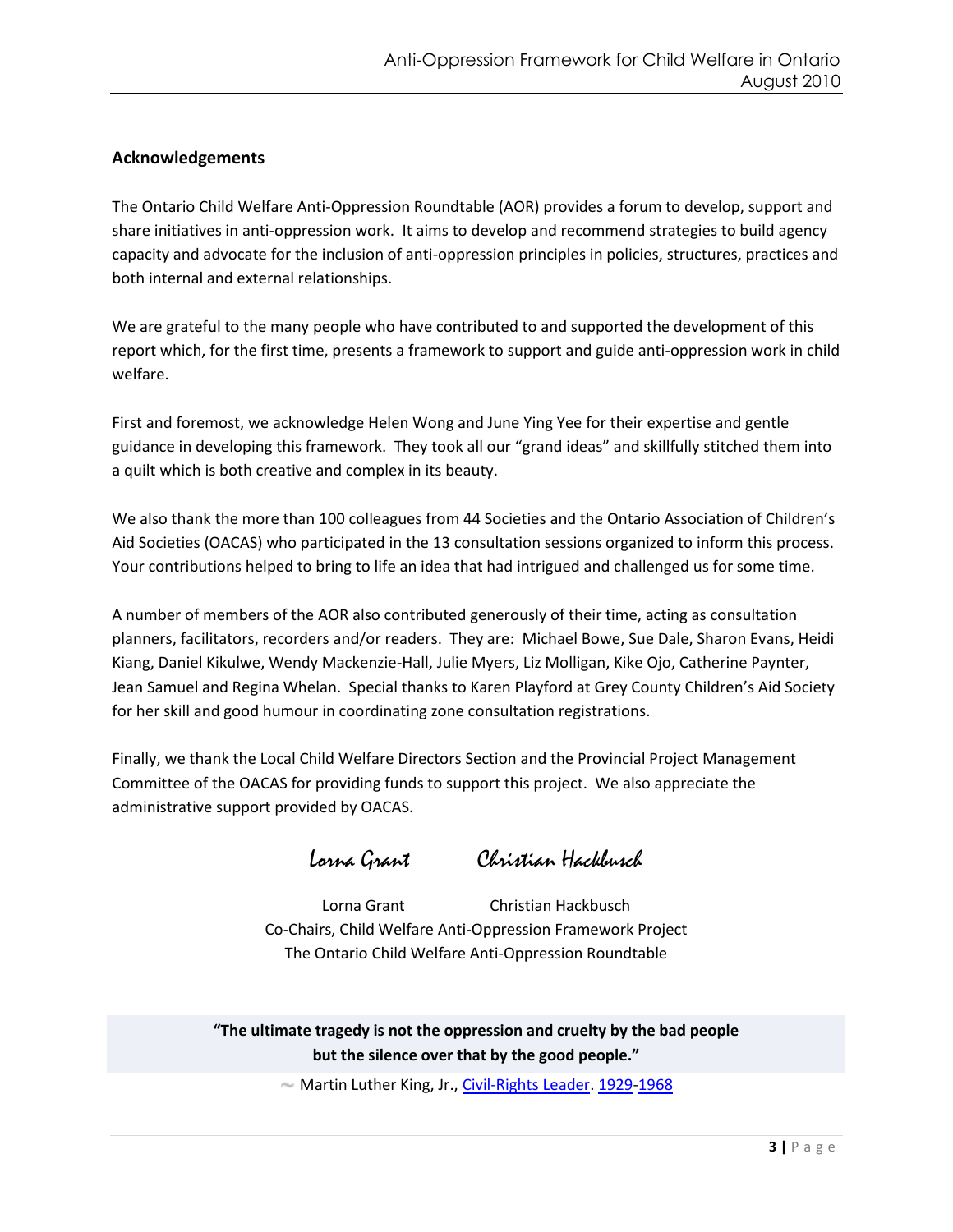## Acknowledgements

The Ontario Child Welfare Anti-Oppression Roundtable (AOR) provides a forum to develop, support and share initiatives in anti-oppression work. It aims to develop and recommend strategies to build agency capacity and advocate for the inclusion of anti-oppression principles in policies, structures, practices and both internal and external relationships.

We are grateful to the many people who have contributed to and supported the development of this report which, for the first time, presents a framework to support and guide anti-oppression work in child welfare.

First and foremost, we acknowledge Helen Wong and June Ying Yee for their expertise and gentle guidance in developing this framework. They took all our "grand ideas" and skillfully stitched them into a quilt which is both creative and complex in its beauty.

We also thank the more than 100 colleagues from 44 Societies and the Ontario Association of Children's Aid Societies (OACAS) who participated in the 13 consultation sessions organized to inform this process. Your contributions helped to bring to life an idea that had intrigued and challenged us for some time.

A number of members of the AOR also contributed generously of their time, acting as consultation planners, facilitators, recorders and/or readers. They are: Michael Bowe, Sue Dale, Sharon Evans, Heidi Kiang, Daniel Kikulwe, Wendy Mackenzie-Hall, Julie Myers, Liz Molligan, Kike Ojo, Catherine Paynter, Jean Samuel and Regina Whelan. Special thanks to Karen Playford at Grey County Children's Aid Society for her skill and good humour in coordinating zone consultation registrations.

Finally, we thank the Local Child Welfare Directors Section and the Provincial Project Management Committee of the OACAS for providing funds to support this project. We also appreciate the administrative support provided by OACAS.

*Lorna Grant* *Christian Hackbusch*

Lorna Grant Christian Hackbusch
Co-Chairs, Child Welfare Anti-Oppression Framework Project
The Ontario Child Welfare Anti-Oppression Roundtable

**"The ultimate tragedy is not the oppression and cruelty by the bad people but the silence over that by the good people."**

~ Martin Luther King, Jr., Civil-Rights Leader. 1929-1968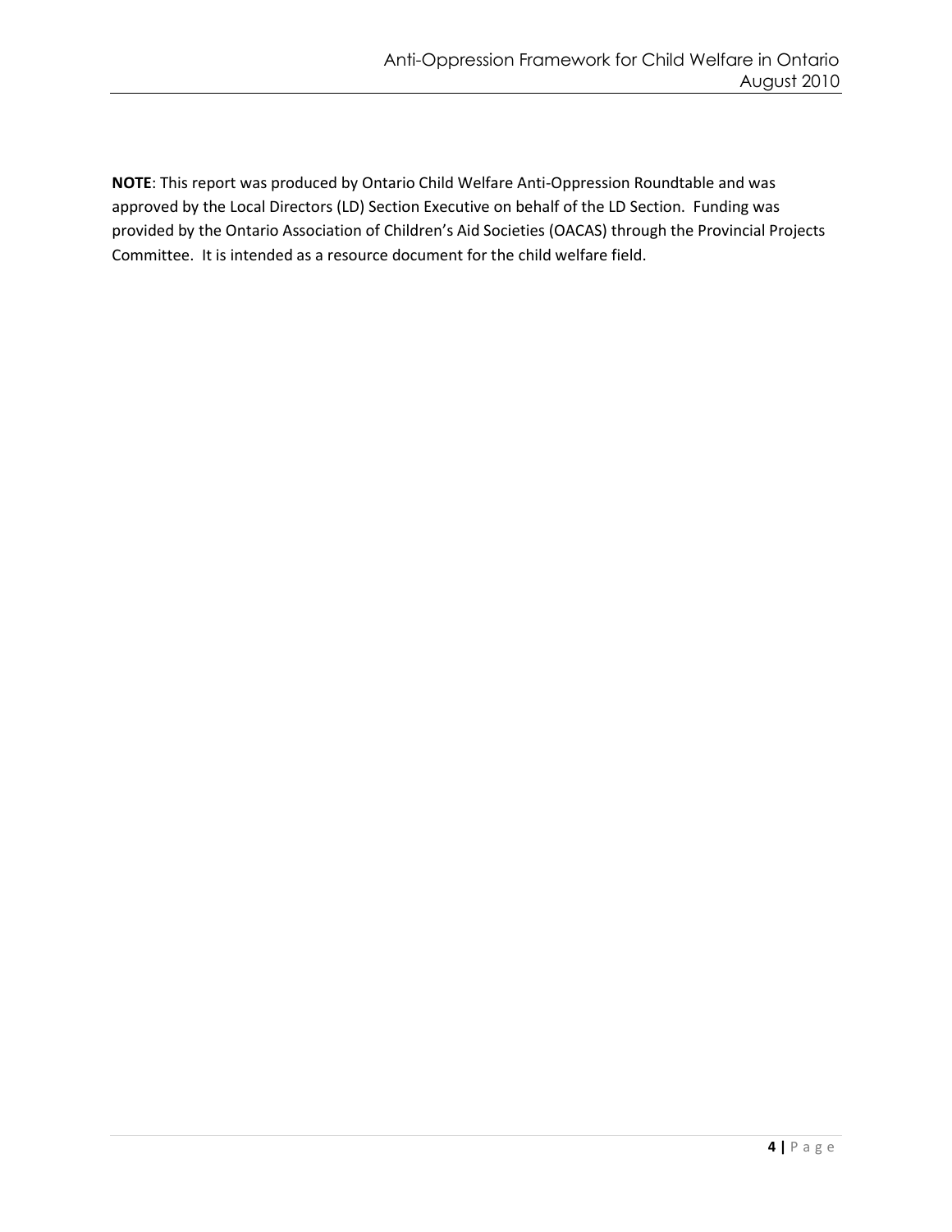**NOTE**: This report was produced by Ontario Child Welfare Anti-Oppression Roundtable and was approved by the Local Directors (LD) Section Executive on behalf of the LD Section. Funding was provided by the Ontario Association of Children's Aid Societies (OACAS) through the Provincial Projects Committee. It is intended as a resource document for the child welfare field.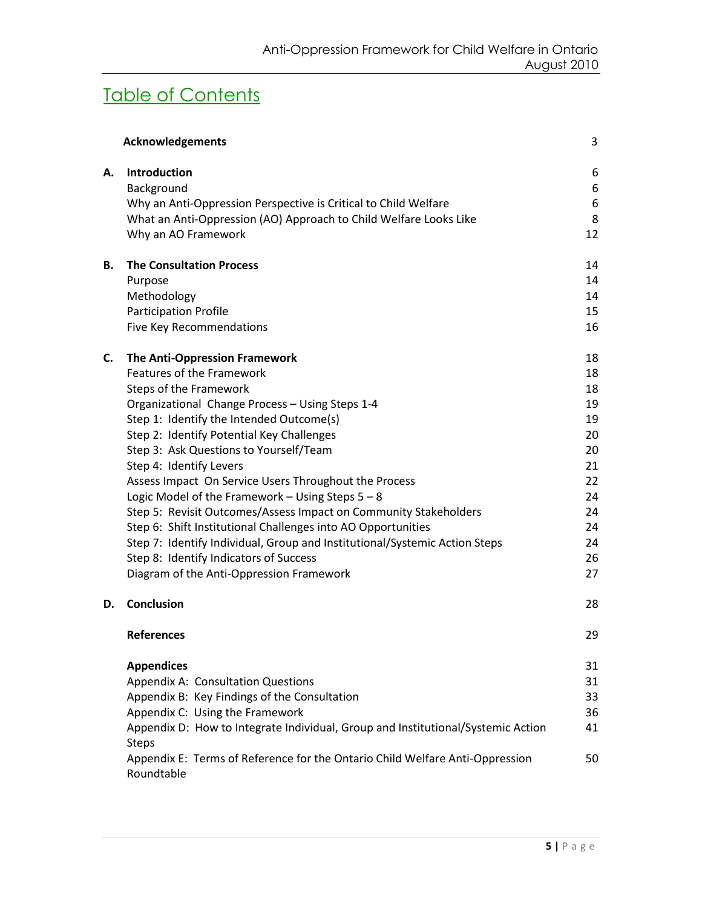# Table of Contents

| | | |
|---|---|---|
| | **Acknowledgements** | 3 |
| **A.** | **Introduction** | 6 |
| | Background | 6 |
| | Why an Anti-Oppression Perspective is Critical to Child Welfare | 6 |
| | What an Anti-Oppression (AO) Approach to Child Welfare Looks Like | 8 |
| | Why an AO Framework | 12 |
| **B.** | **The Consultation Process** | 14 |
| | Purpose | 14 |
| | Methodology | 14 |
| | Participation Profile | 15 |
| | Five Key Recommendations | 16 |
| **C.** | **The Anti-Oppression Framework** | 18 |
| | Features of the Framework | 18 |
| | Steps of the Framework | 18 |
| | Organizational Change Process – Using Steps 1-4 | 19 |
| | Step 1: Identify the Intended Outcome(s) | 19 |
| | Step 2: Identify Potential Key Challenges | 20 |
| | Step 3: Ask Questions to Yourself/Team | 20 |
| | Step 4: Identify Levers | 21 |
| | Assess Impact On Service Users Throughout the Process | 22 |
| | Logic Model of the Framework – Using Steps 5 – 8 | 24 |
| | Step 5: Revisit Outcomes/Assess Impact on Community Stakeholders | 24 |
| | Step 6: Shift Institutional Challenges into AO Opportunities | 24 |
| | Step 7: Identify Individual, Group and Institutional/Systemic Action Steps | 24 |
| | Step 8: Identify Indicators of Success | 26 |
| | Diagram of the Anti-Oppression Framework | 27 |
| **D.** | **Conclusion** | 28 |
| | **References** | 29 |
| | **Appendices** | 31 |
| | Appendix A: Consultation Questions | 31 |
| | Appendix B: Key Findings of the Consultation | 33 |
| | Appendix C: Using the Framework | 36 |
| | Appendix D: How to Integrate Individual, Group and Institutional/Systemic Action Steps | 41 |
| | Appendix E: Terms of Reference for the Ontario Child Welfare Anti-Oppression Roundtable | 50 |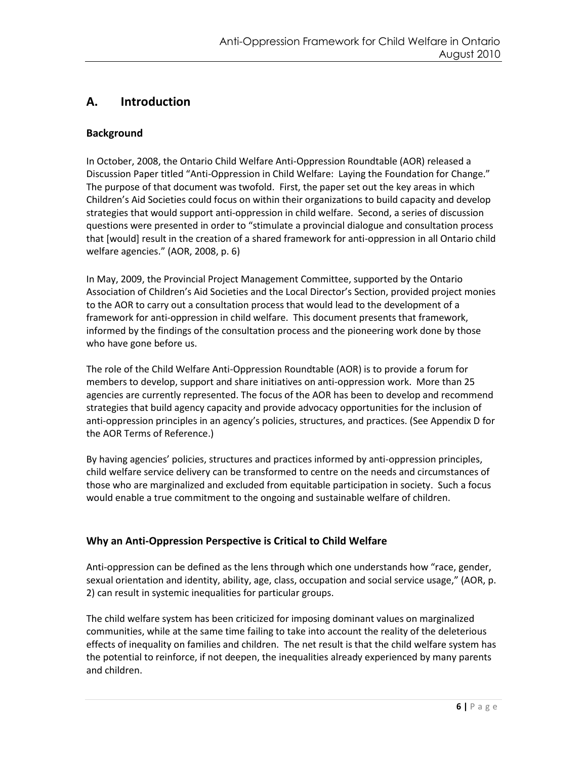## A. Introduction

### Background

In October, 2008, the Ontario Child Welfare Anti-Oppression Roundtable (AOR) released a Discussion Paper titled "Anti-Oppression in Child Welfare: Laying the Foundation for Change." The purpose of that document was twofold. First, the paper set out the key areas in which Children's Aid Societies could focus on within their organizations to build capacity and develop strategies that would support anti-oppression in child welfare. Second, a series of discussion questions were presented in order to "stimulate a provincial dialogue and consultation process that [would] result in the creation of a shared framework for anti-oppression in all Ontario child welfare agencies." (AOR, 2008, p. 6)

In May, 2009, the Provincial Project Management Committee, supported by the Ontario Association of Children's Aid Societies and the Local Director's Section, provided project monies to the AOR to carry out a consultation process that would lead to the development of a framework for anti-oppression in child welfare. This document presents that framework, informed by the findings of the consultation process and the pioneering work done by those who have gone before us.

The role of the Child Welfare Anti-Oppression Roundtable (AOR) is to provide a forum for members to develop, support and share initiatives on anti-oppression work. More than 25 agencies are currently represented. The focus of the AOR has been to develop and recommend strategies that build agency capacity and provide advocacy opportunities for the inclusion of anti-oppression principles in an agency's policies, structures, and practices. (See Appendix D for the AOR Terms of Reference.)

By having agencies' policies, structures and practices informed by anti-oppression principles, child welfare service delivery can be transformed to centre on the needs and circumstances of those who are marginalized and excluded from equitable participation in society. Such a focus would enable a true commitment to the ongoing and sustainable welfare of children.

### Why an Anti-Oppression Perspective is Critical to Child Welfare

Anti-oppression can be defined as the lens through which one understands how "race, gender, sexual orientation and identity, ability, age, class, occupation and social service usage," (AOR, p. 2) can result in systemic inequalities for particular groups.

The child welfare system has been criticized for imposing dominant values on marginalized communities, while at the same time failing to take into account the reality of the deleterious effects of inequality on families and children. The net result is that the child welfare system has the potential to reinforce, if not deepen, the inequalities already experienced by many parents and children.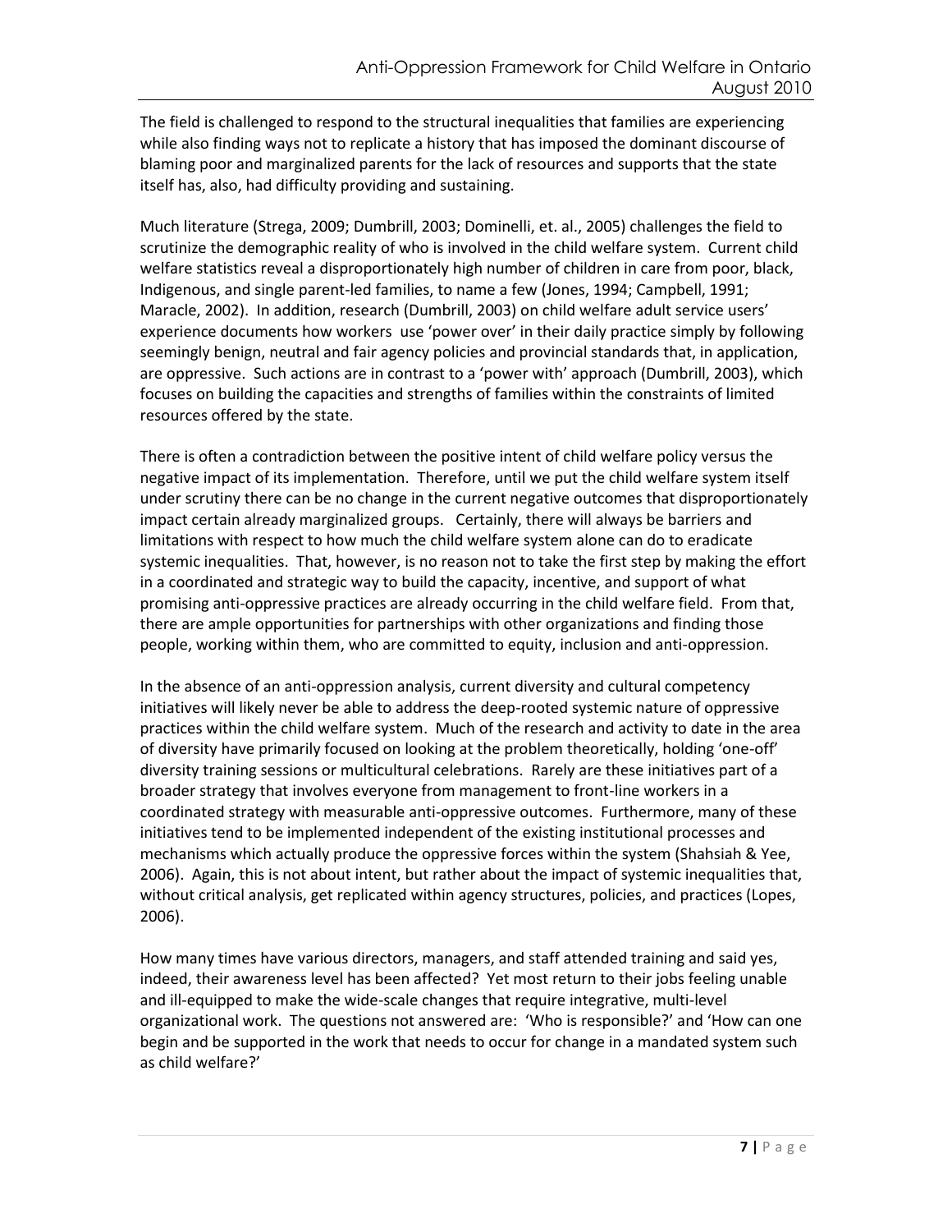The field is challenged to respond to the structural inequalities that families are experiencing while also finding ways not to replicate a history that has imposed the dominant discourse of blaming poor and marginalized parents for the lack of resources and supports that the state itself has, also, had difficulty providing and sustaining.

Much literature (Strega, 2009; Dumbrill, 2003; Dominelli, et. al., 2005) challenges the field to scrutinize the demographic reality of who is involved in the child welfare system. Current child welfare statistics reveal a disproportionately high number of children in care from poor, black, Indigenous, and single parent-led families, to name a few (Jones, 1994; Campbell, 1991; Maracle, 2002). In addition, research (Dumbrill, 2003) on child welfare adult service users' experience documents how workers use 'power over' in their daily practice simply by following seemingly benign, neutral and fair agency policies and provincial standards that, in application, are oppressive. Such actions are in contrast to a 'power with' approach (Dumbrill, 2003), which focuses on building the capacities and strengths of families within the constraints of limited resources offered by the state.

There is often a contradiction between the positive intent of child welfare policy versus the negative impact of its implementation. Therefore, until we put the child welfare system itself under scrutiny there can be no change in the current negative outcomes that disproportionately impact certain already marginalized groups. Certainly, there will always be barriers and limitations with respect to how much the child welfare system alone can do to eradicate systemic inequalities. That, however, is no reason not to take the first step by making the effort in a coordinated and strategic way to build the capacity, incentive, and support of what promising anti-oppressive practices are already occurring in the child welfare field. From that, there are ample opportunities for partnerships with other organizations and finding those people, working within them, who are committed to equity, inclusion and anti-oppression.

In the absence of an anti-oppression analysis, current diversity and cultural competency initiatives will likely never be able to address the deep-rooted systemic nature of oppressive practices within the child welfare system. Much of the research and activity to date in the area of diversity have primarily focused on looking at the problem theoretically, holding 'one-off' diversity training sessions or multicultural celebrations. Rarely are these initiatives part of a broader strategy that involves everyone from management to front-line workers in a coordinated strategy with measurable anti-oppressive outcomes. Furthermore, many of these initiatives tend to be implemented independent of the existing institutional processes and mechanisms which actually produce the oppressive forces within the system (Shahsiah & Yee, 2006). Again, this is not about intent, but rather about the impact of systemic inequalities that, without critical analysis, get replicated within agency structures, policies, and practices (Lopes, 2006).

How many times have various directors, managers, and staff attended training and said yes, indeed, their awareness level has been affected? Yet most return to their jobs feeling unable and ill-equipped to make the wide-scale changes that require integrative, multi-level organizational work. The questions not answered are: 'Who is responsible?' and 'How can one begin and be supported in the work that needs to occur for change in a mandated system such as child welfare?'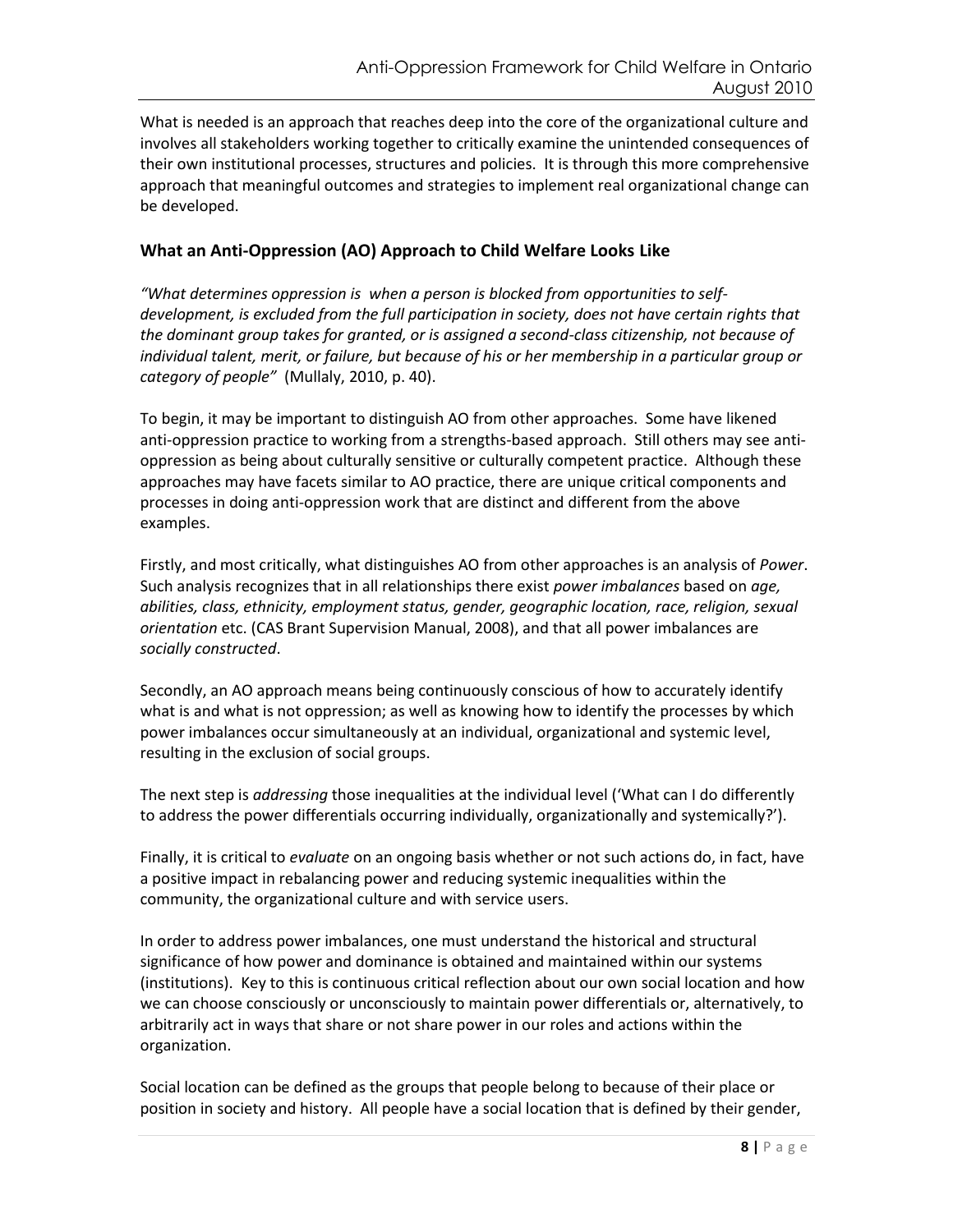What is needed is an approach that reaches deep into the core of the organizational culture and involves all stakeholders working together to critically examine the unintended consequences of their own institutional processes, structures and policies. It is through this more comprehensive approach that meaningful outcomes and strategies to implement real organizational change can be developed.

### What an Anti-Oppression (AO) Approach to Child Welfare Looks Like

*"What determines oppression is when a person is blocked from opportunities to self-development, is excluded from the full participation in society, does not have certain rights that the dominant group takes for granted, or is assigned a second-class citizenship, not because of individual talent, merit, or failure, but because of his or her membership in a particular group or category of people"* (Mullaly, 2010, p. 40).

To begin, it may be important to distinguish AO from other approaches. Some have likened anti-oppression practice to working from a strengths-based approach. Still others may see anti-oppression as being about culturally sensitive or culturally competent practice. Although these approaches may have facets similar to AO practice, there are unique critical components and processes in doing anti-oppression work that are distinct and different from the above examples.

Firstly, and most critically, what distinguishes AO from other approaches is an analysis of *Power*. Such analysis recognizes that in all relationships there exist *power imbalances* based on *age, abilities, class, ethnicity, employment status, gender, geographic location, race, religion, sexual orientation* etc. (CAS Brant Supervision Manual, 2008), and that all power imbalances are *socially constructed*.

Secondly, an AO approach means being continuously conscious of how to accurately identify what is and what is not oppression; as well as knowing how to identify the processes by which power imbalances occur simultaneously at an individual, organizational and systemic level, resulting in the exclusion of social groups.

The next step is *addressing* those inequalities at the individual level ('What can I do differently to address the power differentials occurring individually, organizationally and systemically?').

Finally, it is critical to *evaluate* on an ongoing basis whether or not such actions do, in fact, have a positive impact in rebalancing power and reducing systemic inequalities within the community, the organizational culture and with service users.

In order to address power imbalances, one must understand the historical and structural significance of how power and dominance is obtained and maintained within our systems (institutions). Key to this is continuous critical reflection about our own social location and how we can choose consciously or unconsciously to maintain power differentials or, alternatively, to arbitrarily act in ways that share or not share power in our roles and actions within the organization.

Social location can be defined as the groups that people belong to because of their place or position in society and history. All people have a social location that is defined by their gender,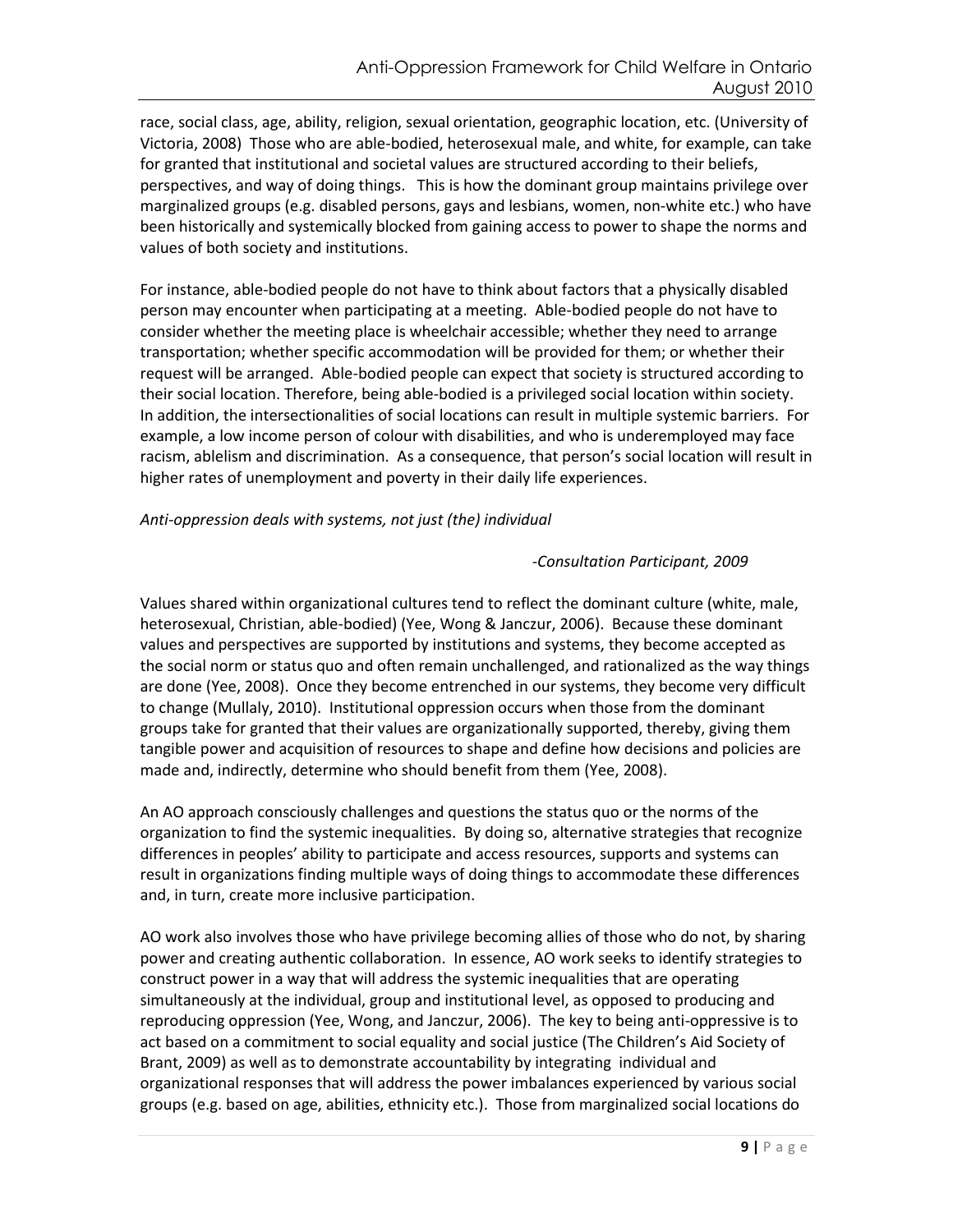race, social class, age, ability, religion, sexual orientation, geographic location, etc. (University of Victoria, 2008) Those who are able-bodied, heterosexual male, and white, for example, can take for granted that institutional and societal values are structured according to their beliefs, perspectives, and way of doing things. This is how the dominant group maintains privilege over marginalized groups (e.g. disabled persons, gays and lesbians, women, non-white etc.) who have been historically and systemically blocked from gaining access to power to shape the norms and values of both society and institutions.

For instance, able-bodied people do not have to think about factors that a physically disabled person may encounter when participating at a meeting. Able-bodied people do not have to consider whether the meeting place is wheelchair accessible; whether they need to arrange transportation; whether specific accommodation will be provided for them; or whether their request will be arranged. Able-bodied people can expect that society is structured according to their social location. Therefore, being able-bodied is a privileged social location within society. In addition, the intersectionalities of social locations can result in multiple systemic barriers. For example, a low income person of colour with disabilities, and who is underemployed may face racism, ableism and discrimination. As a consequence, that person's social location will result in higher rates of unemployment and poverty in their daily life experiences.

*Anti-oppression deals with systems, not just (the) individual*

*-Consultation Participant, 2009*

Values shared within organizational cultures tend to reflect the dominant culture (white, male, heterosexual, Christian, able-bodied) (Yee, Wong & Janczur, 2006). Because these dominant values and perspectives are supported by institutions and systems, they become accepted as the social norm or status quo and often remain unchallenged, and rationalized as the way things are done (Yee, 2008). Once they become entrenched in our systems, they become very difficult to change (Mullaly, 2010). Institutional oppression occurs when those from the dominant groups take for granted that their values are organizationally supported, thereby, giving them tangible power and acquisition of resources to shape and define how decisions and policies are made and, indirectly, determine who should benefit from them (Yee, 2008).

An AO approach consciously challenges and questions the status quo or the norms of the organization to find the systemic inequalities. By doing so, alternative strategies that recognize differences in peoples' ability to participate and access resources, supports and systems can result in organizations finding multiple ways of doing things to accommodate these differences and, in turn, create more inclusive participation.

AO work also involves those who have privilege becoming allies of those who do not, by sharing power and creating authentic collaboration. In essence, AO work seeks to identify strategies to construct power in a way that will address the systemic inequalities that are operating simultaneously at the individual, group and institutional level, as opposed to producing and reproducing oppression (Yee, Wong, and Janczur, 2006). The key to being anti-oppressive is to act based on a commitment to social equality and social justice (The Children's Aid Society of Brant, 2009) as well as to demonstrate accountability by integrating individual and organizational responses that will address the power imbalances experienced by various social groups (e.g. based on age, abilities, ethnicity etc.). Those from marginalized social locations do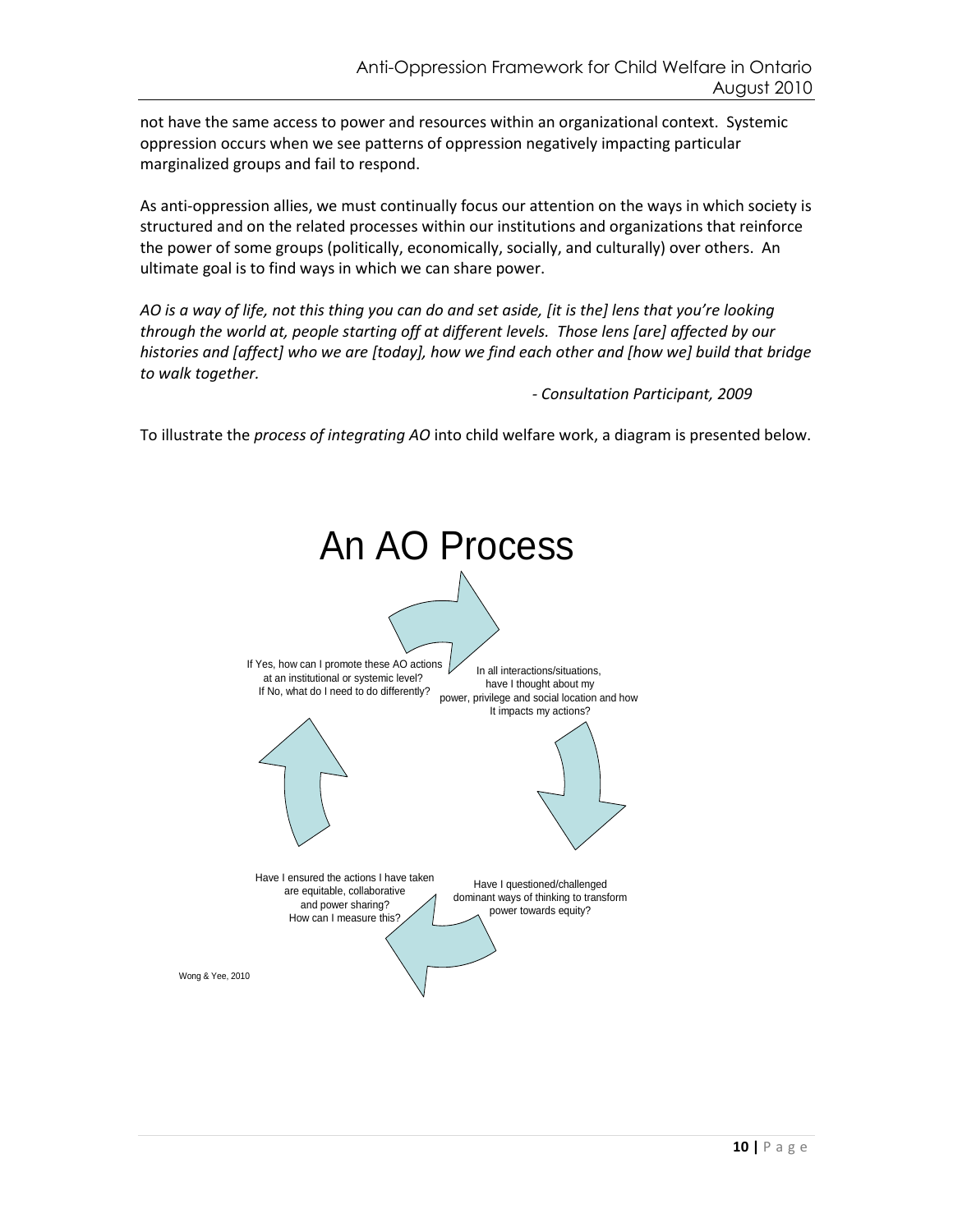not have the same access to power and resources within an organizational context. Systemic oppression occurs when we see patterns of oppression negatively impacting particular marginalized groups and fail to respond.

As anti-oppression allies, we must continually focus our attention on the ways in which society is structured and on the related processes within our institutions and organizations that reinforce the power of some groups (politically, economically, socially, and culturally) over others. An ultimate goal is to find ways in which we can share power.

*AO is a way of life, not this thing you can do and set aside, [it is the] lens that you're looking through the world at, people starting off at different levels. Those lens [are] affected by our histories and [affect] who we are [today], how we find each other and [how we] build that bridge to walk together.*

*- Consultation Participant, 2009*

To illustrate the *process of integrating AO* into child welfare work, a diagram is presented below.

An AO Process

In all interactions/situations, have I thought about my power, privilege and social location and how It impacts my actions?

Have I questioned/challenged dominant ways of thinking to transform power towards equity?

Have I ensured the actions I have taken are equitable, collaborative and power sharing? How can I measure this?

If Yes, how can I promote these AO actions at an institutional or systemic level? If No, what do I need to do differently?

Wong & Yee, 2010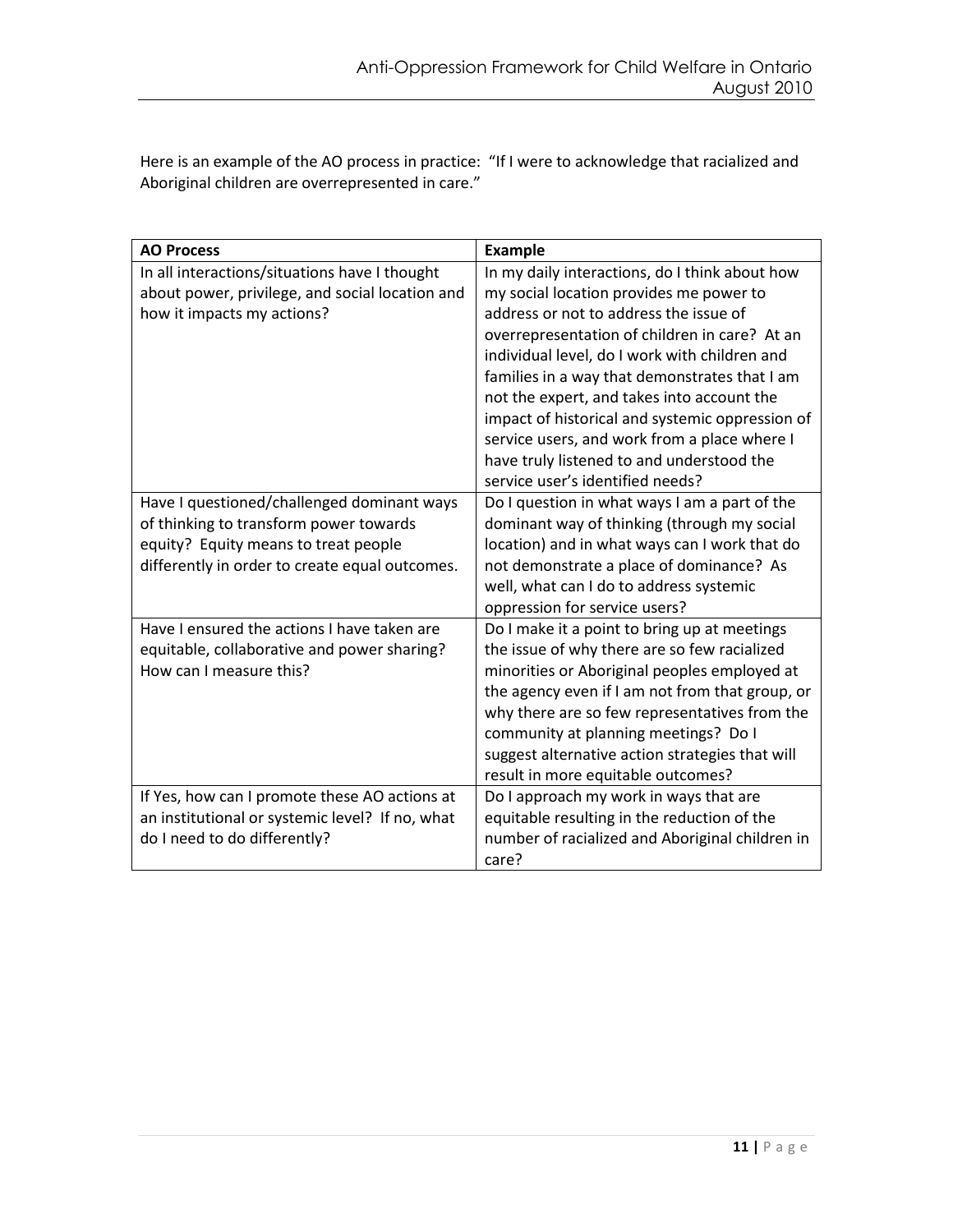Here is an example of the AO process in practice: "If I were to acknowledge that racialized and Aboriginal children are overrepresented in care."

| AO Process | Example |
|---|---|
| In all interactions/situations have I thought about power, privilege, and social location and how it impacts my actions? | In my daily interactions, do I think about how my social location provides me power to address or not to address the issue of overrepresentation of children in care? At an individual level, do I work with children and families in a way that demonstrates that I am not the expert, and takes into account the impact of historical and systemic oppression of service users, and work from a place where I have truly listened to and understood the service user's identified needs? |
| Have I questioned/challenged dominant ways of thinking to transform power towards equity? Equity means to treat people differently in order to create equal outcomes. | Do I question in what ways I am a part of the dominant way of thinking (through my social location) and in what ways can I work that do not demonstrate a place of dominance? As well, what can I do to address systemic oppression for service users? |
| Have I ensured the actions I have taken are equitable, collaborative and power sharing? How can I measure this? | Do I make it a point to bring up at meetings the issue of why there are so few racialized minorities or Aboriginal peoples employed at the agency even if I am not from that group, or why there are so few representatives from the community at planning meetings? Do I suggest alternative action strategies that will result in more equitable outcomes? |
| If Yes, how can I promote these AO actions at an institutional or systemic level? If no, what do I need to do differently? | Do I approach my work in ways that are equitable resulting in the reduction of the number of racialized and Aboriginal children in care? |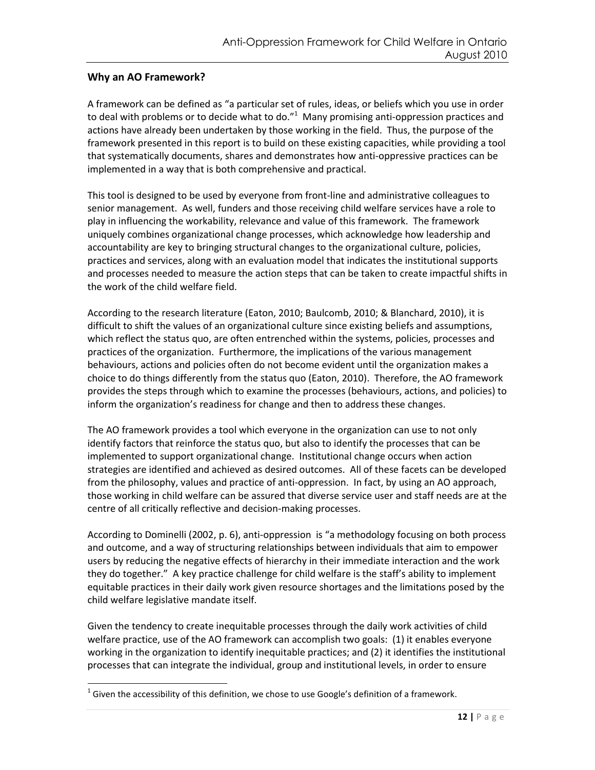## Why an AO Framework?

A framework can be defined as "a particular set of rules, ideas, or beliefs which you use in order to deal with problems or to decide what to do."[1] Many promising anti-oppression practices and actions have already been undertaken by those working in the field. Thus, the purpose of the framework presented in this report is to build on these existing capacities, while providing a tool that systematically documents, shares and demonstrates how anti-oppressive practices can be implemented in a way that is both comprehensive and practical.

This tool is designed to be used by everyone from front-line and administrative colleagues to senior management. As well, funders and those receiving child welfare services have a role to play in influencing the workability, relevance and value of this framework. The framework uniquely combines organizational change processes, which acknowledge how leadership and accountability are key to bringing structural changes to the organizational culture, policies, practices and services, along with an evaluation model that indicates the institutional supports and processes needed to measure the action steps that can be taken to create impactful shifts in the work of the child welfare field.

According to the research literature (Eaton, 2010; Baulcomb, 2010; & Blanchard, 2010), it is difficult to shift the values of an organizational culture since existing beliefs and assumptions, which reflect the status quo, are often entrenched within the systems, policies, processes and practices of the organization. Furthermore, the implications of the various management behaviours, actions and policies often do not become evident until the organization makes a choice to do things differently from the status quo (Eaton, 2010). Therefore, the AO framework provides the steps through which to examine the processes (behaviours, actions, and policies) to inform the organization's readiness for change and then to address these changes.

The AO framework provides a tool which everyone in the organization can use to not only identify factors that reinforce the status quo, but also to identify the processes that can be implemented to support organizational change. Institutional change occurs when action strategies are identified and achieved as desired outcomes. All of these facets can be developed from the philosophy, values and practice of anti-oppression. In fact, by using an AO approach, those working in child welfare can be assured that diverse service user and staff needs are at the centre of all critically reflective and decision-making processes.

According to Dominelli (2002, p. 6), anti-oppression is "a methodology focusing on both process and outcome, and a way of structuring relationships between individuals that aim to empower users by reducing the negative effects of hierarchy in their immediate interaction and the work they do together." A key practice challenge for child welfare is the staff's ability to implement equitable practices in their daily work given resource shortages and the limitations posed by the child welfare legislative mandate itself.

Given the tendency to create inequitable processes through the daily work activities of child welfare practice, use of the AO framework can accomplish two goals: (1) it enables everyone working in the organization to identify inequitable practices; and (2) it identifies the institutional processes that can integrate the individual, group and institutional levels, in order to ensure

[1] Given the accessibility of this definition, we chose to use Google's definition of a framework.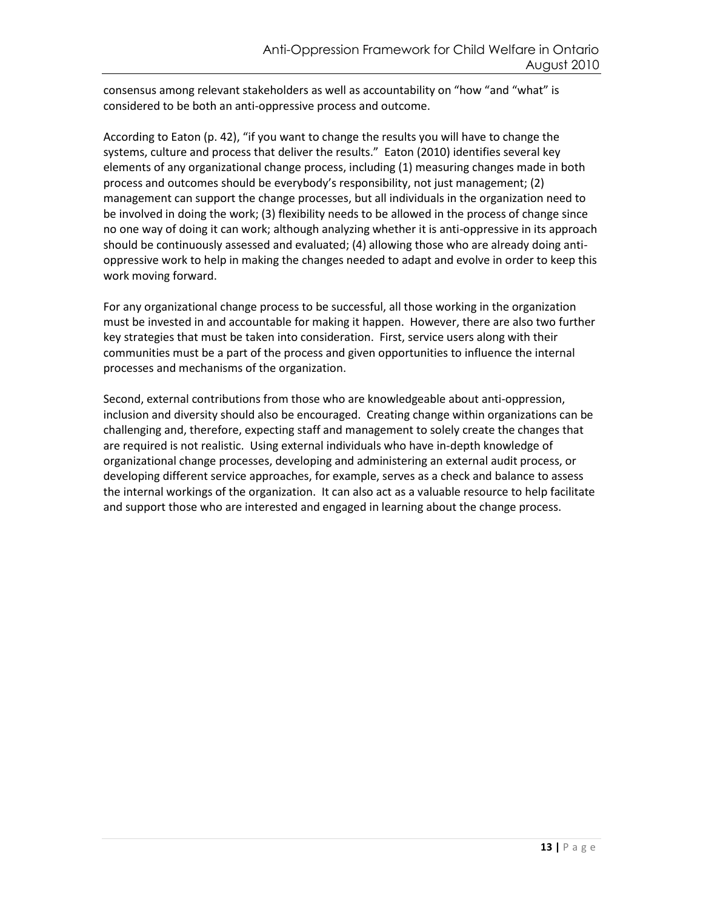consensus among relevant stakeholders as well as accountability on "how "and "what" is considered to be both an anti-oppressive process and outcome.

According to Eaton (p. 42), "if you want to change the results you will have to change the systems, culture and process that deliver the results." Eaton (2010) identifies several key elements of any organizational change process, including (1) measuring changes made in both process and outcomes should be everybody's responsibility, not just management; (2) management can support the change processes, but all individuals in the organization need to be involved in doing the work; (3) flexibility needs to be allowed in the process of change since no one way of doing it can work; although analyzing whether it is anti-oppressive in its approach should be continuously assessed and evaluated; (4) allowing those who are already doing anti-oppressive work to help in making the changes needed to adapt and evolve in order to keep this work moving forward.

For any organizational change process to be successful, all those working in the organization must be invested in and accountable for making it happen. However, there are also two further key strategies that must be taken into consideration. First, service users along with their communities must be a part of the process and given opportunities to influence the internal processes and mechanisms of the organization.

Second, external contributions from those who are knowledgeable about anti-oppression, inclusion and diversity should also be encouraged. Creating change within organizations can be challenging and, therefore, expecting staff and management to solely create the changes that are required is not realistic. Using external individuals who have in-depth knowledge of organizational change processes, developing and administering an external audit process, or developing different service approaches, for example, serves as a check and balance to assess the internal workings of the organization. It can also act as a valuable resource to help facilitate and support those who are interested and engaged in learning about the change process.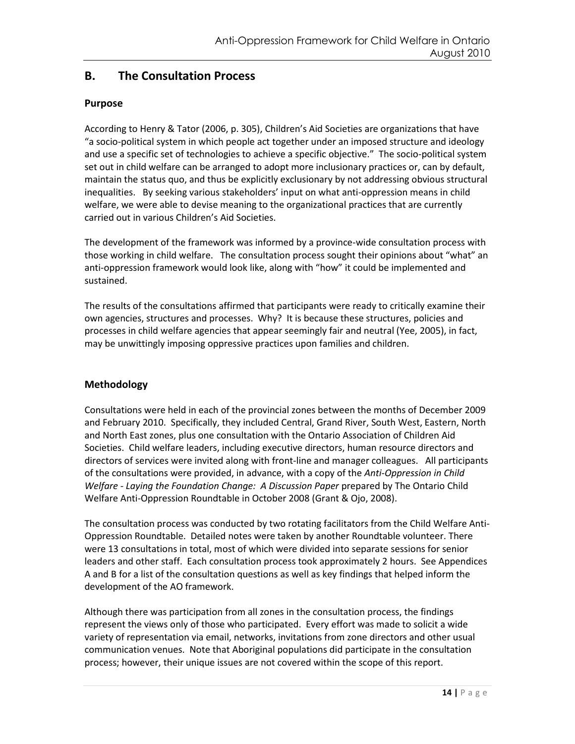## B. The Consultation Process

### Purpose

According to Henry & Tator (2006, p. 305), Children's Aid Societies are organizations that have "a socio-political system in which people act together under an imposed structure and ideology and use a specific set of technologies to achieve a specific objective." The socio-political system set out in child welfare can be arranged to adopt more inclusionary practices or, can by default, maintain the status quo, and thus be explicitly exclusionary by not addressing obvious structural inequalities. By seeking various stakeholders' input on what anti-oppression means in child welfare, we were able to devise meaning to the organizational practices that are currently carried out in various Children's Aid Societies.

The development of the framework was informed by a province-wide consultation process with those working in child welfare. The consultation process sought their opinions about "what" an anti-oppression framework would look like, along with "how" it could be implemented and sustained.

The results of the consultations affirmed that participants were ready to critically examine their own agencies, structures and processes. Why? It is because these structures, policies and processes in child welfare agencies that appear seemingly fair and neutral (Yee, 2005), in fact, may be unwittingly imposing oppressive practices upon families and children.

### Methodology

Consultations were held in each of the provincial zones between the months of December 2009 and February 2010. Specifically, they included Central, Grand River, South West, Eastern, North and North East zones, plus one consultation with the Ontario Association of Children Aid Societies. Child welfare leaders, including executive directors, human resource directors and directors of services were invited along with front-line and manager colleagues. All participants of the consultations were provided, in advance, with a copy of the *Anti-Oppression in Child Welfare - Laying the Foundation Change: A Discussion Paper* prepared by The Ontario Child Welfare Anti-Oppression Roundtable in October 2008 (Grant & Ojo, 2008).

The consultation process was conducted by two rotating facilitators from the Child Welfare Anti-Oppression Roundtable. Detailed notes were taken by another Roundtable volunteer. There were 13 consultations in total, most of which were divided into separate sessions for senior leaders and other staff. Each consultation process took approximately 2 hours. See Appendices A and B for a list of the consultation questions as well as key findings that helped inform the development of the AO framework.

Although there was participation from all zones in the consultation process, the findings represent the views only of those who participated. Every effort was made to solicit a wide variety of representation via email, networks, invitations from zone directors and other usual communication venues. Note that Aboriginal populations did participate in the consultation process; however, their unique issues are not covered within the scope of this report.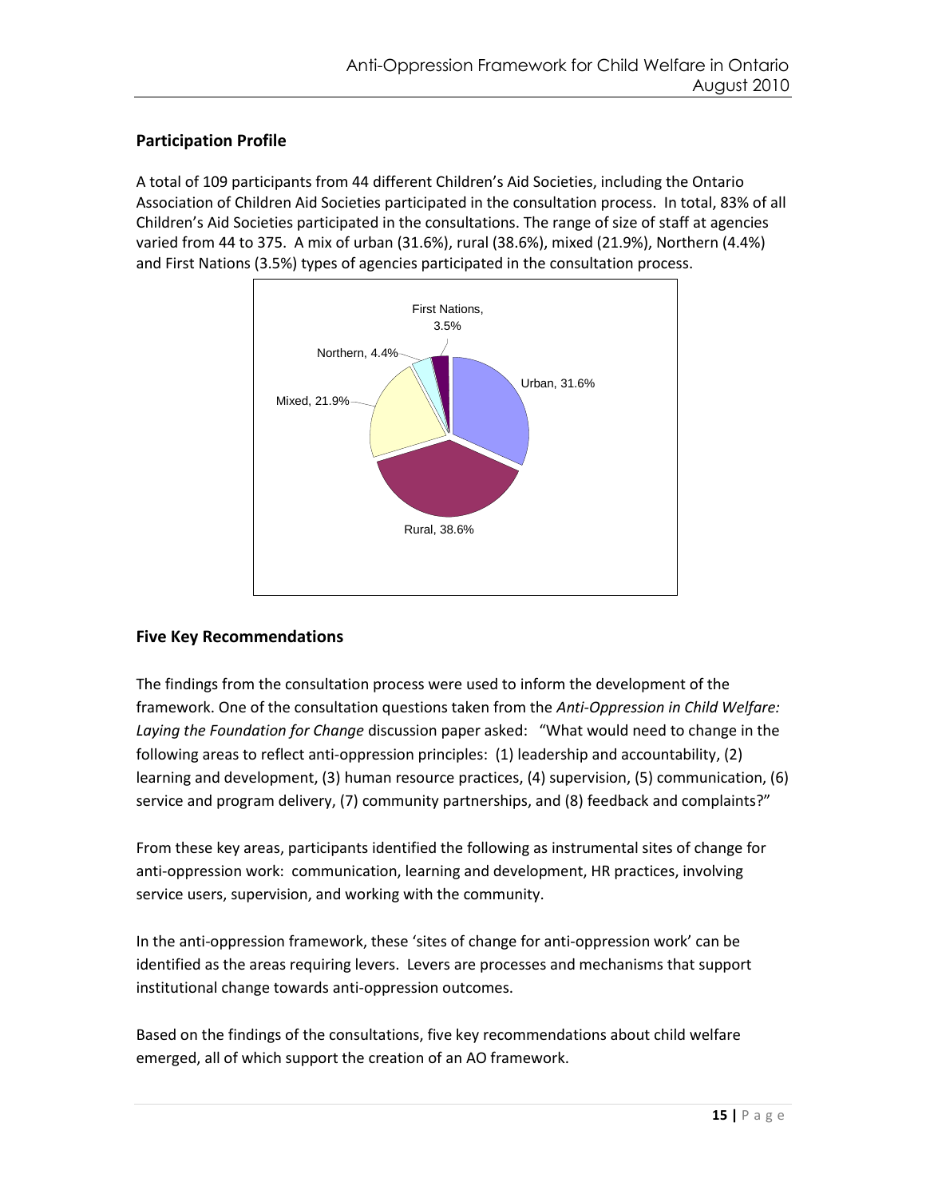## Participation Profile

A total of 109 participants from 44 different Children's Aid Societies, including the Ontario Association of Children Aid Societies participated in the consultation process. In total, 83% of all Children's Aid Societies participated in the consultations. The range of size of staff at agencies varied from 44 to 375. A mix of urban (31.6%), rural (38.6%), mixed (21.9%), Northern (4.4%) and First Nations (3.5%) types of agencies participated in the consultation process.

First Nations, 3.5%

Northern, 4.4%

Urban, 31.6%

Mixed, 21.9%

Rural, 38.6%

## Five Key Recommendations

The findings from the consultation process were used to inform the development of the framework. One of the consultation questions taken from the *Anti-Oppression in Child Welfare: Laying the Foundation for Change* discussion paper asked: "What would need to change in the following areas to reflect anti-oppression principles: (1) leadership and accountability, (2) learning and development, (3) human resource practices, (4) supervision, (5) communication, (6) service and program delivery, (7) community partnerships, and (8) feedback and complaints?"

From these key areas, participants identified the following as instrumental sites of change for anti-oppression work: communication, learning and development, HR practices, involving service users, supervision, and working with the community.

In the anti-oppression framework, these 'sites of change for anti-oppression work' can be identified as the areas requiring levers. Levers are processes and mechanisms that support institutional change towards anti-oppression outcomes.

Based on the findings of the consultations, five key recommendations about child welfare emerged, all of which support the creation of an AO framework.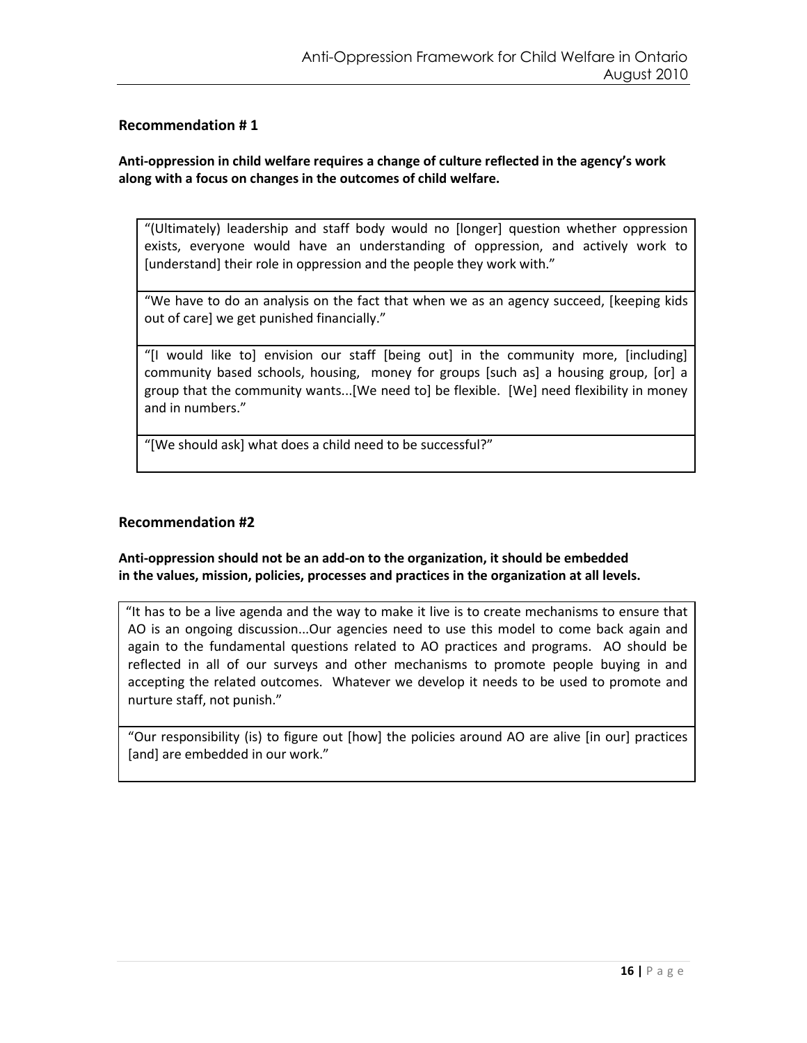### Recommendation # 1

**Anti-oppression in child welfare requires a change of culture reflected in the agency's work along with a focus on changes in the outcomes of child welfare.**

| |
|---|
| "(Ultimately) leadership and staff body would no [longer] question whether oppression exists, everyone would have an understanding of oppression, and actively work to [understand] their role in oppression and the people they work with." |
| "We have to do an analysis on the fact that when we as an agency succeed, [keeping kids out of care] we get punished financially." |
| "[I would like to] envision our staff [being out] in the community more, [including] community based schools, housing, money for groups [such as] a housing group, [or] a group that the community wants...[We need to] be flexible. [We] need flexibility in money and in numbers." |
| "[We should ask] what does a child need to be successful?" |

### Recommendation #2

**Anti-oppression should not be an add-on to the organization, it should be embedded in the values, mission, policies, processes and practices in the organization at all levels.**

| |
|---|
| "It has to be a live agenda and the way to make it live is to create mechanisms to ensure that AO is an ongoing discussion...Our agencies need to use this model to come back again and again to the fundamental questions related to AO practices and programs. AO should be reflected in all of our surveys and other mechanisms to promote people buying in and accepting the related outcomes. Whatever we develop it needs to be used to promote and nurture staff, not punish." |
| "Our responsibility (is) to figure out [how] the policies around AO are alive [in our] practices [and] are embedded in our work." |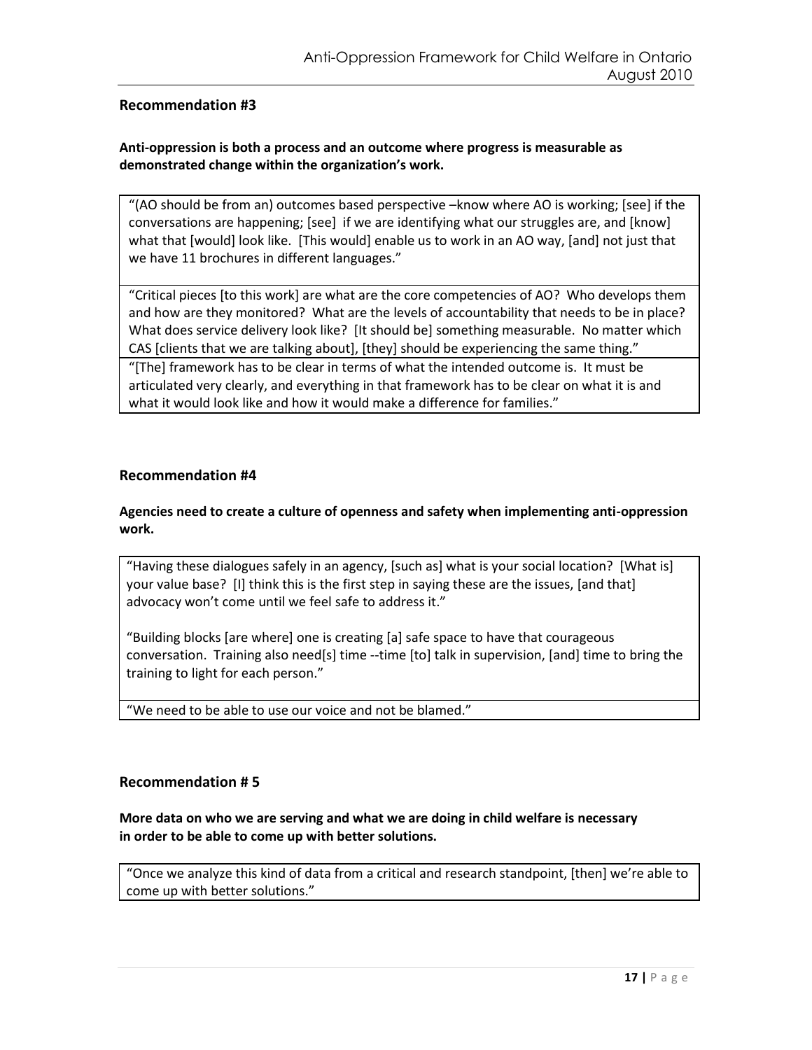### Recommendation #3

**Anti-oppression is both a process and an outcome where progress is measurable as demonstrated change within the organization's work.**

| |
|---|
| "(AO should be from an) outcomes based perspective –know where AO is working; [see] if the conversations are happening; [see] if we are identifying what our struggles are, and [know] what that [would] look like. [This would] enable us to work in an AO way, [and] not just that we have 11 brochures in different languages." |
| "Critical pieces [to this work] are what are the core competencies of AO? Who develops them and how are they monitored? What are the levels of accountability that needs to be in place? What does service delivery look like? [It should be] something measurable. No matter which CAS [clients that we are talking about], [they] should be experiencing the same thing." |
| "[The] framework has to be clear in terms of what the intended outcome is. It must be articulated very clearly, and everything in that framework has to be clear on what it is and what it would look like and how it would make a difference for families." |

### Recommendation #4

**Agencies need to create a culture of openness and safety when implementing anti-oppression work.**

| |
|---|
| "Having these dialogues safely in an agency, [such as] what is your social location? [What is] your value base? [I] think this is the first step in saying these are the issues, [and that] advocacy won't come until we feel safe to address it." "Building blocks [are where] one is creating [a] safe space to have that courageous conversation. Training also need[s] time --time [to] talk in supervision, [and] time to bring the training to light for each person." |
| "We need to be able to use our voice and not be blamed." |

### Recommendation # 5

**More data on who we are serving and what we are doing in child welfare is necessary in order to be able to come up with better solutions.**

| |
|---|
| "Once we analyze this kind of data from a critical and research standpoint, [then] we're able to come up with better solutions." |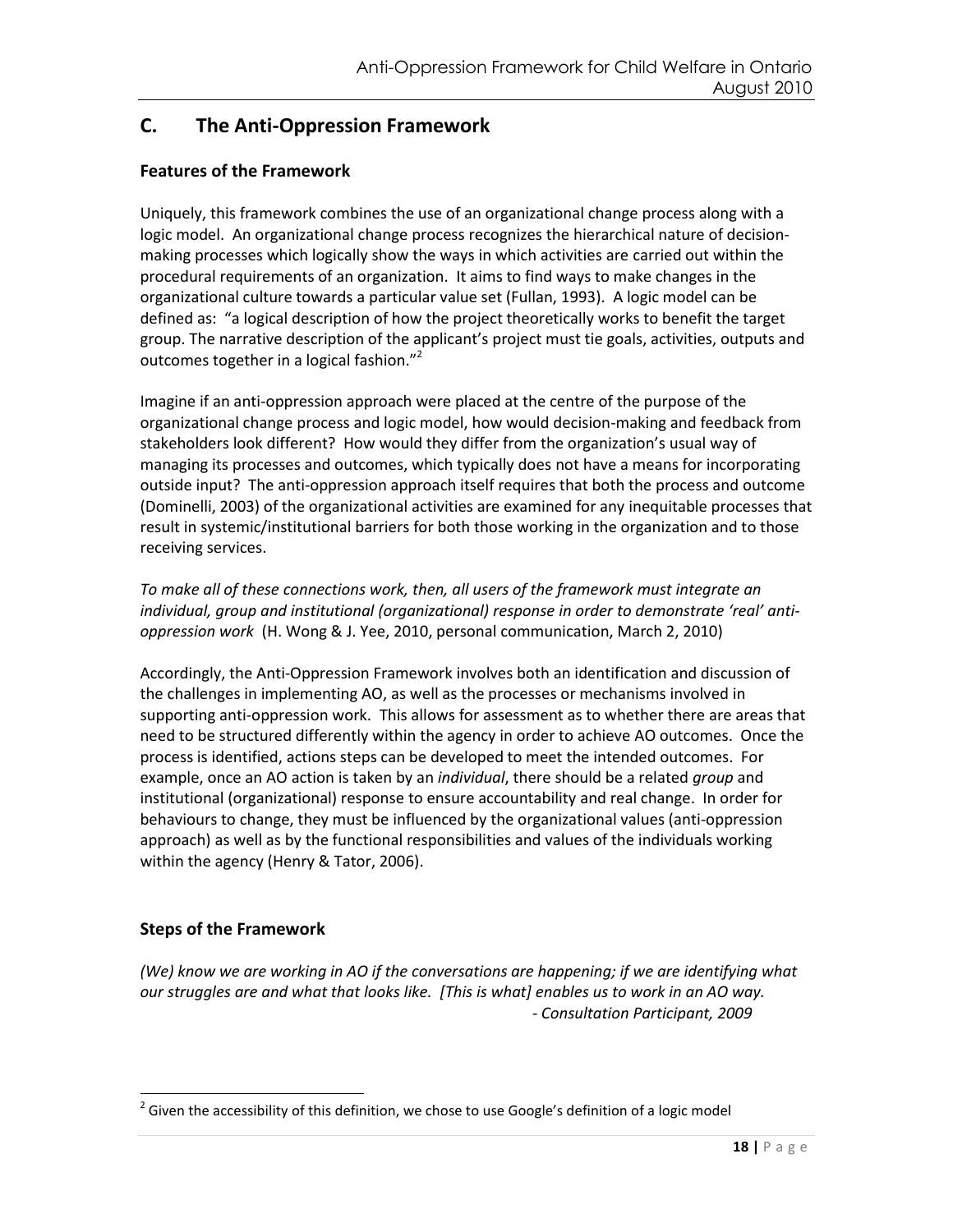## C. The Anti-Oppression Framework

### Features of the Framework

Uniquely, this framework combines the use of an organizational change process along with a logic model. An organizational change process recognizes the hierarchical nature of decision-making processes which logically show the ways in which activities are carried out within the procedural requirements of an organization. It aims to find ways to make changes in the organizational culture towards a particular value set (Fullan, 1993). A logic model can be defined as: "a logical description of how the project theoretically works to benefit the target group. The narrative description of the applicant's project must tie goals, activities, outputs and outcomes together in a logical fashion."[2]

Imagine if an anti-oppression approach were placed at the centre of the purpose of the organizational change process and logic model, how would decision-making and feedback from stakeholders look different? How would they differ from the organization's usual way of managing its processes and outcomes, which typically does not have a means for incorporating outside input? The anti-oppression approach itself requires that both the process and outcome (Dominelli, 2003) of the organizational activities are examined for any inequitable processes that result in systemic/institutional barriers for both those working in the organization and to those receiving services.

*To make all of these connections work, then, all users of the framework must integrate an individual, group and institutional (organizational) response in order to demonstrate 'real' anti-oppression work* (H. Wong & J. Yee, 2010, personal communication, March 2, 2010)

Accordingly, the Anti-Oppression Framework involves both an identification and discussion of the challenges in implementing AO, as well as the processes or mechanisms involved in supporting anti-oppression work. This allows for assessment as to whether there are areas that need to be structured differently within the agency in order to achieve AO outcomes. Once the process is identified, actions steps can be developed to meet the intended outcomes. For example, once an AO action is taken by an *individual*, there should be a related *group* and institutional (organizational) response to ensure accountability and real change. In order for behaviours to change, they must be influenced by the organizational values (anti-oppression approach) as well as by the functional responsibilities and values of the individuals working within the agency (Henry & Tator, 2006).

### Steps of the Framework

*(We) know we are working in AO if the conversations are happening; if we are identifying what our struggles are and what that looks like. [This is what] enables us to work in an AO way.*
*- Consultation Participant, 2009*

[2] Given the accessibility of this definition, we chose to use Google's definition of a logic model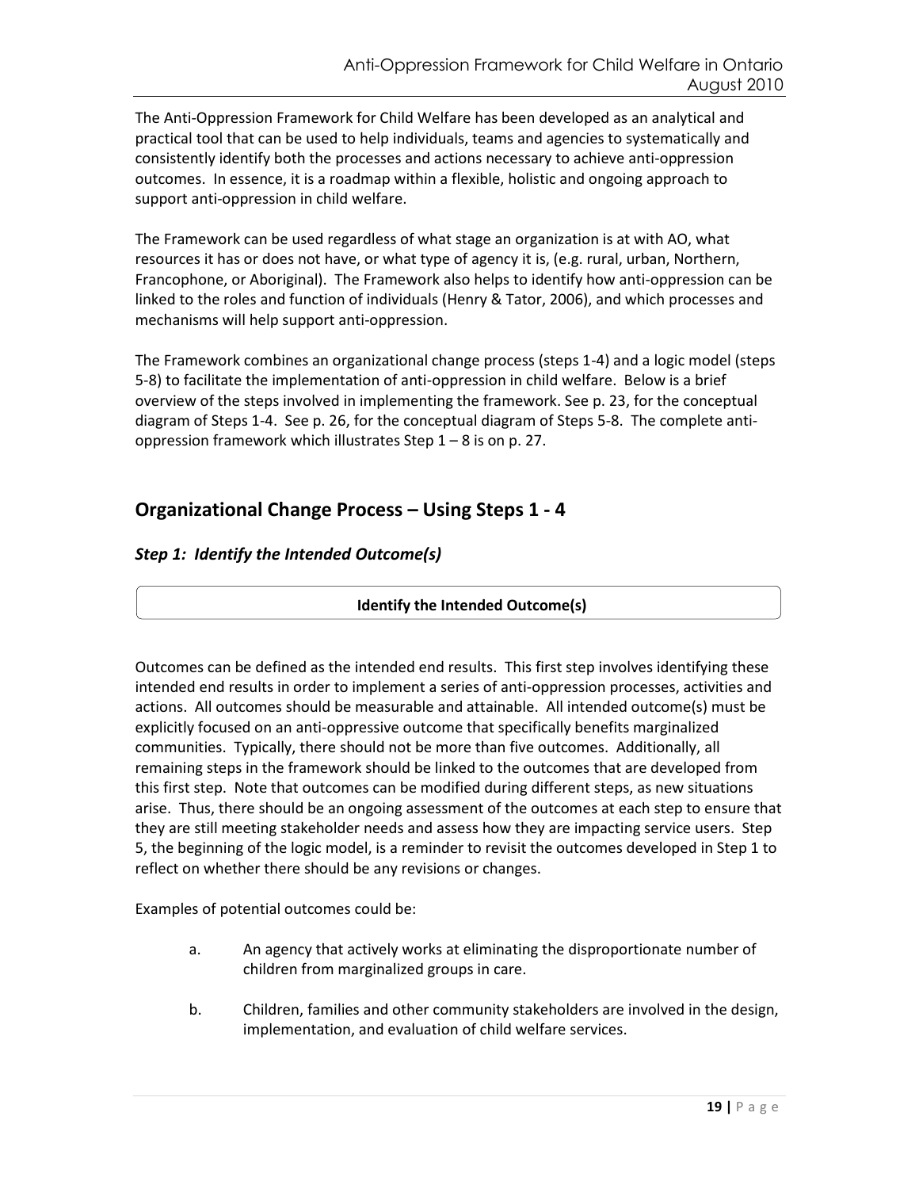The Anti-Oppression Framework for Child Welfare has been developed as an analytical and practical tool that can be used to help individuals, teams and agencies to systematically and consistently identify both the processes and actions necessary to achieve anti-oppression outcomes. In essence, it is a roadmap within a flexible, holistic and ongoing approach to support anti-oppression in child welfare.

The Framework can be used regardless of what stage an organization is at with AO, what resources it has or does not have, or what type of agency it is, (e.g. rural, urban, Northern, Francophone, or Aboriginal). The Framework also helps to identify how anti-oppression can be linked to the roles and function of individuals (Henry & Tator, 2006), and which processes and mechanisms will help support anti-oppression.

The Framework combines an organizational change process (steps 1-4) and a logic model (steps 5-8) to facilitate the implementation of anti-oppression in child welfare. Below is a brief overview of the steps involved in implementing the framework. See p. 23, for the conceptual diagram of Steps 1-4. See p. 26, for the conceptual diagram of Steps 5-8. The complete anti-oppression framework which illustrates Step 1 – 8 is on p. 27.

## Organizational Change Process – Using Steps 1 - 4

### *Step 1: Identify the Intended Outcome(s)*

**Identify the Intended Outcome(s)**

Outcomes can be defined as the intended end results. This first step involves identifying these intended end results in order to implement a series of anti-oppression processes, activities and actions. All outcomes should be measurable and attainable. All intended outcome(s) must be explicitly focused on an anti-oppressive outcome that specifically benefits marginalized communities. Typically, there should not be more than five outcomes. Additionally, all remaining steps in the framework should be linked to the outcomes that are developed from this first step. Note that outcomes can be modified during different steps, as new situations arise. Thus, there should be an ongoing assessment of the outcomes at each step to ensure that they are still meeting stakeholder needs and assess how they are impacting service users. Step 5, the beginning of the logic model, is a reminder to revisit the outcomes developed in Step 1 to reflect on whether there should be any revisions or changes.

Examples of potential outcomes could be:

a. An agency that actively works at eliminating the disproportionate number of children from marginalized groups in care.

b. Children, families and other community stakeholders are involved in the design, implementation, and evaluation of child welfare services.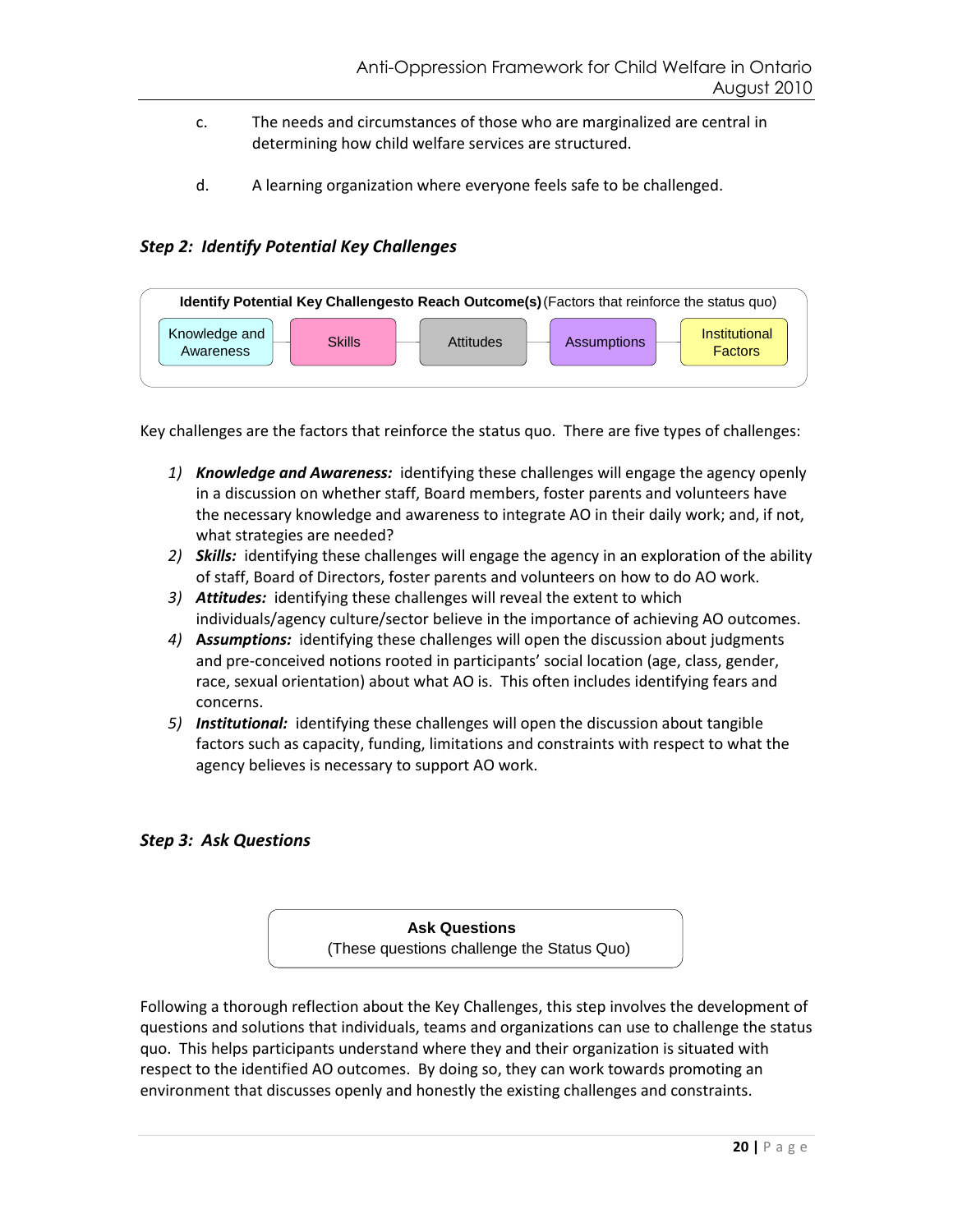c. The needs and circumstances of those who are marginalized are central in determining how child welfare services are structured.

d. A learning organization where everyone feels safe to be challenged.

### *Step 2: Identify Potential Key Challenges*

**Identify Potential Key Challengesto Reach Outcome(s)** (Factors that reinforce the status quo)

Knowledge and Awareness

Skills

Attitudes

Assumptions

Institutional Factors

Key challenges are the factors that reinforce the status quo. There are five types of challenges:

1) ***Knowledge and Awareness:*** identifying these challenges will engage the agency openly in a discussion on whether staff, Board members, foster parents and volunteers have the necessary knowledge and awareness to integrate AO in their daily work; and, if not, what strategies are needed?
2) ***Skills:*** identifying these challenges will engage the agency in an exploration of the ability of staff, Board of Directors, foster parents and volunteers on how to do AO work.
3) ***Attitudes:*** identifying these challenges will reveal the extent to which individuals/agency culture/sector believe in the importance of achieving AO outcomes.
4) **A*ssumptions:*** identifying these challenges will open the discussion about judgments and pre-conceived notions rooted in participants' social location (age, class, gender, race, sexual orientation) about what AO is. This often includes identifying fears and concerns.
5) ***Institutional:*** identifying these challenges will open the discussion about tangible factors such as capacity, funding, limitations and constraints with respect to what the agency believes is necessary to support AO work.

### *Step 3: Ask Questions*

**Ask Questions**
(These questions challenge the Status Quo)

Following a thorough reflection about the Key Challenges, this step involves the development of questions and solutions that individuals, teams and organizations can use to challenge the status quo. This helps participants understand where they and their organization is situated with respect to the identified AO outcomes. By doing so, they can work towards promoting an environment that discusses openly and honestly the existing challenges and constraints.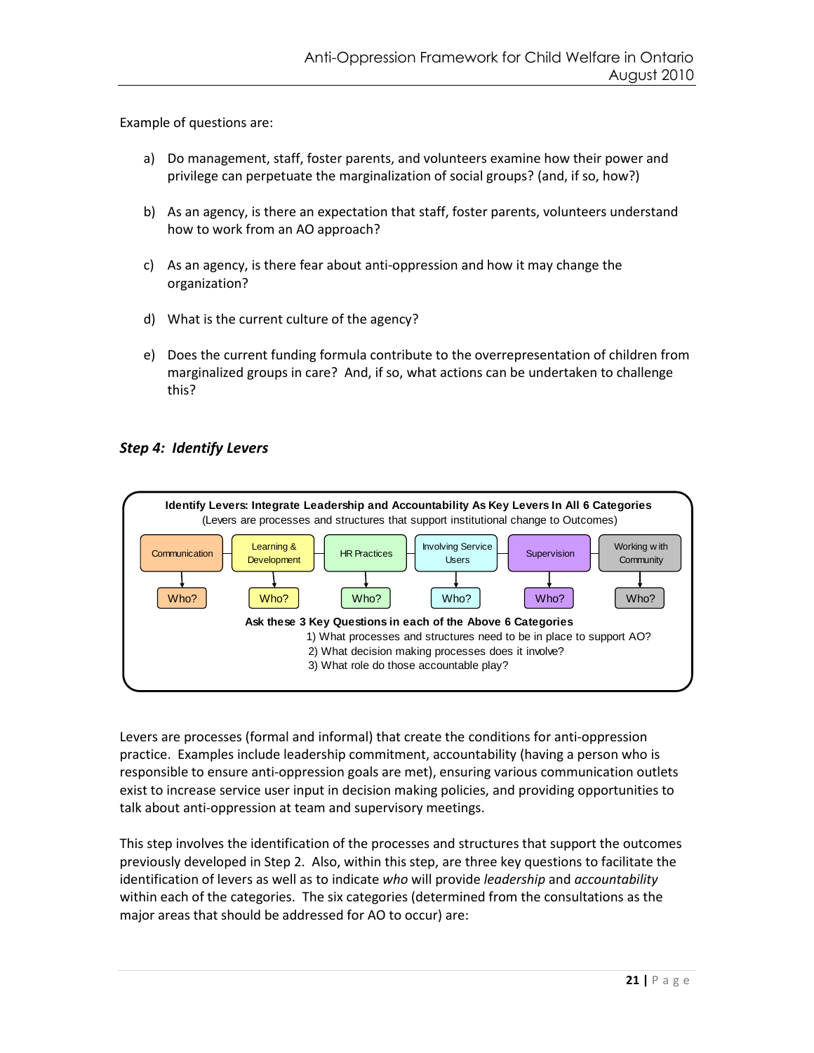Example of questions are:

a) Do management, staff, foster parents, and volunteers examine how their power and privilege can perpetuate the marginalization of social groups? (and, if so, how?)

b) As an agency, is there an expectation that staff, foster parents, volunteers understand how to work from an AO approach?

c) As an agency, is there fear about anti-oppression and how it may change the organization?

d) What is the current culture of the agency?

e) Does the current funding formula contribute to the overrepresentation of children from marginalized groups in care? And, if so, what actions can be undertaken to challenge this?

### *Step 4: Identify Levers*

**Identify Levers: Integrate Leadership and Accountability As Key Levers In All 6 Categories**
(Levers are processes and structures that support institutional change to Outcomes)

| Communication | Learning & Development | HR Practices | Involving Service Users | Supervision | Working with Community |
|---|---|---|---|---|---|
| Who? | Who? | Who? | Who? | Who? | Who? |

**Ask these 3 Key Questions in each of the Above 6 Categories**

1) What processes and structures need to be in place to support AO?
2) What decision making processes does it involve?
3) What role do those accountable play?

Levers are processes (formal and informal) that create the conditions for anti-oppression practice. Examples include leadership commitment, accountability (having a person who is responsible to ensure anti-oppression goals are met), ensuring various communication outlets exist to increase service user input in decision making policies, and providing opportunities to talk about anti-oppression at team and supervisory meetings.

This step involves the identification of the processes and structures that support the outcomes previously developed in Step 2. Also, within this step, are three key questions to facilitate the identification of levers as well as to indicate *who* will provide *leadership* and *accountability* within each of the categories. The six categories (determined from the consultations as the major areas that should be addressed for AO to occur) are: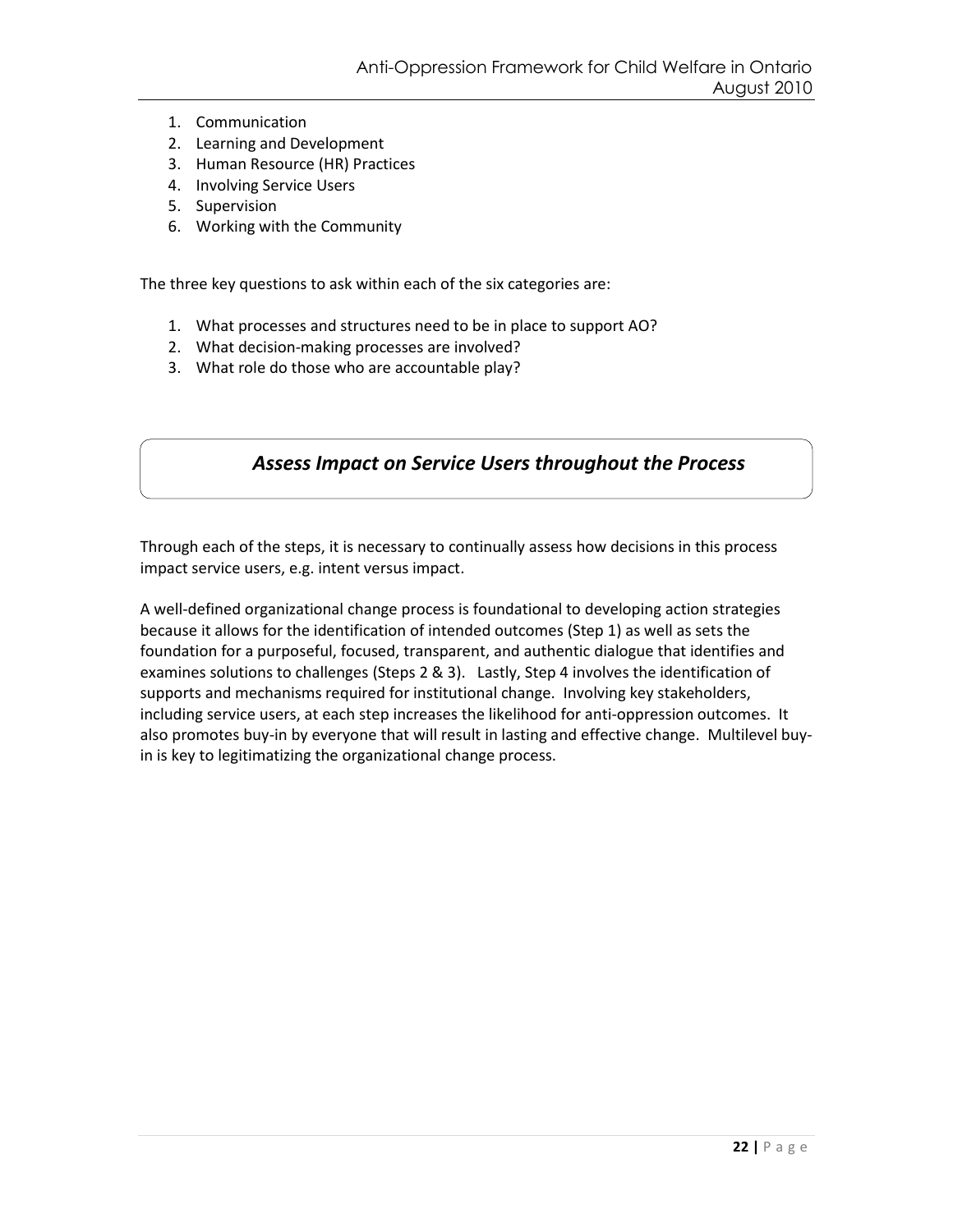1. Communication
2. Learning and Development
3. Human Resource (HR) Practices
4. Involving Service Users
5. Supervision
6. Working with the Community

The three key questions to ask within each of the six categories are:

1. What processes and structures need to be in place to support AO?
2. What decision-making processes are involved?
3. What role do those who are accountable play?

## *Assess Impact on Service Users throughout the Process*

Through each of the steps, it is necessary to continually assess how decisions in this process impact service users, e.g. intent versus impact.

A well-defined organizational change process is foundational to developing action strategies because it allows for the identification of intended outcomes (Step 1) as well as sets the foundation for a purposeful, focused, transparent, and authentic dialogue that identifies and examines solutions to challenges (Steps 2 & 3). Lastly, Step 4 involves the identification of supports and mechanisms required for institutional change. Involving key stakeholders, including service users, at each step increases the likelihood for anti-oppression outcomes. It also promotes buy-in by everyone that will result in lasting and effective change. Multilevel buy-in is key to legitimatizing the organizational change process.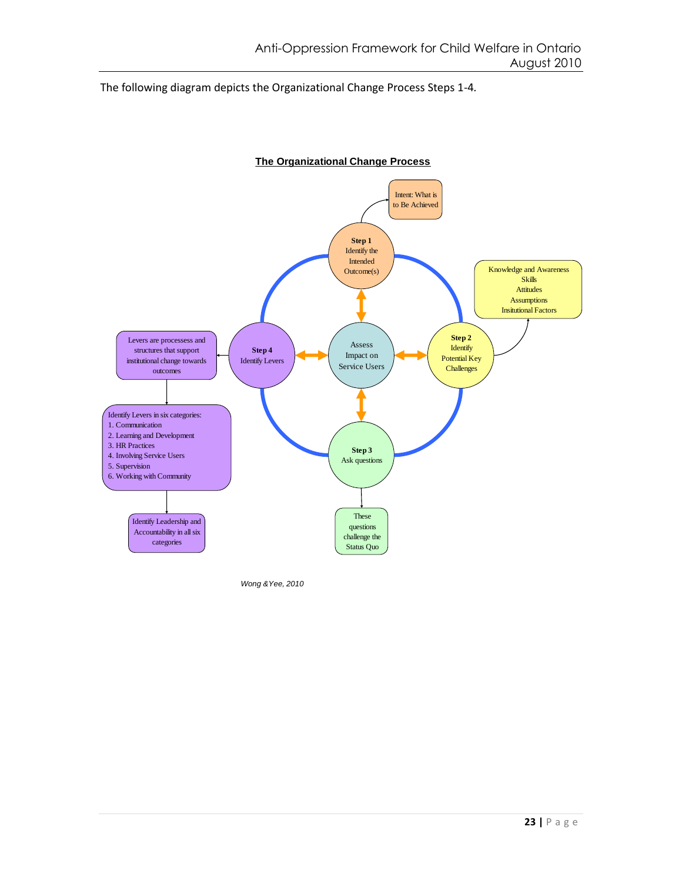The following diagram depicts the Organizational Change Process Steps 1-4.

**The Organizational Change Process**

Intent: What is to Be Achieved

**Step 1**
Identify the Intended Outcome(s)

Knowledge and Awareness
Skills
Attitudes
Assumptions
Insitutional Factors

**Step 2**
Identify Potential Key Challenges

Assess Impact on Service Users

**Step 4**
Identify Levers

Levers are processess and structures that support institutional change towards outcomes

Identify Levers in six categories:
1. Communication
2. Learning and Development
3. HR Practices
4. Involving Service Users
5. Supervision
6. Working with Community

Identify Leadership and Accountability in all six categories

**Step 3**
Ask questions

These questions challenge the Status Quo

*Wong &Yee, 2010*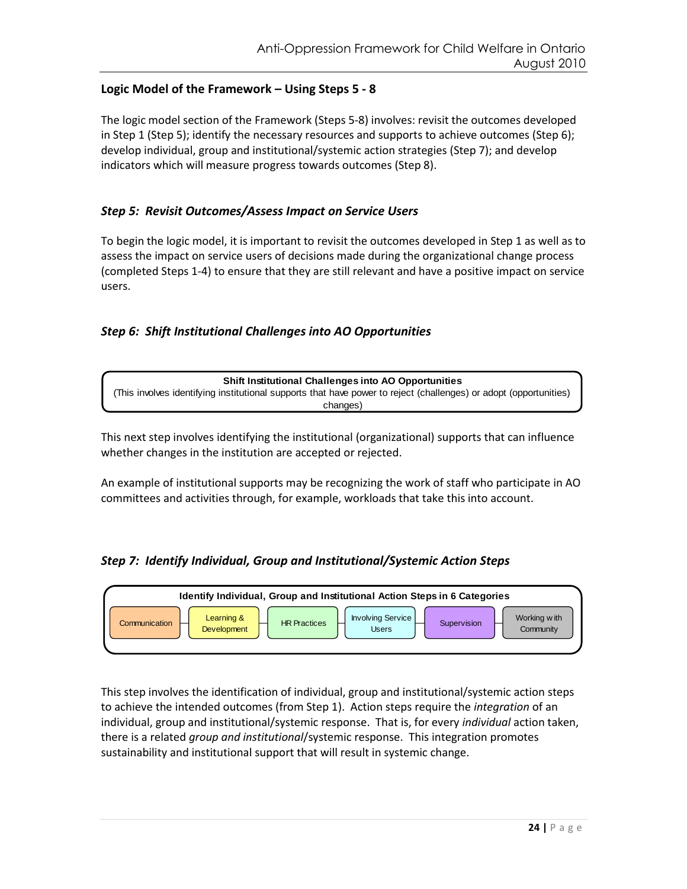## Logic Model of the Framework – Using Steps 5 - 8

The logic model section of the Framework (Steps 5-8) involves: revisit the outcomes developed in Step 1 (Step 5); identify the necessary resources and supports to achieve outcomes (Step 6); develop individual, group and institutional/systemic action strategies (Step 7); and develop indicators which will measure progress towards outcomes (Step 8).

### *Step 5: Revisit Outcomes/Assess Impact on Service Users*

To begin the logic model, it is important to revisit the outcomes developed in Step 1 as well as to assess the impact on service users of decisions made during the organizational change process (completed Steps 1-4) to ensure that they are still relevant and have a positive impact on service users.

### *Step 6: Shift Institutional Challenges into AO Opportunities*

**Shift Institutional Challenges into AO Opportunities**
(This involves identifying institutional supports that have power to reject (challenges) or adopt (opportunities) changes)

This next step involves identifying the institutional (organizational) supports that can influence whether changes in the institution are accepted or rejected.

An example of institutional supports may be recognizing the work of staff who participate in AO committees and activities through, for example, workloads that take this into account.

### *Step 7: Identify Individual, Group and Institutional/Systemic Action Steps*

**Identify Individual, Group and Institutional Action Steps in 6 Categories**

Communication
Learning & Development
HR Practices
Involving Service Users
Supervision
Working with Community

This step involves the identification of individual, group and institutional/systemic action steps to achieve the intended outcomes (from Step 1). Action steps require the *integration* of an individual, group and institutional/systemic response. That is, for every *individual* action taken, there is a related *group and institutional*/systemic response. This integration promotes sustainability and institutional support that will result in systemic change.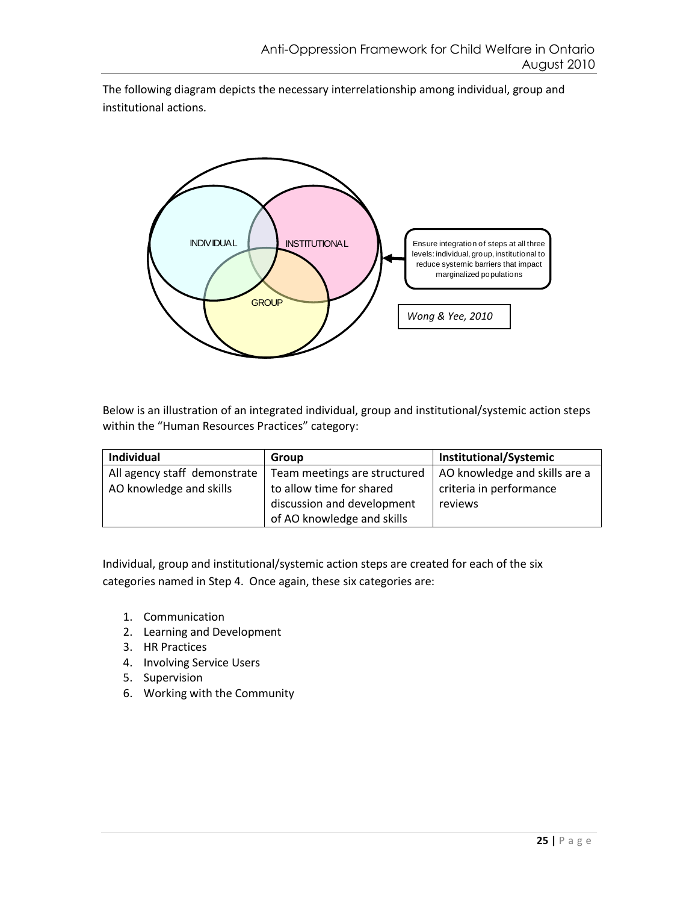The following diagram depicts the necessary interrelationship among individual, group and institutional actions.

INDIVIDUAL

INSTITUTIONAL

GROUP

Ensure integration of steps at all three levels: individual, group, institutional to reduce systemic barriers that impact marginalized populations

*Wong & Yee, 2010*

Below is an illustration of an integrated individual, group and institutional/systemic action steps within the "Human Resources Practices" category:

| Individual | Group | Institutional/Systemic |
| --- | --- | --- |
| All agency staff demonstrate AO knowledge and skills | Team meetings are structured to allow time for shared discussion and development of AO knowledge and skills | AO knowledge and skills are a criteria in performance reviews |

Individual, group and institutional/systemic action steps are created for each of the six categories named in Step 4. Once again, these six categories are:

1. Communication
2. Learning and Development
3. HR Practices
4. Involving Service Users
5. Supervision
6. Working with the Community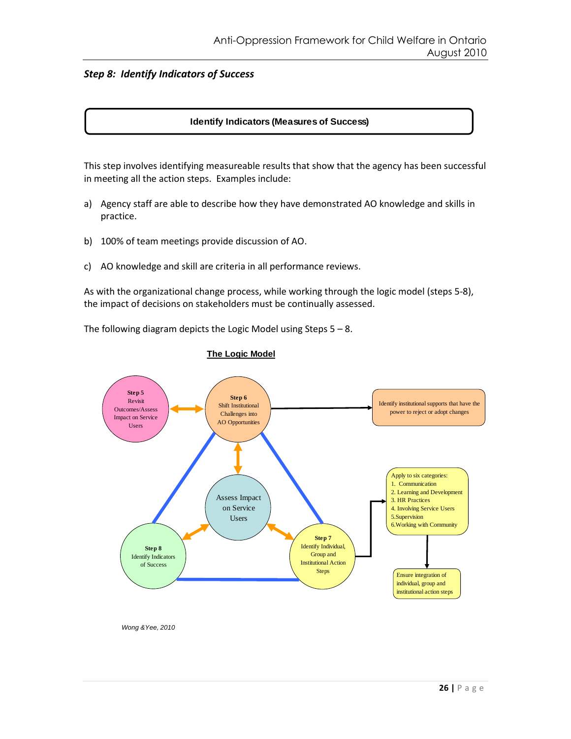### *Step 8: Identify Indicators of Success*

**Identify Indicators (Measures of Success)**

This step involves identifying measureable results that show that the agency has been successful in meeting all the action steps. Examples include:

a) Agency staff are able to describe how they have demonstrated AO knowledge and skills in practice.

b) 100% of team meetings provide discussion of AO.

c) AO knowledge and skill are criteria in all performance reviews.

As with the organizational change process, while working through the logic model (steps 5-8), the impact of decisions on stakeholders must be continually assessed.

The following diagram depicts the Logic Model using Steps 5 – 8.

**The Logic Model**

Step 5
Revisit
Outcomes/Assess
Impact on Service
Users

Step 6
Shift Institutional
Challenges into
AO Opportunities

Identify institutional supports that have the power to reject or adopt changes

Assess Impact
on Service
Users

Apply to six categories:
1. Communication
2. Learning and Development
3. HR Practices
4. Involving Service Users
5. Supervision
6. Working with Community

Step 8
Identify Indicators
of Success

Step 7
Identify Individual,
Group and
Institutional Action
Steps

Ensure integration of individual, group and institutional action steps

*Wong &Yee, 2010*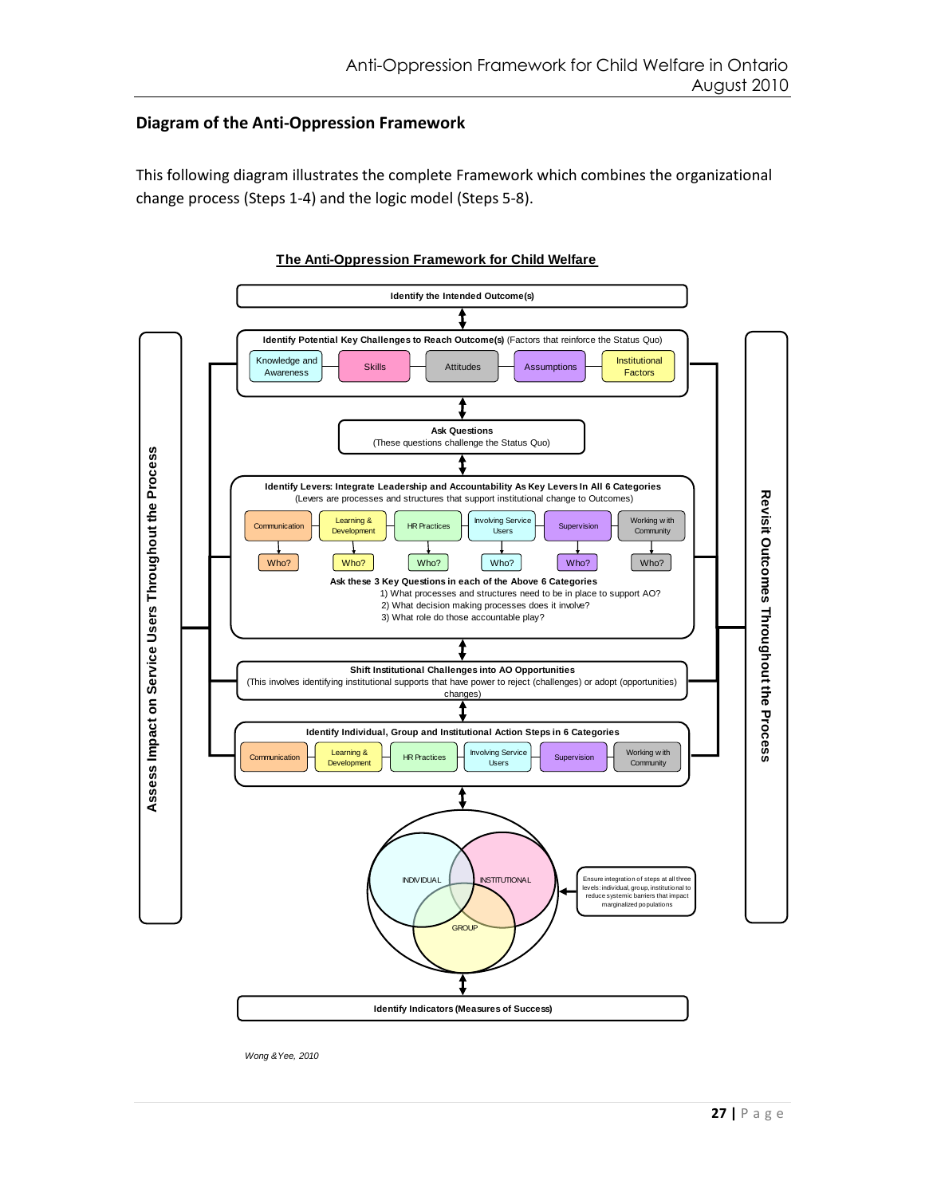## Diagram of the Anti-Oppression Framework

This following diagram illustrates the complete Framework which combines the organizational change process (Steps 1-4) and the logic model (Steps 5-8).

**The Anti-Oppression Framework for Child Welfare**

Identify the Intended Outcome(s)

Identify Potential Key Challenges to Reach Outcome(s) (Factors that reinforce the Status Quo)

Knowledge and Awareness

Skills

Attitudes

Assumptions

Institutional Factors

Ask Questions
(These questions challenge the Status Quo)

Identify Levers: Integrate Leadership and Accountability As Key Levers In All 6 Categories
(Levers are processes and structures that support institutional change to Outcomes)

Communication

Learning & Development

HR Practices

Involving Service Users

Supervision

Working with Community

Who?

Who?

Who?

Who?

Who?

Who?

Ask these 3 Key Questions in each of the Above 6 Categories
1) What processes and structures need to be in place to support AO?
2) What decision making processes does it involve?
3) What role do those accountable play?

Shift Institutional Challenges into AO Opportunities
(This involves identifying institutional supports that have power to reject (challenges) or adopt (opportunities) changes)

Identify Individual, Group and Institutional Action Steps in 6 Categories

Communication

Learning & Development

HR Practices

Involving Service Users

Supervision

Working with Community

INDIVIDUAL

INSTITUTIONAL

GROUP

Ensure integration of steps at all three levels: individual, group, institutional to reduce systemic barriers that impact marginalized populations

Identify Indicators (Measures of Success)

Assess Impact on Service Users Throughout the Process

Revisit Outcomes Throughout the Process

*Wong & Yee, 2010*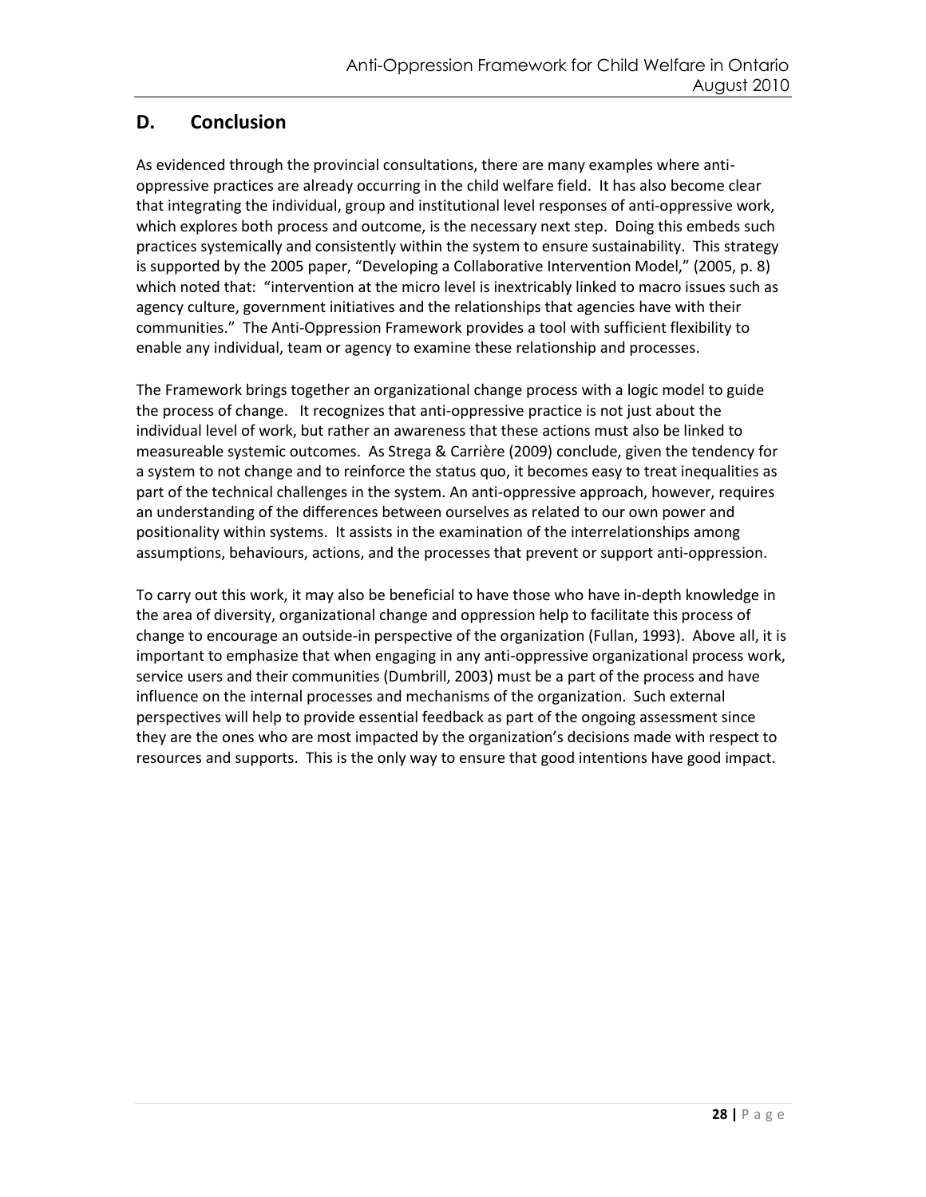## D. Conclusion

As evidenced through the provincial consultations, there are many examples where anti-oppressive practices are already occurring in the child welfare field. It has also become clear that integrating the individual, group and institutional level responses of anti-oppressive work, which explores both process and outcome, is the necessary next step. Doing this embeds such practices systemically and consistently within the system to ensure sustainability. This strategy is supported by the 2005 paper, "Developing a Collaborative Intervention Model," (2005, p. 8) which noted that: "intervention at the micro level is inextricably linked to macro issues such as agency culture, government initiatives and the relationships that agencies have with their communities." The Anti-Oppression Framework provides a tool with sufficient flexibility to enable any individual, team or agency to examine these relationship and processes.

The Framework brings together an organizational change process with a logic model to guide the process of change. It recognizes that anti-oppressive practice is not just about the individual level of work, but rather an awareness that these actions must also be linked to measureable systemic outcomes. As Strega & Carrière (2009) conclude, given the tendency for a system to not change and to reinforce the status quo, it becomes easy to treat inequalities as part of the technical challenges in the system. An anti-oppressive approach, however, requires an understanding of the differences between ourselves as related to our own power and positionality within systems. It assists in the examination of the interrelationships among assumptions, behaviours, actions, and the processes that prevent or support anti-oppression.

To carry out this work, it may also be beneficial to have those who have in-depth knowledge in the area of diversity, organizational change and oppression help to facilitate this process of change to encourage an outside-in perspective of the organization (Fullan, 1993). Above all, it is important to emphasize that when engaging in any anti-oppressive organizational process work, service users and their communities (Dumbrill, 2003) must be a part of the process and have influence on the internal processes and mechanisms of the organization. Such external perspectives will help to provide essential feedback as part of the ongoing assessment since they are the ones who are most impacted by the organization's decisions made with respect to resources and supports. This is the only way to ensure that good intentions have good impact.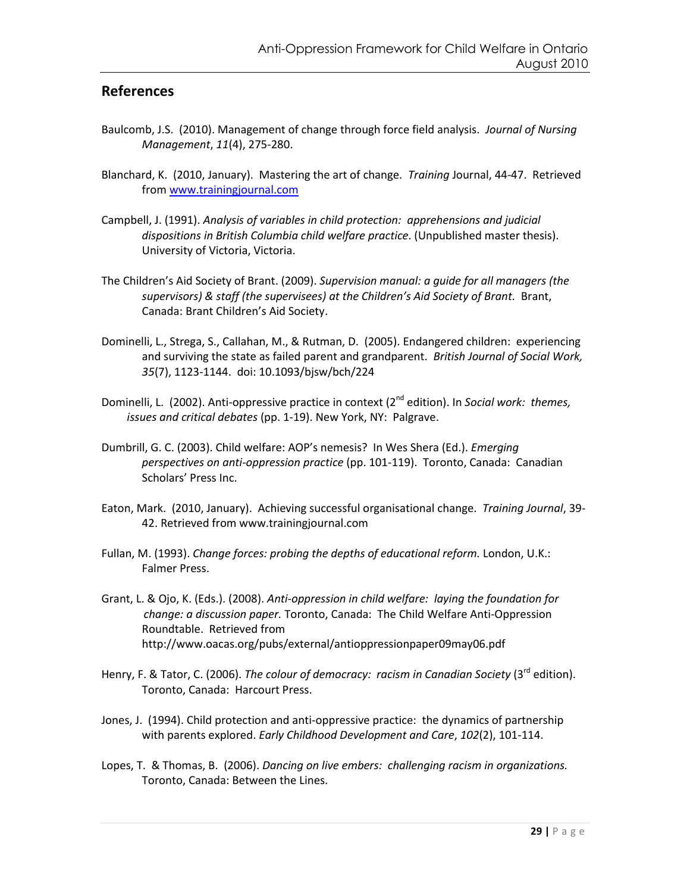## References

Baulcomb, J.S. (2010). Management of change through force field analysis. *Journal of Nursing Management*, *11*(4), 275-280.

Blanchard, K. (2010, January). Mastering the art of change. *Training* Journal, 44-47. Retrieved from www.trainingjournal.com

Campbell, J. (1991). *Analysis of variables in child protection: apprehensions and judicial dispositions in British Columbia child welfare practice*. (Unpublished master thesis). University of Victoria, Victoria.

The Children's Aid Society of Brant. (2009). *Supervision manual: a guide for all managers (the supervisors) & staff (the supervisees) at the Children's Aid Society of Brant.* Brant, Canada: Brant Children's Aid Society.

Dominelli, L., Strega, S., Callahan, M., & Rutman, D. (2005). Endangered children: experiencing and surviving the state as failed parent and grandparent. *British Journal of Social Work, 35*(7), 1123-1144. doi: 10.1093/bjsw/bch/224

Dominelli, L. (2002). Anti-oppressive practice in context (2nd edition). In *Social work: themes, issues and critical debates* (pp. 1-19). New York, NY: Palgrave.

Dumbrill, G. C. (2003). Child welfare: AOP's nemesis? In Wes Shera (Ed.). *Emerging perspectives on anti-oppression practice* (pp. 101-119). Toronto, Canada: Canadian Scholars' Press Inc.

Eaton, Mark. (2010, January). Achieving successful organisational change. *Training Journal*, 39-42. Retrieved from www.trainingjournal.com

Fullan, M. (1993). *Change forces: probing the depths of educational reform.* London, U.K.: Falmer Press.

Grant, L. & Ojo, K. (Eds.). (2008). *Anti-oppression in child welfare: laying the foundation for change: a discussion paper.* Toronto, Canada: The Child Welfare Anti-Oppression Roundtable. Retrieved from http://www.oacas.org/pubs/external/antioppressionpaper09may06.pdf

Henry, F. & Tator, C. (2006). *The colour of democracy: racism in Canadian Society* (3rd edition). Toronto, Canada: Harcourt Press.

Jones, J. (1994). Child protection and anti-oppressive practice: the dynamics of partnership with parents explored. *Early Childhood Development and Care*, *102*(2), 101-114.

Lopes, T. & Thomas, B. (2006). *Dancing on live embers: challenging racism in organizations.* Toronto, Canada: Between the Lines.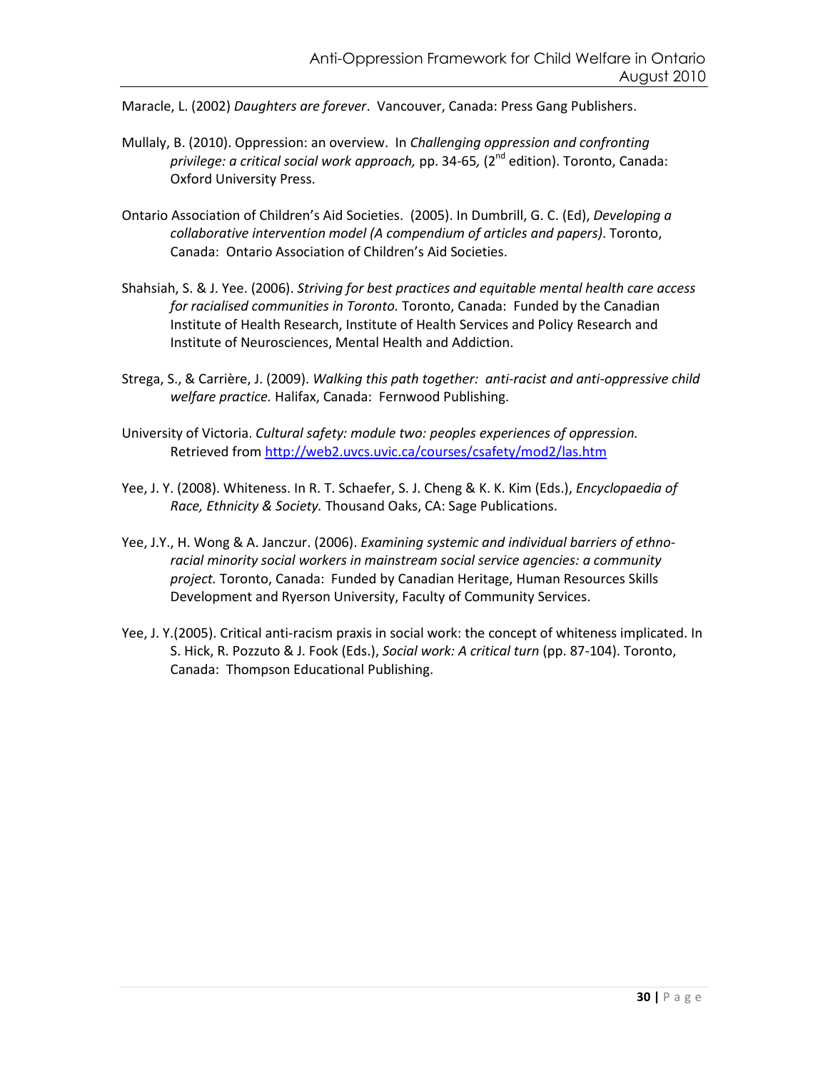Maracle, L. (2002) *Daughters are forever*. Vancouver, Canada: Press Gang Publishers.

Mullaly, B. (2010). Oppression: an overview. In *Challenging oppression and confronting privilege: a critical social work approach,* pp. 34-65, (2nd edition). Toronto, Canada: Oxford University Press.

Ontario Association of Children's Aid Societies. (2005). In Dumbrill, G. C. (Ed), *Developing a collaborative intervention model (A compendium of articles and papers)*. Toronto, Canada: Ontario Association of Children's Aid Societies.

Shahsiah, S. & J. Yee. (2006). *Striving for best practices and equitable mental health care access for racialised communities in Toronto.* Toronto, Canada: Funded by the Canadian Institute of Health Research, Institute of Health Services and Policy Research and Institute of Neurosciences, Mental Health and Addiction.

Strega, S., & Carrière, J. (2009). *Walking this path together: anti-racist and anti-oppressive child welfare practice.* Halifax, Canada: Fernwood Publishing.

University of Victoria. *Cultural safety: module two: peoples experiences of oppression.* Retrieved from http://web2.uvcs.uvic.ca/courses/csafety/mod2/las.htm

Yee, J. Y. (2008). Whiteness. In R. T. Schaefer, S. J. Cheng & K. K. Kim (Eds.), *Encyclopaedia of Race, Ethnicity & Society.* Thousand Oaks, CA: Sage Publications.

Yee, J.Y., H. Wong & A. Janczur. (2006). *Examining systemic and individual barriers of ethno-racial minority social workers in mainstream social service agencies: a community project.* Toronto, Canada: Funded by Canadian Heritage, Human Resources Skills Development and Ryerson University, Faculty of Community Services.

Yee, J. Y.(2005). Critical anti-racism praxis in social work: the concept of whiteness implicated. In S. Hick, R. Pozzuto & J. Fook (Eds.), *Social work: A critical turn* (pp. 87-104). Toronto, Canada: Thompson Educational Publishing.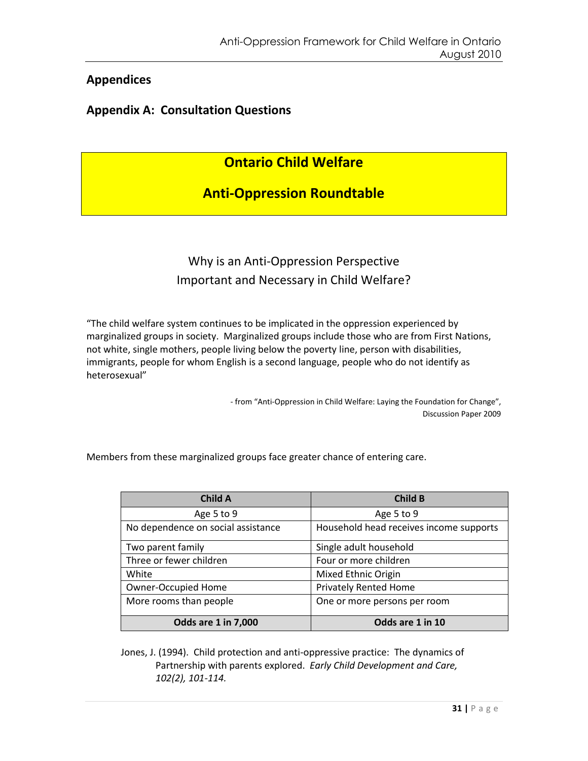## Appendices

## Appendix A: Consultation Questions

**Ontario Child Welfare**

**Anti-Oppression Roundtable**

Why is an Anti-Oppression Perspective Important and Necessary in Child Welfare?

"The child welfare system continues to be implicated in the oppression experienced by marginalized groups in society. Marginalized groups include those who are from First Nations, not white, single mothers, people living below the poverty line, person with disabilities, immigrants, people for whom English is a second language, people who do not identify as heterosexual"

- from "Anti-Oppression in Child Welfare: Laying the Foundation for Change", Discussion Paper 2009

Members from these marginalized groups face greater chance of entering care.

| Child A | Child B |
|---|---|
| Age 5 to 9 | Age 5 to 9 |
| No dependence on social assistance | Household head receives income supports |
| Two parent family | Single adult household |
| Three or fewer children | Four or more children |
| White | Mixed Ethnic Origin |
| Owner-Occupied Home | Privately Rented Home |
| More rooms than people | One or more persons per room |
| **Odds are 1 in 7,000** | **Odds are 1 in 10** |

Jones, J. (1994). Child protection and anti-oppressive practice: The dynamics of Partnership with parents explored. *Early Child Development and Care, 102(2), 101-114.*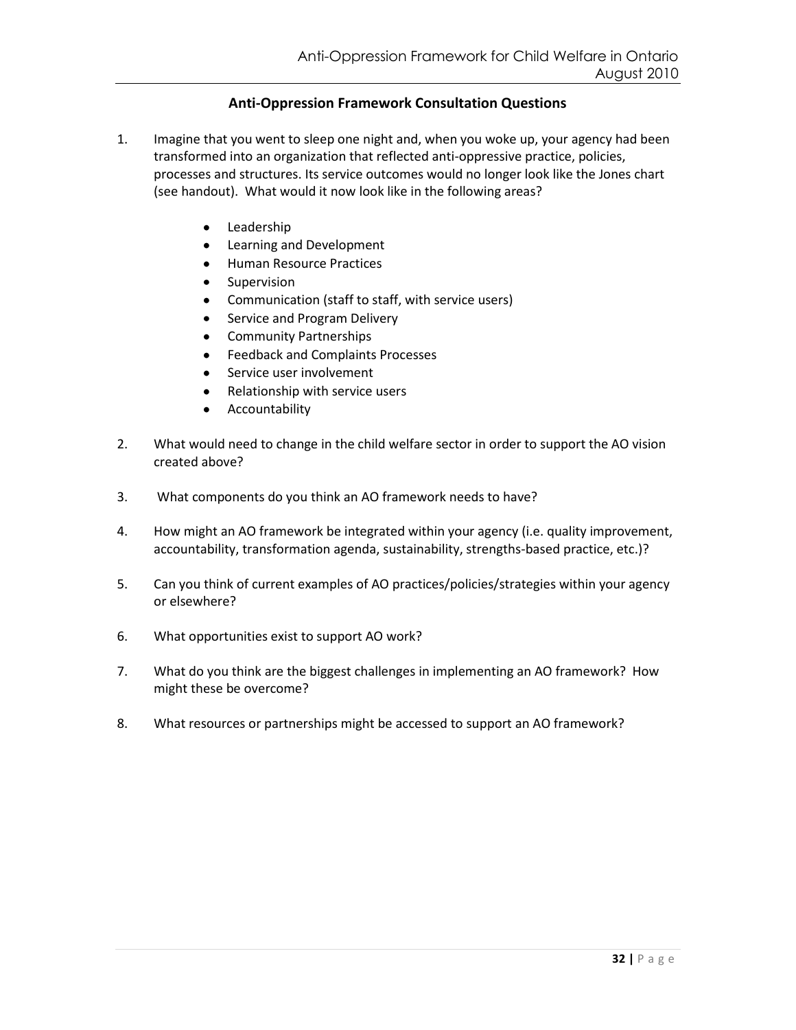## Anti-Oppression Framework Consultation Questions

1. Imagine that you went to sleep one night and, when you woke up, your agency had been transformed into an organization that reflected anti-oppressive practice, policies, processes and structures. Its service outcomes would no longer look like the Jones chart (see handout). What would it now look like in the following areas?

   - Leadership
   - Learning and Development
   - Human Resource Practices
   - Supervision
   - Communication (staff to staff, with service users)
   - Service and Program Delivery
   - Community Partnerships
   - Feedback and Complaints Processes
   - Service user involvement
   - Relationship with service users
   - Accountability

2. What would need to change in the child welfare sector in order to support the AO vision created above?

3. What components do you think an AO framework needs to have?

4. How might an AO framework be integrated within your agency (i.e. quality improvement, accountability, transformation agenda, sustainability, strengths-based practice, etc.)?

5. Can you think of current examples of AO practices/policies/strategies within your agency or elsewhere?

6. What opportunities exist to support AO work?

7. What do you think are the biggest challenges in implementing an AO framework? How might these be overcome?

8. What resources or partnerships might be accessed to support an AO framework?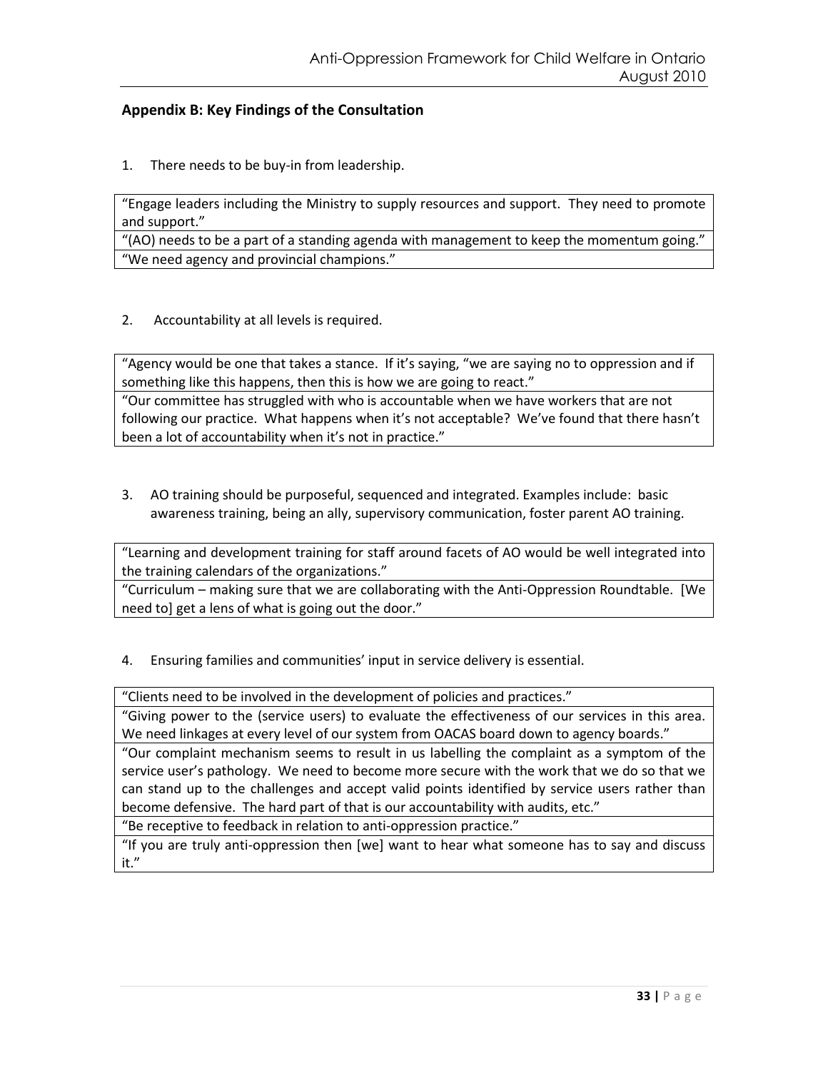## Appendix B: Key Findings of the Consultation

1. There needs to be buy-in from leadership.

| |
|---|
| "Engage leaders including the Ministry to supply resources and support. They need to promote and support." |
| "(AO) needs to be a part of a standing agenda with management to keep the momentum going." |
| "We need agency and provincial champions." |

2. Accountability at all levels is required.

| |
|---|
| "Agency would be one that takes a stance. If it's saying, "we are saying no to oppression and if something like this happens, then this is how we are going to react." |
| "Our committee has struggled with who is accountable when we have workers that are not following our practice. What happens when it's not acceptable? We've found that there hasn't been a lot of accountability when it's not in practice." |

3. AO training should be purposeful, sequenced and integrated. Examples include: basic awareness training, being an ally, supervisory communication, foster parent AO training.

| |
|---|
| "Learning and development training for staff around facets of AO would be well integrated into the training calendars of the organizations." |
| "Curriculum – making sure that we are collaborating with the Anti-Oppression Roundtable. [We need to] get a lens of what is going out the door." |

4. Ensuring families and communities' input in service delivery is essential.

| |
|---|
| "Clients need to be involved in the development of policies and practices." |
| "Giving power to the (service users) to evaluate the effectiveness of our services in this area. We need linkages at every level of our system from OACAS board down to agency boards." |
| "Our complaint mechanism seems to result in us labelling the complaint as a symptom of the service user's pathology. We need to become more secure with the work that we do so that we can stand up to the challenges and accept valid points identified by service users rather than become defensive. The hard part of that is our accountability with audits, etc." |
| "Be receptive to feedback in relation to anti-oppression practice." |
| "If you are truly anti-oppression then [we] want to hear what someone has to say and discuss it." |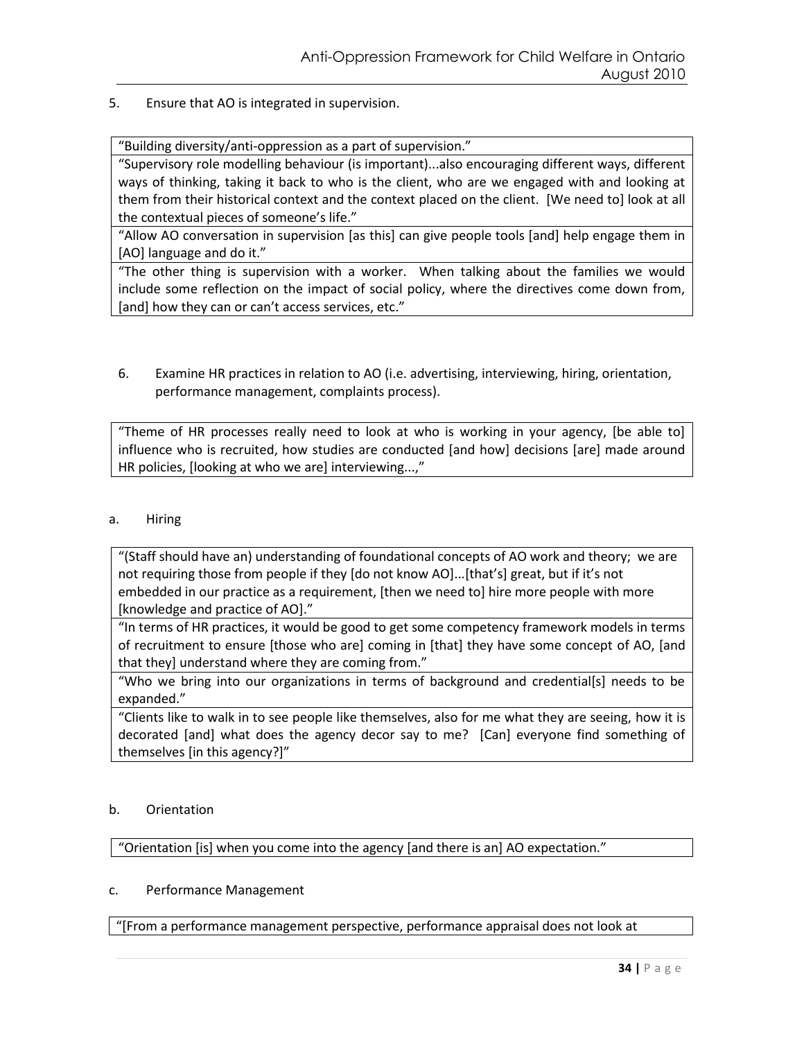5. Ensure that AO is integrated in supervision.

| |
|---|
| "Building diversity/anti-oppression as a part of supervision." |
| "Supervisory role modelling behaviour (is important)...also encouraging different ways, different ways of thinking, taking it back to who is the client, who are we engaged with and looking at them from their historical context and the context placed on the client. [We need to] look at all the contextual pieces of someone's life." |
| "Allow AO conversation in supervision [as this] can give people tools [and] help engage them in [AO] language and do it." |
| "The other thing is supervision with a worker. When talking about the families we would include some reflection on the impact of social policy, where the directives come down from, [and] how they can or can't access services, etc." |

6. Examine HR practices in relation to AO (i.e. advertising, interviewing, hiring, orientation, performance management, complaints process).

| |
|---|
| "Theme of HR processes really need to look at who is working in your agency, [be able to] influence who is recruited, how studies are conducted [and how] decisions [are] made around HR policies, [looking at who we are] interviewing...," |

a. Hiring

| |
|---|
| "(Staff should have an) understanding of foundational concepts of AO work and theory; we are not requiring those from people if they [do not know AO]...[that's] great, but if it's not embedded in our practice as a requirement, [then we need to] hire more people with more [knowledge and practice of AO]." |
| "In terms of HR practices, it would be good to get some competency framework models in terms of recruitment to ensure [those who are] coming in [that] they have some concept of AO, [and that they] understand where they are coming from." |
| "Who we bring into our organizations in terms of background and credential[s] needs to be expanded." |
| "Clients like to walk in to see people like themselves, also for me what they are seeing, how it is decorated [and] what does the agency decor say to me? [Can] everyone find something of themselves [in this agency?]" |

b. Orientation

| |
|---|
| "Orientation [is] when you come into the agency [and there is an] AO expectation." |

c. Performance Management

| |
|---|
| "[From a performance management perspective, performance appraisal does not look at |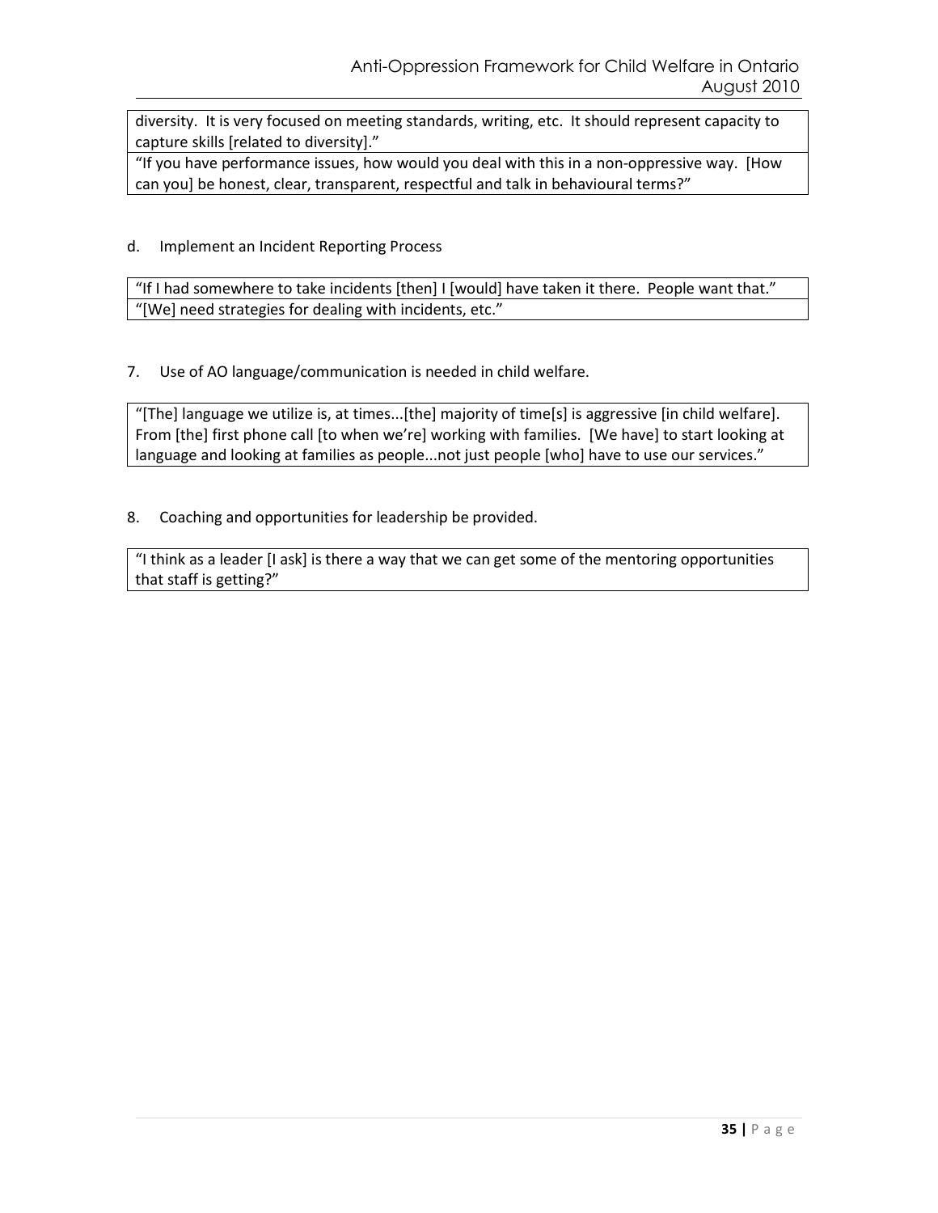| |
|---|
| diversity. It is very focused on meeting standards, writing, etc. It should represent capacity to capture skills [related to diversity]." |
| "If you have performance issues, how would you deal with this in a non-oppressive way. [How can you] be honest, clear, transparent, respectful and talk in behavioural terms?" |

d. Implement an Incident Reporting Process

| |
|---|
| "If I had somewhere to take incidents [then] I [would] have taken it there. People want that." |
| "[We] need strategies for dealing with incidents, etc." |

7. Use of AO language/communication is needed in child welfare.

| |
|---|
| "[The] language we utilize is, at times...[the] majority of time[s] is aggressive [in child welfare]. From [the] first phone call [to when we're] working with families. [We have] to start looking at language and looking at families as people...not just people [who] have to use our services." |

8. Coaching and opportunities for leadership be provided.

| |
|---|
| "I think as a leader [I ask] is there a way that we can get some of the mentoring opportunities that staff is getting?" |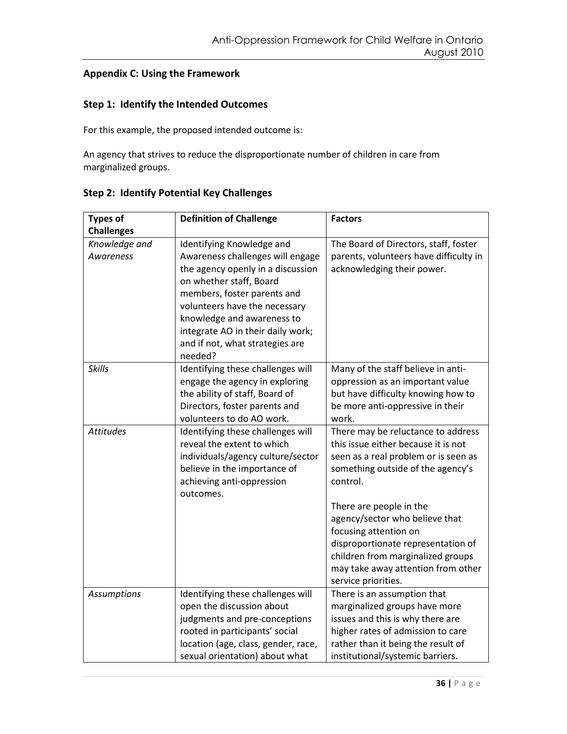## Appendix C: Using the Framework

### Step 1: Identify the Intended Outcomes

For this example, the proposed intended outcome is:

An agency that strives to reduce the disproportionate number of children in care from marginalized groups.

### Step 2: Identify Potential Key Challenges

| Types of Challenges | Definition of Challenge | Factors |
|---|---|---|
| *Knowledge and Awareness* | Identifying Knowledge and Awareness challenges will engage the agency openly in a discussion on whether staff, Board members, foster parents and volunteers have the necessary knowledge and awareness to integrate AO in their daily work; and if not, what strategies are needed? | The Board of Directors, staff, foster parents, volunteers have difficulty in acknowledging their power. |
| *Skills* | Identifying these challenges will engage the agency in exploring the ability of staff, Board of Directors, foster parents and volunteers to do AO work. | Many of the staff believe in anti-oppression as an important value but have difficulty knowing how to be more anti-oppressive in their work. |
| *Attitudes* | Identifying these challenges will reveal the extent to which individuals/agency culture/sector believe in the importance of achieving anti-oppression outcomes. | There may be reluctance to address this issue either because it is not seen as a real problem or is seen as something outside of the agency's control.<br><br>There are people in the agency/sector who believe that focusing attention on disproportionate representation of children from marginalized groups may take away attention from other service priorities. |
| *Assumptions* | Identifying these challenges will open the discussion about judgments and pre-conceptions rooted in participants' social location (age, class, gender, race, sexual orientation) about what | There is an assumption that marginalized groups have more issues and this is why there are higher rates of admission to care rather than it being the result of institutional/systemic barriers. |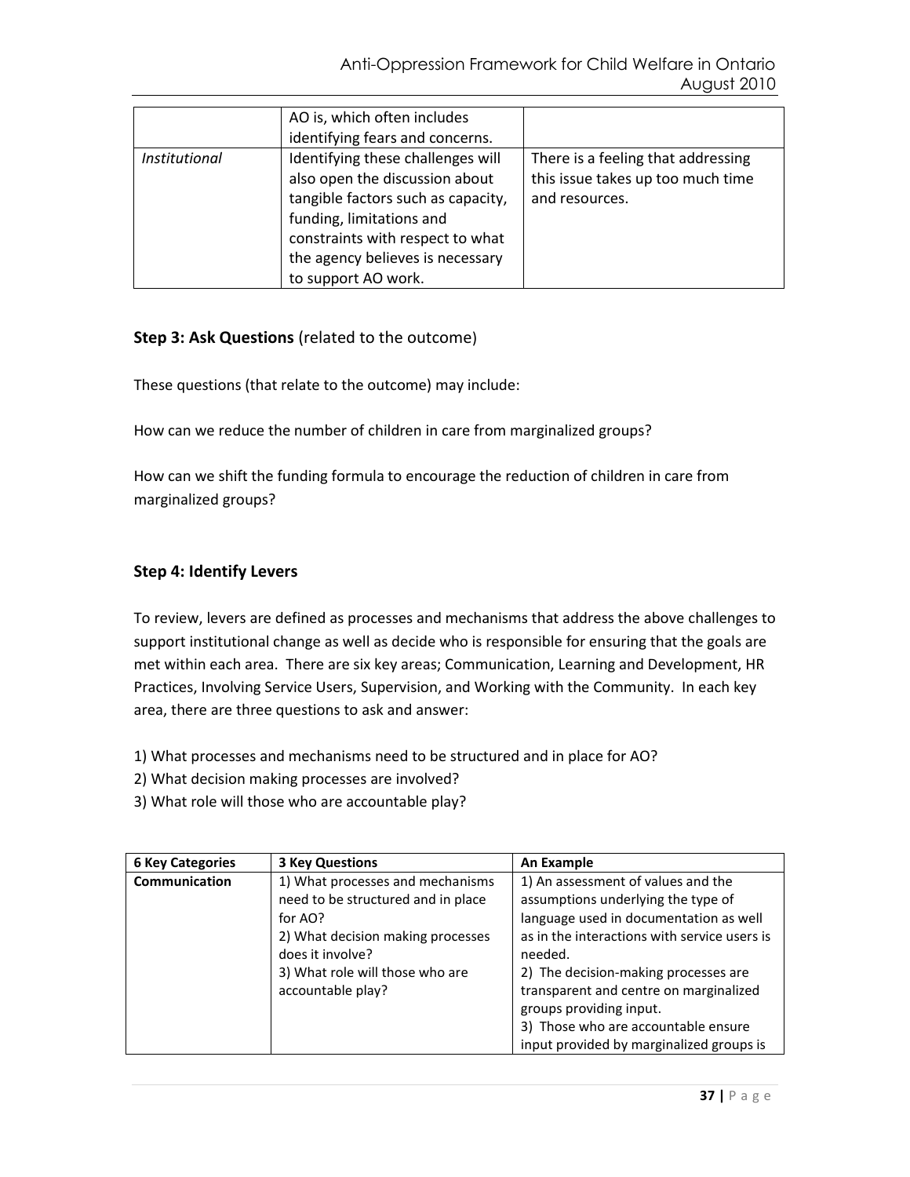| | | |
|---|---|---|
| | AO is, which often includes identifying fears and concerns. | |
| *Institutional* | Identifying these challenges will also open the discussion about tangible factors such as capacity, funding, limitations and constraints with respect to what the agency believes is necessary to support AO work. | There is a feeling that addressing this issue takes up too much time and resources. |

### **Step 3: Ask Questions** (related to the outcome)

These questions (that relate to the outcome) may include:

How can we reduce the number of children in care from marginalized groups?

How can we shift the funding formula to encourage the reduction of children in care from marginalized groups?

### Step 4: Identify Levers

To review, levers are defined as processes and mechanisms that address the above challenges to support institutional change as well as decide who is responsible for ensuring that the goals are met within each area. There are six key areas; Communication, Learning and Development, HR Practices, Involving Service Users, Supervision, and Working with the Community. In each key area, there are three questions to ask and answer:

1) What processes and mechanisms need to be structured and in place for AO?
2) What decision making processes are involved?
3) What role will those who are accountable play?

| 6 Key Categories | 3 Key Questions | An Example |
|---|---|---|
| **Communication** | 1) What processes and mechanisms need to be structured and in place for AO?<br>2) What decision making processes does it involve?<br>3) What role will those who are accountable play? | 1) An assessment of values and the assumptions underlying the type of language used in documentation as well as in the interactions with service users is needed.<br>2) The decision-making processes are transparent and centre on marginalized groups providing input.<br>3) Those who are accountable ensure input provided by marginalized groups is |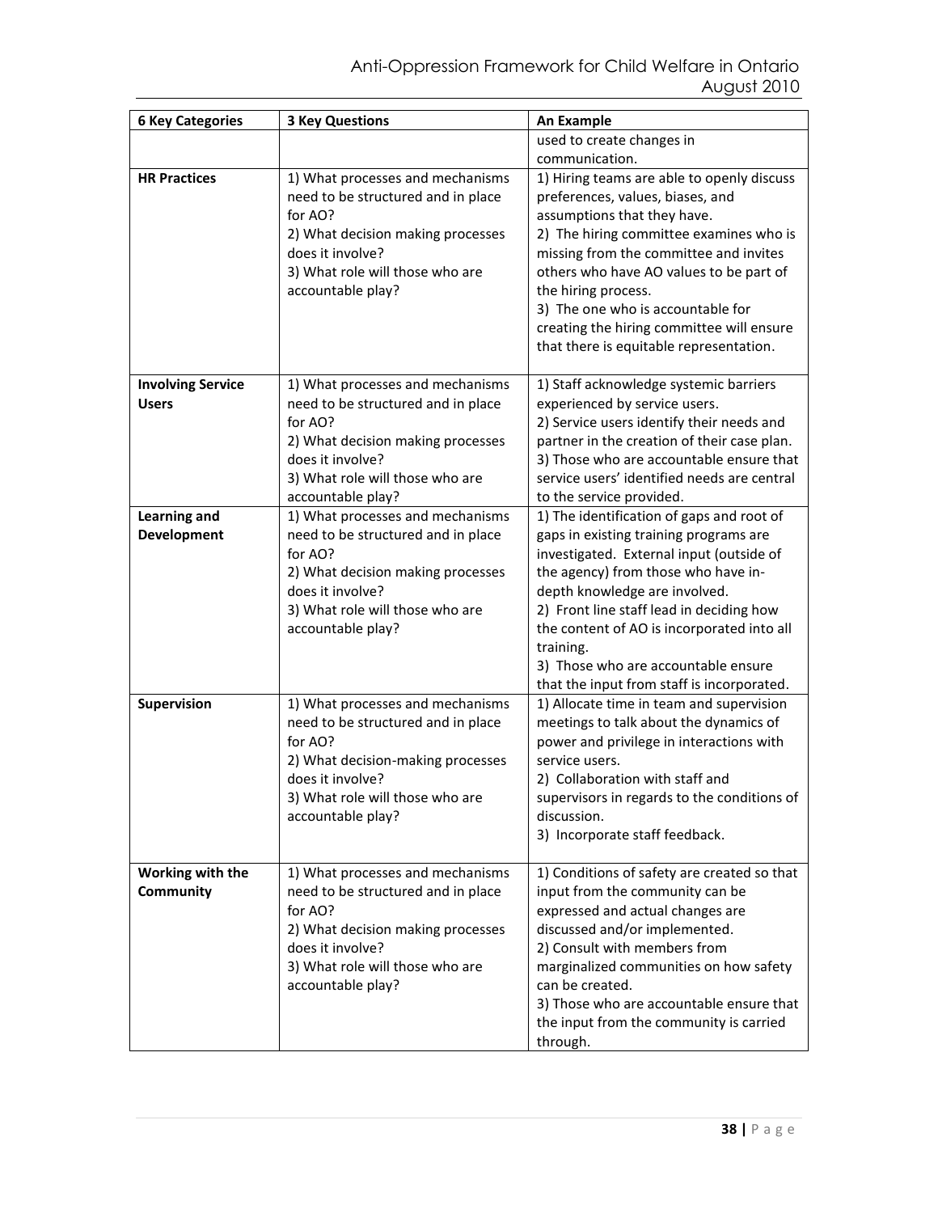| 6 Key Categories | 3 Key Questions | An Example |
|---|---|---|
| | | used to create changes in communication. |
| **HR Practices** | 1) What processes and mechanisms need to be structured and in place for AO?<br>2) What decision making processes does it involve?<br>3) What role will those who are accountable play? | 1) Hiring teams are able to openly discuss preferences, values, biases, and assumptions that they have.<br>2) The hiring committee examines who is missing from the committee and invites others who have AO values to be part of the hiring process.<br>3) The one who is accountable for creating the hiring committee will ensure that there is equitable representation. |
| **Involving Service Users** | 1) What processes and mechanisms need to be structured and in place for AO?<br>2) What decision making processes does it involve?<br>3) What role will those who are accountable play? | 1) Staff acknowledge systemic barriers experienced by service users.<br>2) Service users identify their needs and partner in the creation of their case plan.<br>3) Those who are accountable ensure that service users' identified needs are central to the service provided. |
| **Learning and Development** | 1) What processes and mechanisms need to be structured and in place for AO?<br>2) What decision making processes does it involve?<br>3) What role will those who are accountable play? | 1) The identification of gaps and root of gaps in existing training programs are investigated. External input (outside of the agency) from those who have in-depth knowledge are involved.<br>2) Front line staff lead in deciding how the content of AO is incorporated into all training.<br>3) Those who are accountable ensure that the input from staff is incorporated. |
| **Supervision** | 1) What processes and mechanisms need to be structured and in place for AO?<br>2) What decision-making processes does it involve?<br>3) What role will those who are accountable play? | 1) Allocate time in team and supervision meetings to talk about the dynamics of power and privilege in interactions with service users.<br>2) Collaboration with staff and supervisors in regards to the conditions of discussion.<br>3) Incorporate staff feedback. |
| **Working with the Community** | 1) What processes and mechanisms need to be structured and in place for AO?<br>2) What decision making processes does it involve?<br>3) What role will those who are accountable play? | 1) Conditions of safety are created so that input from the community can be expressed and actual changes are discussed and/or implemented.<br>2) Consult with members from marginalized communities on how safety can be created.<br>3) Those who are accountable ensure that the input from the community is carried through. |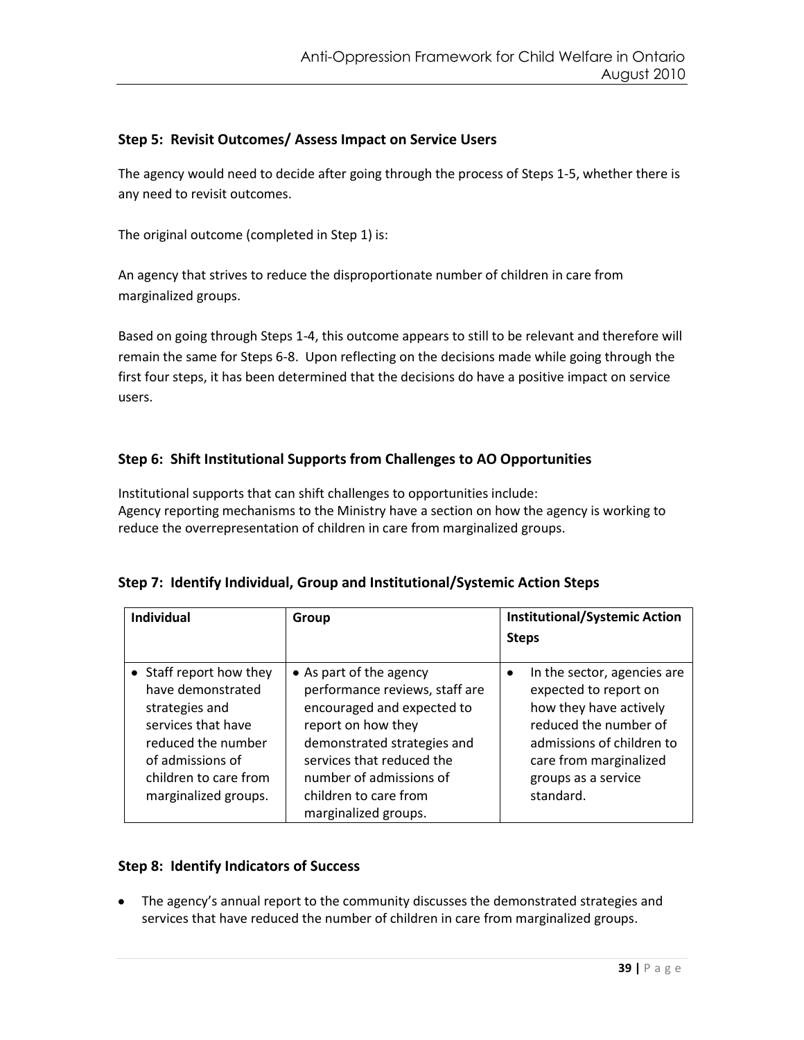### Step 5: Revisit Outcomes/ Assess Impact on Service Users

The agency would need to decide after going through the process of Steps 1-5, whether there is any need to revisit outcomes.

The original outcome (completed in Step 1) is:

An agency that strives to reduce the disproportionate number of children in care from marginalized groups.

Based on going through Steps 1-4, this outcome appears to still to be relevant and therefore will remain the same for Steps 6-8. Upon reflecting on the decisions made while going through the first four steps, it has been determined that the decisions do have a positive impact on service users.

### Step 6: Shift Institutional Supports from Challenges to AO Opportunities

Institutional supports that can shift challenges to opportunities include:
Agency reporting mechanisms to the Ministry have a section on how the agency is working to reduce the overrepresentation of children in care from marginalized groups.

### Step 7: Identify Individual, Group and Institutional/Systemic Action Steps

| Individual | Group | Institutional/Systemic Action Steps |
|---|---|---|
| • Staff report how they have demonstrated strategies and services that have reduced the number of admissions of children to care from marginalized groups. | • As part of the agency performance reviews, staff are encouraged and expected to report on how they demonstrated strategies and services that reduced the number of admissions of children to care from marginalized groups. | • In the sector, agencies are expected to report on how they have actively reduced the number of admissions of children to care from marginalized groups as a service standard. |

### Step 8: Identify Indicators of Success

- The agency's annual report to the community discusses the demonstrated strategies and services that have reduced the number of children in care from marginalized groups.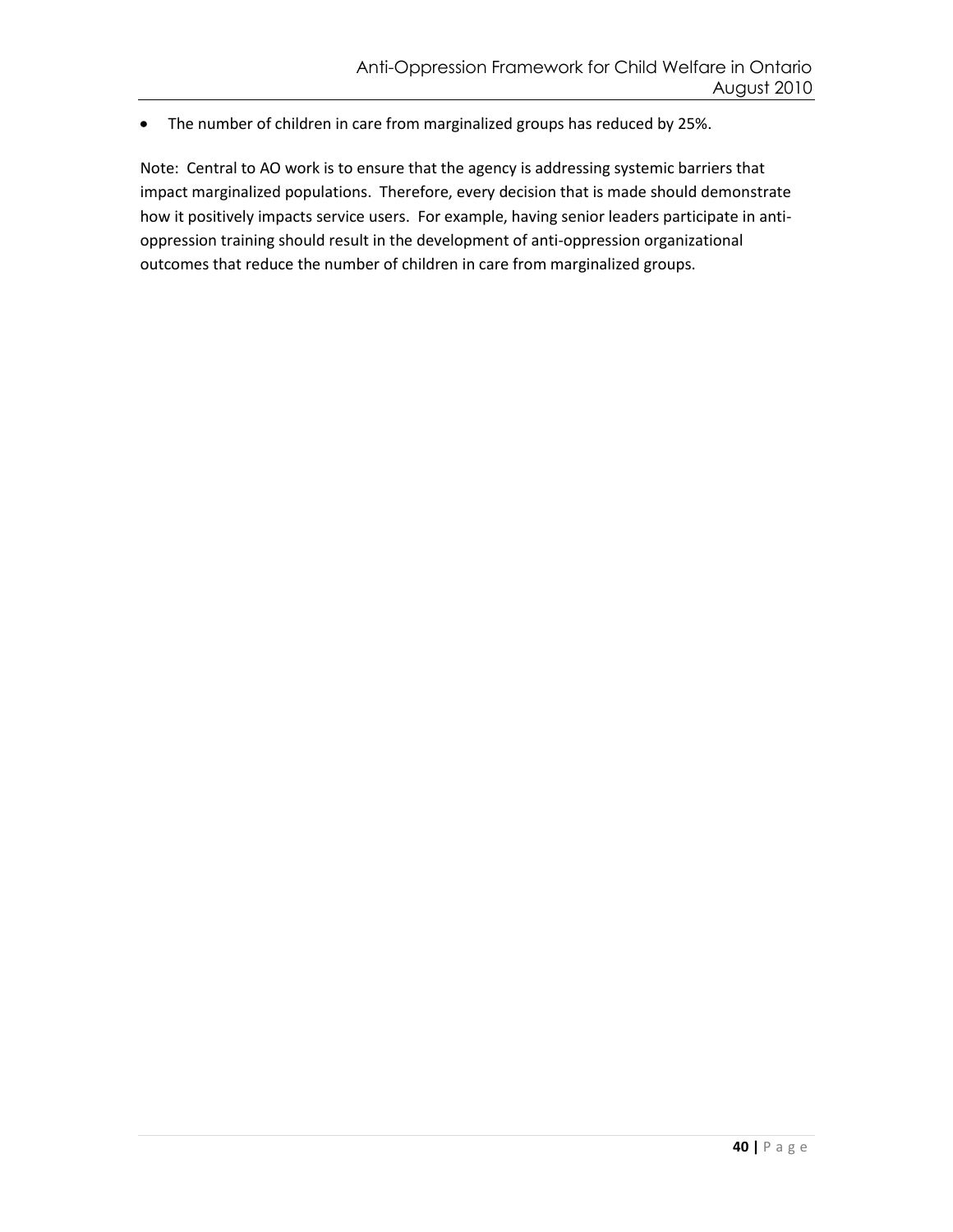- The number of children in care from marginalized groups has reduced by 25%.

Note: Central to AO work is to ensure that the agency is addressing systemic barriers that impact marginalized populations. Therefore, every decision that is made should demonstrate how it positively impacts service users. For example, having senior leaders participate in anti-oppression training should result in the development of anti-oppression organizational outcomes that reduce the number of children in care from marginalized groups.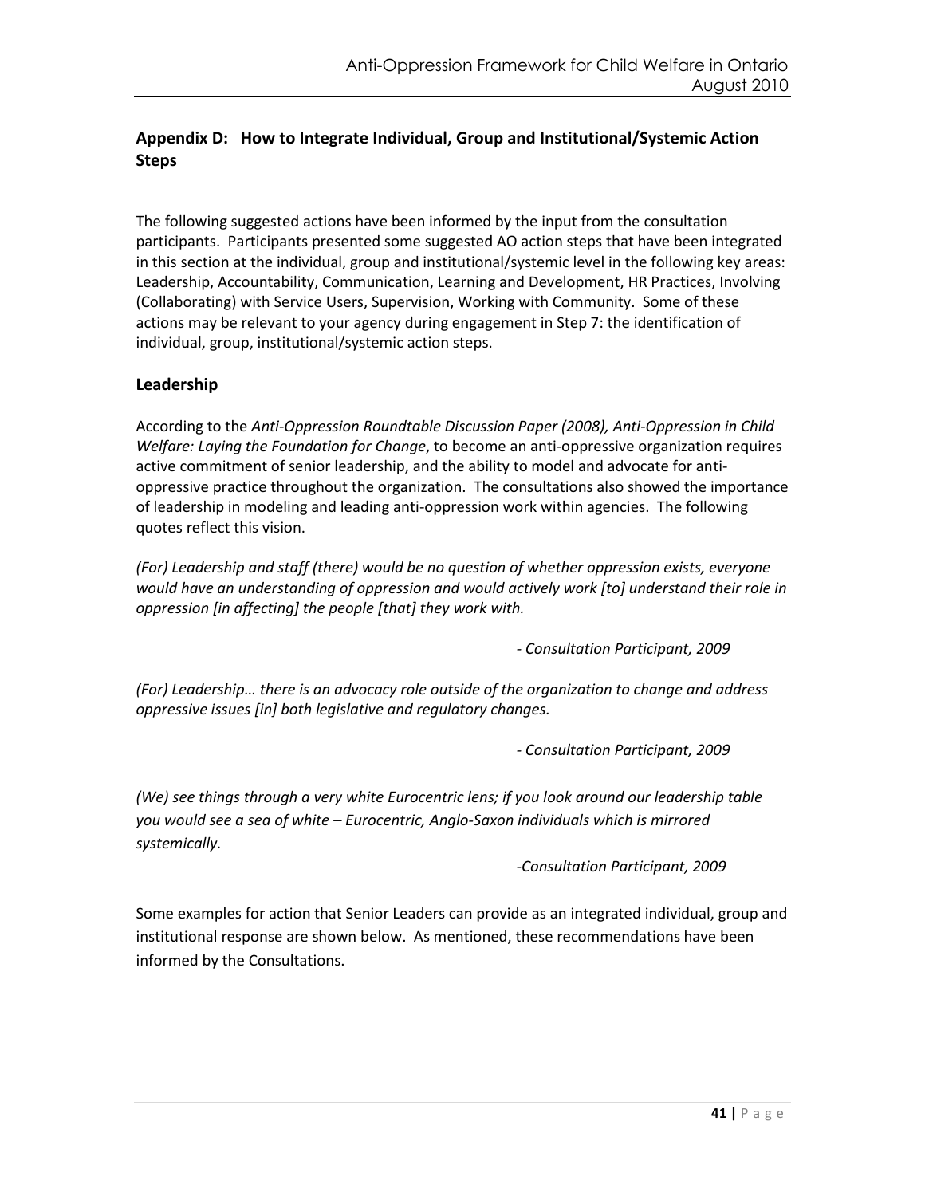## Appendix D: How to Integrate Individual, Group and Institutional/Systemic Action Steps

The following suggested actions have been informed by the input from the consultation participants. Participants presented some suggested AO action steps that have been integrated in this section at the individual, group and institutional/systemic level in the following key areas: Leadership, Accountability, Communication, Learning and Development, HR Practices, Involving (Collaborating) with Service Users, Supervision, Working with Community. Some of these actions may be relevant to your agency during engagement in Step 7: the identification of individual, group, institutional/systemic action steps.

### Leadership

According to the *Anti-Oppression Roundtable Discussion Paper (2008), Anti-Oppression in Child Welfare: Laying the Foundation for Change*, to become an anti-oppressive organization requires active commitment of senior leadership, and the ability to model and advocate for anti-oppressive practice throughout the organization. The consultations also showed the importance of leadership in modeling and leading anti-oppression work within agencies. The following quotes reflect this vision.

*(For) Leadership and staff (there) would be no question of whether oppression exists, everyone would have an understanding of oppression and would actively work [to] understand their role in oppression [in affecting] the people [that] they work with.*

*- Consultation Participant, 2009*

*(For) Leadership… there is an advocacy role outside of the organization to change and address oppressive issues [in] both legislative and regulatory changes.*

*- Consultation Participant, 2009*

*(We) see things through a very white Eurocentric lens; if you look around our leadership table you would see a sea of white – Eurocentric, Anglo-Saxon individuals which is mirrored systemically.*

*-Consultation Participant, 2009*

Some examples for action that Senior Leaders can provide as an integrated individual, group and institutional response are shown below. As mentioned, these recommendations have been informed by the Consultations.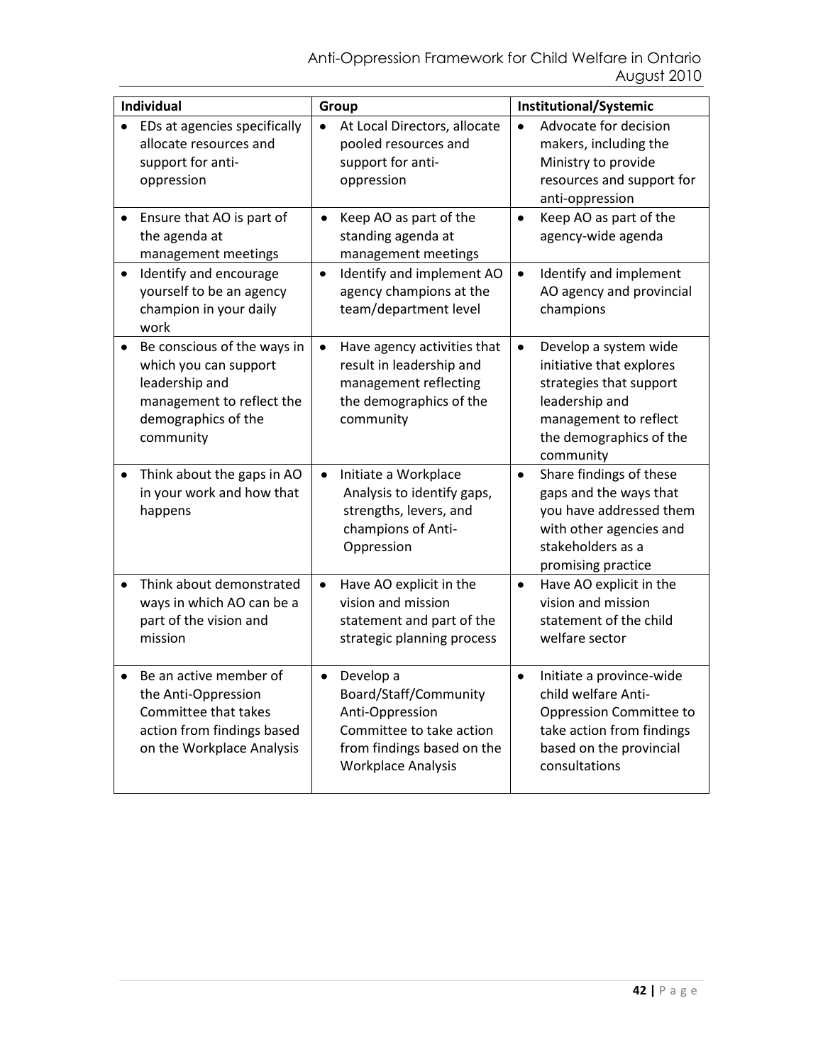| Individual | Group | Institutional/Systemic |
|---|---|---|
| • EDs at agencies specifically allocate resources and support for anti-oppression | • At Local Directors, allocate pooled resources and support for anti-oppression | • Advocate for decision makers, including the Ministry to provide resources and support for anti-oppression |
| • Ensure that AO is part of the agenda at management meetings | • Keep AO as part of the standing agenda at management meetings | • Keep AO as part of the agency-wide agenda |
| • Identify and encourage yourself to be an agency champion in your daily work | • Identify and implement AO agency champions at the team/department level | • Identify and implement AO agency and provincial champions |
| • Be conscious of the ways in which you can support leadership and management to reflect the demographics of the community | • Have agency activities that result in leadership and management reflecting the demographics of the community | • Develop a system wide initiative that explores strategies that support leadership and management to reflect the demographics of the community |
| • Think about the gaps in AO in your work and how that happens | • Initiate a Workplace Analysis to identify gaps, strengths, levers, and champions of Anti-Oppression | • Share findings of these gaps and the ways that you have addressed them with other agencies and stakeholders as a promising practice |
| • Think about demonstrated ways in which AO can be a part of the vision and mission | • Have AO explicit in the vision and mission statement and part of the strategic planning process | • Have AO explicit in the vision and mission statement of the child welfare sector |
| • Be an active member of the Anti-Oppression Committee that takes action from findings based on the Workplace Analysis | • Develop a Board/Staff/Community Anti-Oppression Committee to take action from findings based on the Workplace Analysis | • Initiate a province-wide child welfare Anti-Oppression Committee to take action from findings based on the provincial consultations |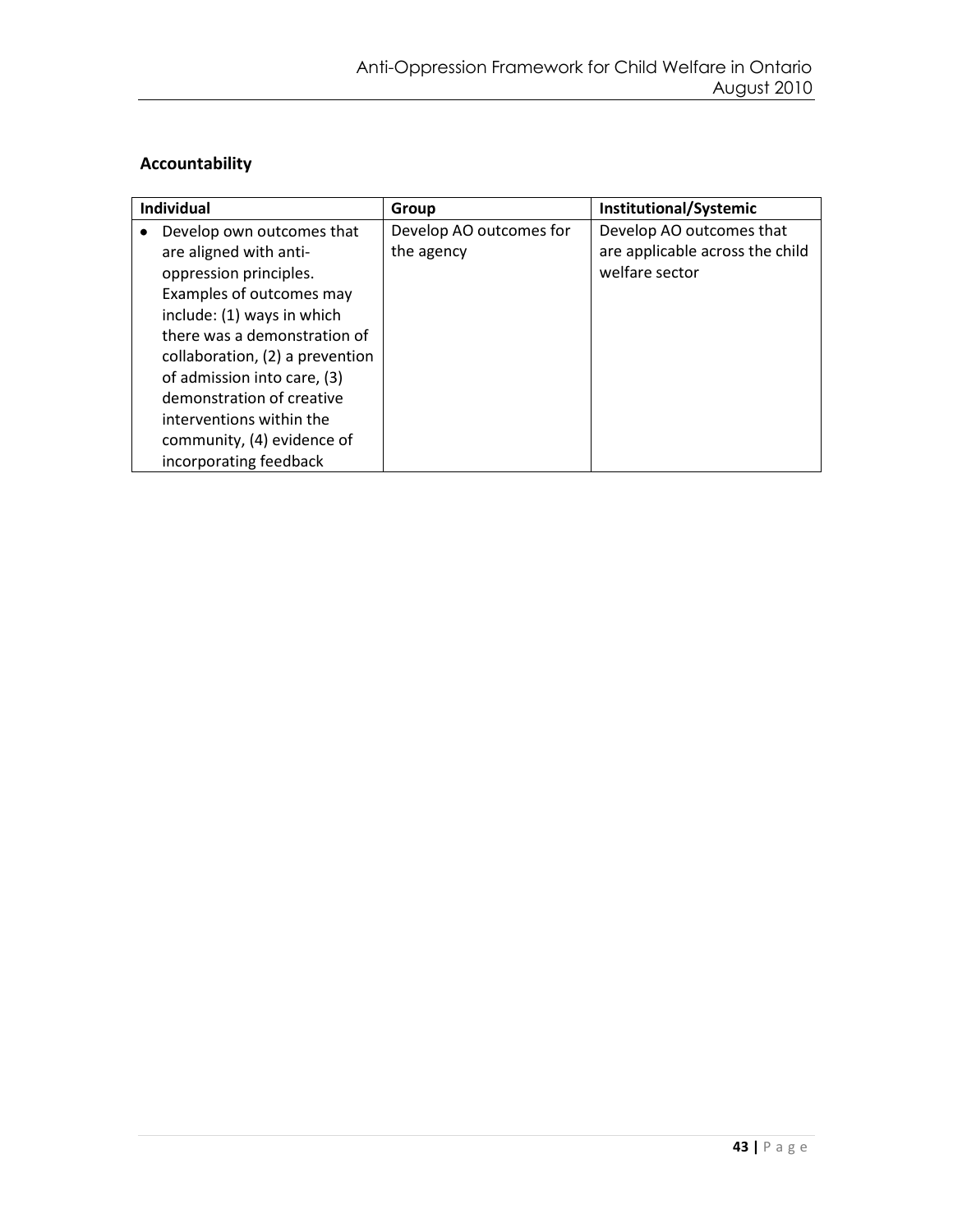### Accountability

| Individual | Group | Institutional/Systemic |
|---|---|---|
| • Develop own outcomes that are aligned with anti-oppression principles. Examples of outcomes may include: (1) ways in which there was a demonstration of collaboration, (2) a prevention of admission into care, (3) demonstration of creative interventions within the community, (4) evidence of incorporating feedback | Develop AO outcomes for the agency | Develop AO outcomes that are applicable across the child welfare sector |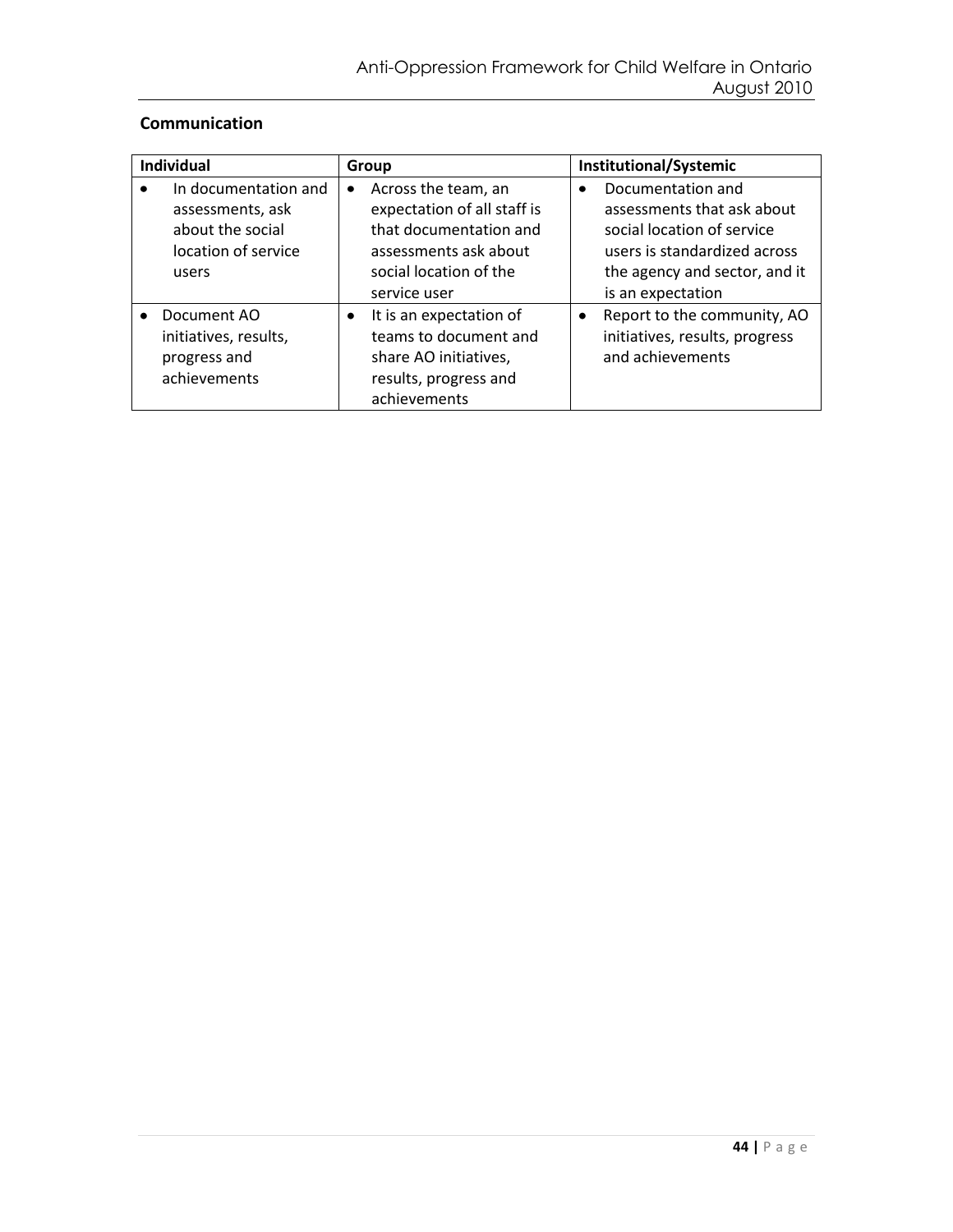**Communication**

| Individual | Group | Institutional/Systemic |
| --- | --- | --- |
| • In documentation and assessments, ask about the social location of service users | • Across the team, an expectation of all staff is that documentation and assessments ask about social location of the service user | • Documentation and assessments that ask about social location of service users is standardized across the agency and sector, and it is an expectation |
| • Document AO initiatives, results, progress and achievements | • It is an expectation of teams to document and share AO initiatives, results, progress and achievements | • Report to the community, AO initiatives, results, progress and achievements |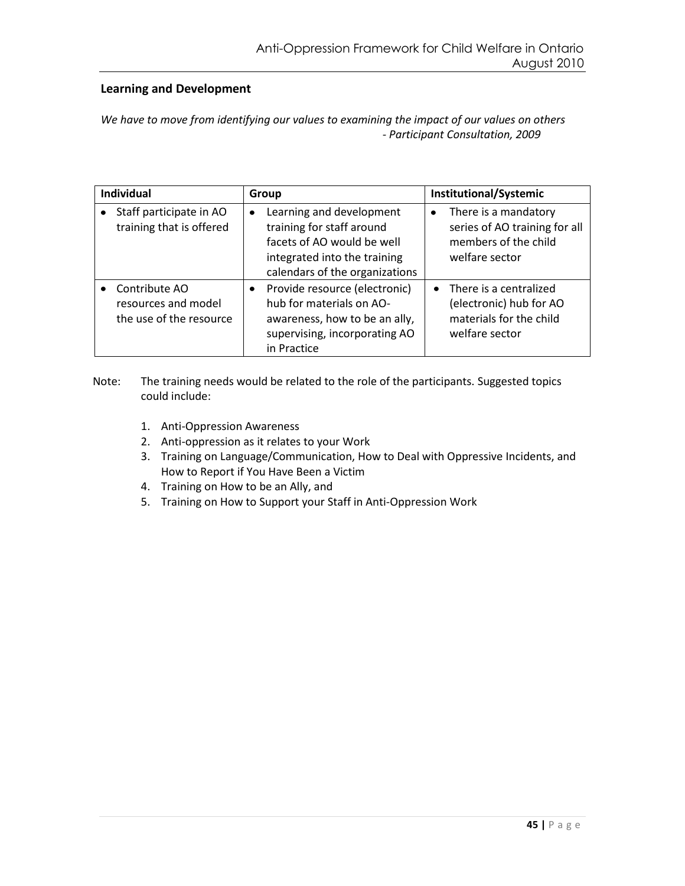## Learning and Development

*We have to move from identifying our values to examining the impact of our values on others*
*- Participant Consultation, 2009*

| Individual | Group | Institutional/Systemic |
|---|---|---|
| • Staff participate in AO training that is offered | • Learning and development training for staff around facets of AO would be well integrated into the training calendars of the organizations | • There is a mandatory series of AO training for all members of the child welfare sector |
| • Contribute AO resources and model the use of the resource | • Provide resource (electronic) hub for materials on AO-awareness, how to be an ally, supervising, incorporating AO in Practice | • There is a centralized (electronic) hub for AO materials for the child welfare sector |

Note: The training needs would be related to the role of the participants. Suggested topics could include:

1. Anti-Oppression Awareness
2. Anti-oppression as it relates to your Work
3. Training on Language/Communication, How to Deal with Oppressive Incidents, and How to Report if You Have Been a Victim
4. Training on How to be an Ally, and
5. Training on How to Support your Staff in Anti-Oppression Work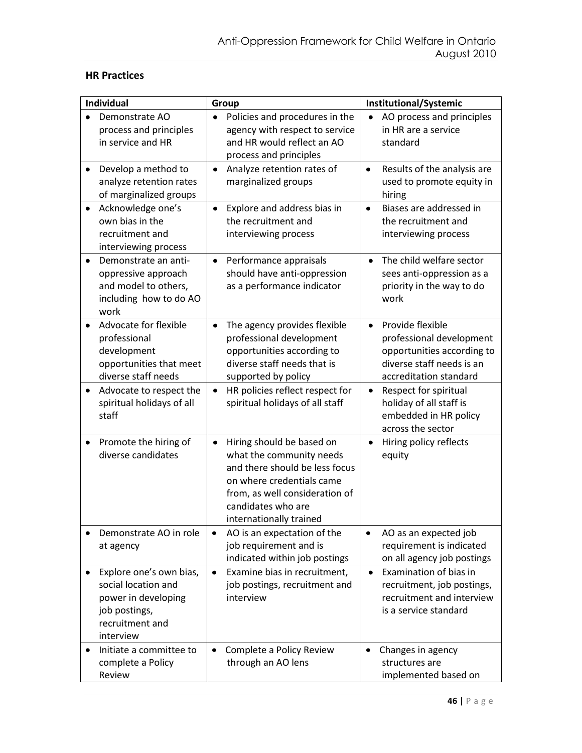## HR Practices

| Individual | Group | Institutional/Systemic |
|---|---|---|
| • Demonstrate AO process and principles in service and HR | • Policies and procedures in the agency with respect to service and HR would reflect an AO process and principles | • AO process and principles in HR are a service standard |
| • Develop a method to analyze retention rates of marginalized groups | • Analyze retention rates of marginalized groups | • Results of the analysis are used to promote equity in hiring |
| • Acknowledge one's own bias in the recruitment and interviewing process | • Explore and address bias in the recruitment and interviewing process | • Biases are addressed in the recruitment and interviewing process |
| • Demonstrate an anti-oppressive approach and model to others, including how to do AO work | • Performance appraisals should have anti-oppression as a performance indicator | • The child welfare sector sees anti-oppression as a priority in the way to do work |
| • Advocate for flexible professional development opportunities that meet diverse staff needs | • The agency provides flexible professional development opportunities according to diverse staff needs that is supported by policy | • Provide flexible professional development opportunities according to diverse staff needs is an accreditation standard |
| • Advocate to respect the spiritual holidays of all staff | • HR policies reflect respect for spiritual holidays of all staff | • Respect for spiritual holiday of all staff is embedded in HR policy across the sector |
| • Promote the hiring of diverse candidates | • Hiring should be based on what the community needs and there should be less focus on where credentials came from, as well consideration of candidates who are internationally trained | • Hiring policy reflects equity |
| • Demonstrate AO in role at agency | • AO is an expectation of the job requirement and is indicated within job postings | • AO as an expected job requirement is indicated on all agency job postings |
| • Explore one's own bias, social location and power in developing job postings, recruitment and interview | • Examine bias in recruitment, job postings, recruitment and interview | • Examination of bias in recruitment, job postings, recruitment and interview is a service standard |
| • Initiate a committee to complete a Policy Review | • Complete a Policy Review through an AO lens | • Changes in agency structures are implemented based on |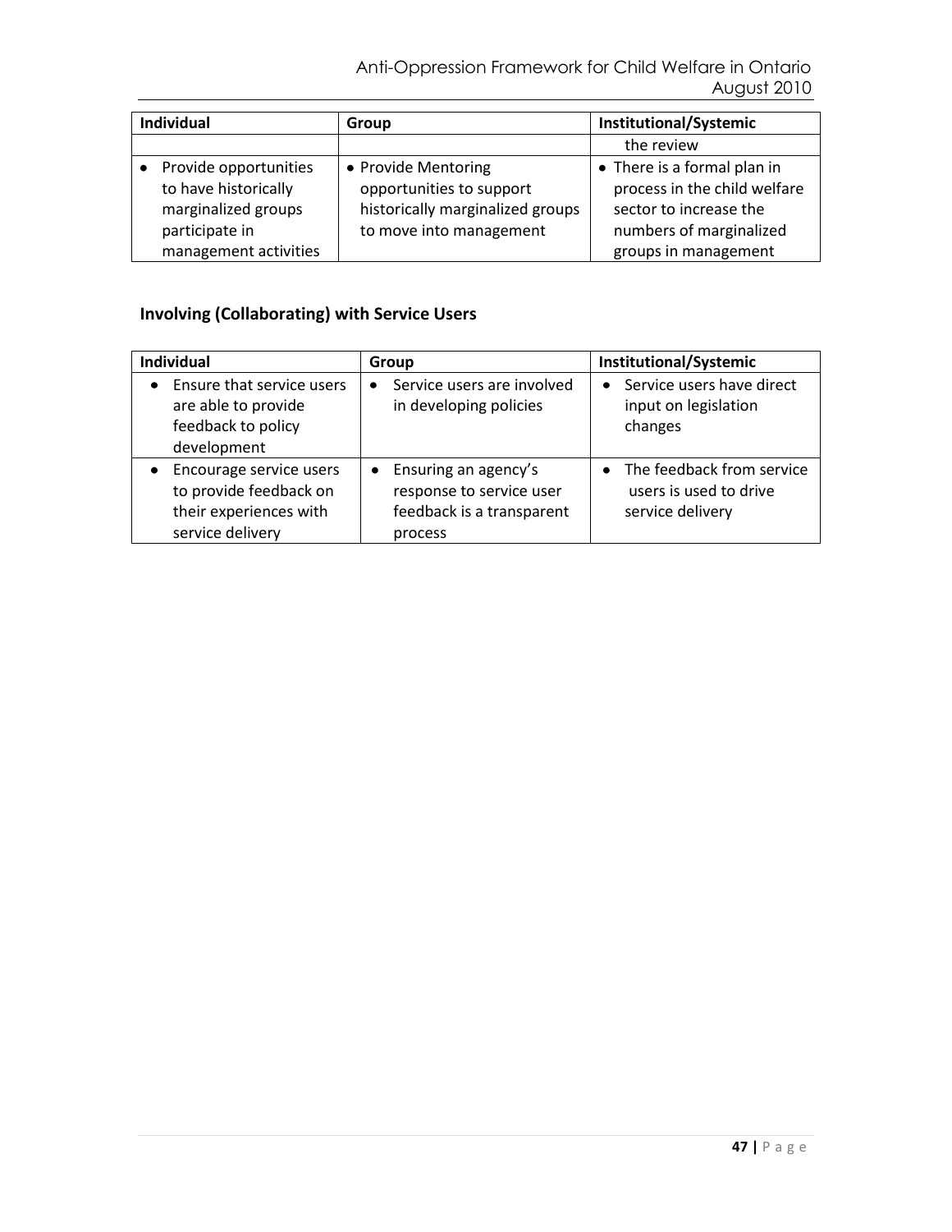| Individual | Group | Institutional/Systemic |
| --- | --- | --- |
| | | the review |
| • Provide opportunities to have historically marginalized groups participate in management activities | • Provide Mentoring opportunities to support historically marginalized groups to move into management | • There is a formal plan in process in the child welfare sector to increase the numbers of marginalized groups in management |

## Involving (Collaborating) with Service Users

| Individual | Group | Institutional/Systemic |
| --- | --- | --- |
| • Ensure that service users are able to provide feedback to policy development | • Service users are involved in developing policies | • Service users have direct input on legislation changes |
| • Encourage service users to provide feedback on their experiences with service delivery | • Ensuring an agency's response to service user feedback is a transparent process | • The feedback from service users is used to drive service delivery |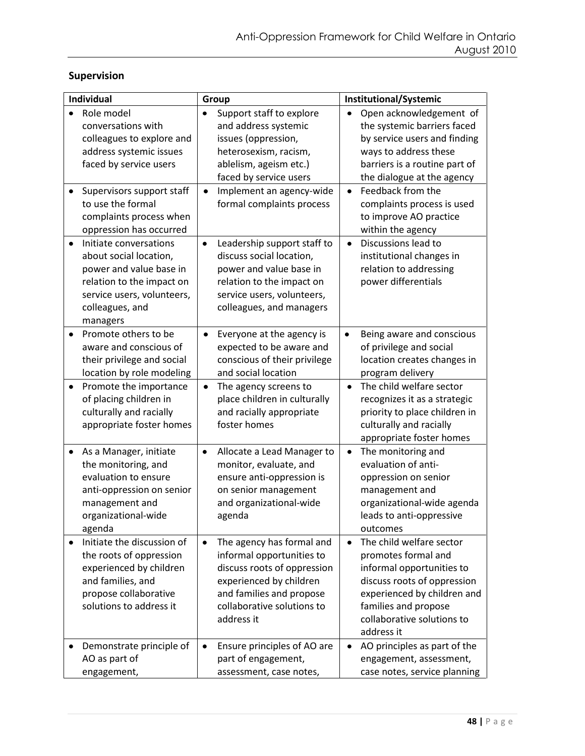## Supervision

| Individual | Group | Institutional/Systemic |
|---|---|---|
| • Role model conversations with colleagues to explore and address systemic issues faced by service users | • Support staff to explore and address systemic issues (oppression, heterosexism, racism, ablelism, ageism etc.) faced by service users | • Open acknowledgement of the systemic barriers faced by service users and finding ways to address these barriers is a routine part of the dialogue at the agency |
| • Supervisors support staff to use the formal complaints process when oppression has occurred | • Implement an agency-wide formal complaints process | • Feedback from the complaints process is used to improve AO practice within the agency |
| • Initiate conversations about social location, power and value base in relation to the impact on service users, volunteers, colleagues, and managers | • Leadership support staff to discuss social location, power and value base in relation to the impact on service users, volunteers, colleagues, and managers | • Discussions lead to institutional changes in relation to addressing power differentials |
| • Promote others to be aware and conscious of their privilege and social location by role modeling | • Everyone at the agency is expected to be aware and conscious of their privilege and social location | • Being aware and conscious of privilege and social location creates changes in program delivery |
| • Promote the importance of placing children in culturally and racially appropriate foster homes | • The agency screens to place children in culturally and racially appropriate foster homes | • The child welfare sector recognizes it as a strategic priority to place children in culturally and racially appropriate foster homes |
| • As a Manager, initiate the monitoring, and evaluation to ensure anti-oppression on senior management and organizational-wide agenda | • Allocate a Lead Manager to monitor, evaluate, and ensure anti-oppression is on senior management and organizational-wide agenda | • The monitoring and evaluation of anti-oppression on senior management and organizational-wide agenda leads to anti-oppressive outcomes |
| • Initiate the discussion of the roots of oppression experienced by children and families, and propose collaborative solutions to address it | • The agency has formal and informal opportunities to discuss roots of oppression experienced by children and families and propose collaborative solutions to address it | • The child welfare sector promotes formal and informal opportunities to discuss roots of oppression experienced by children and families and propose collaborative solutions to address it |
| • Demonstrate principle of AO as part of engagement, | • Ensure principles of AO are part of engagement, assessment, case notes, | • AO principles as part of the engagement, assessment, case notes, service planning |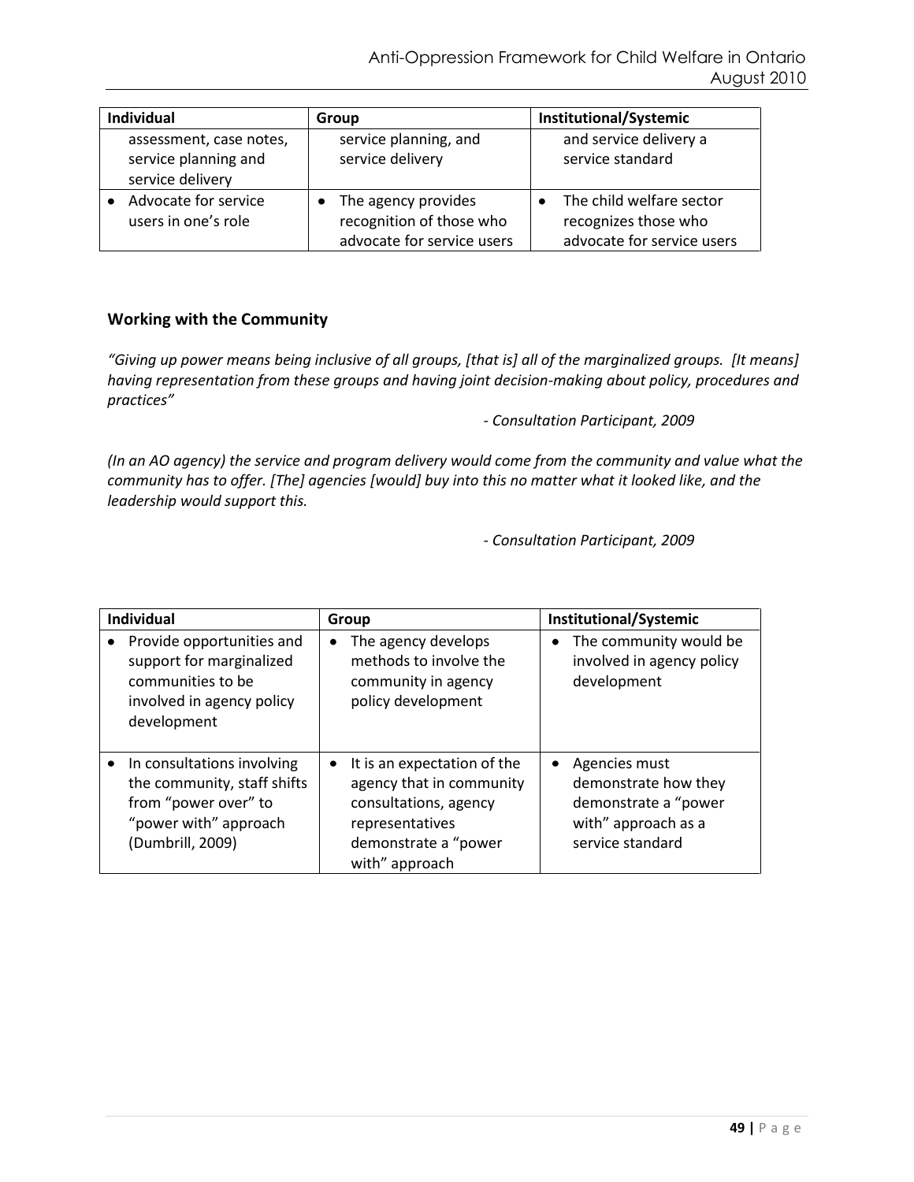| Individual | Group | Institutional/Systemic |
|---|---|---|
| assessment, case notes, service planning and service delivery | service planning, and service delivery | and service delivery a service standard |
| • Advocate for service users in one's role | • The agency provides recognition of those who advocate for service users | • The child welfare sector recognizes those who advocate for service users |

### Working with the Community

*"Giving up power means being inclusive of all groups, [that is] all of the marginalized groups. [It means] having representation from these groups and having joint decision-making about policy, procedures and practices"*

*- Consultation Participant, 2009*

*(In an AO agency) the service and program delivery would come from the community and value what the community has to offer. [The] agencies [would] buy into this no matter what it looked like, and the leadership would support this.*

*- Consultation Participant, 2009*

| Individual | Group | Institutional/Systemic |
|---|---|---|
| • Provide opportunities and support for marginalized communities to be involved in agency policy development | • The agency develops methods to involve the community in agency policy development | • The community would be involved in agency policy development |
| • In consultations involving the community, staff shifts from "power over" to "power with" approach (Dumbrill, 2009) | • It is an expectation of the agency that in community consultations, agency representatives demonstrate a "power with" approach | • Agencies must demonstrate how they demonstrate a "power with" approach as a service standard |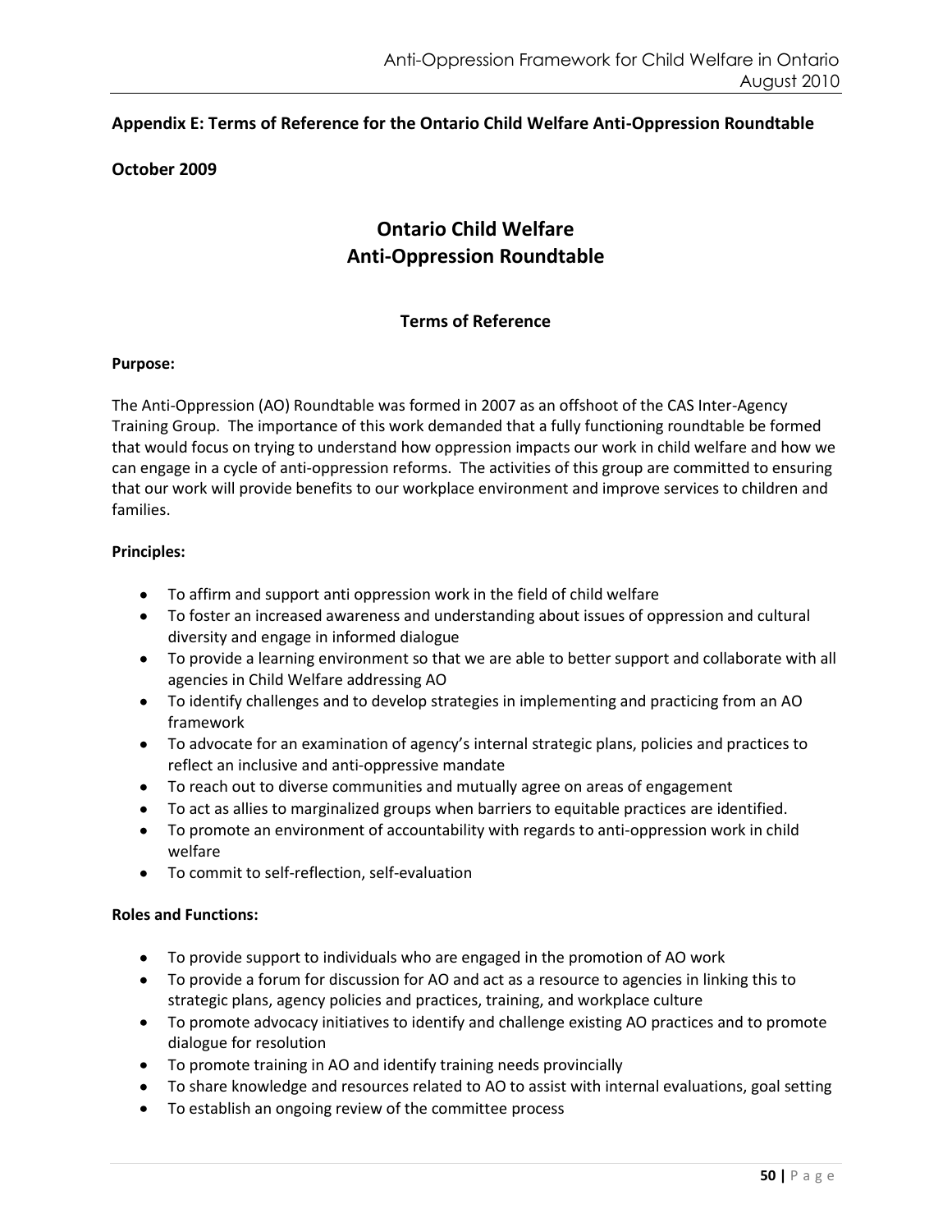## Appendix E: Terms of Reference for the Ontario Child Welfare Anti-Oppression Roundtable

**October 2009**

# Ontario Child Welfare Anti-Oppression Roundtable

### Terms of Reference

**Purpose:**

The Anti-Oppression (AO) Roundtable was formed in 2007 as an offshoot of the CAS Inter-Agency Training Group. The importance of this work demanded that a fully functioning roundtable be formed that would focus on trying to understand how oppression impacts our work in child welfare and how we can engage in a cycle of anti-oppression reforms. The activities of this group are committed to ensuring that our work will provide benefits to our workplace environment and improve services to children and families.

**Principles:**

- To affirm and support anti oppression work in the field of child welfare
- To foster an increased awareness and understanding about issues of oppression and cultural diversity and engage in informed dialogue
- To provide a learning environment so that we are able to better support and collaborate with all agencies in Child Welfare addressing AO
- To identify challenges and to develop strategies in implementing and practicing from an AO framework
- To advocate for an examination of agency's internal strategic plans, policies and practices to reflect an inclusive and anti-oppressive mandate
- To reach out to diverse communities and mutually agree on areas of engagement
- To act as allies to marginalized groups when barriers to equitable practices are identified.
- To promote an environment of accountability with regards to anti-oppression work in child welfare
- To commit to self-reflection, self-evaluation

**Roles and Functions:**

- To provide support to individuals who are engaged in the promotion of AO work
- To provide a forum for discussion for AO and act as a resource to agencies in linking this to strategic plans, agency policies and practices, training, and workplace culture
- To promote advocacy initiatives to identify and challenge existing AO practices and to promote dialogue for resolution
- To promote training in AO and identify training needs provincially
- To share knowledge and resources related to AO to assist with internal evaluations, goal setting
- To establish an ongoing review of the committee process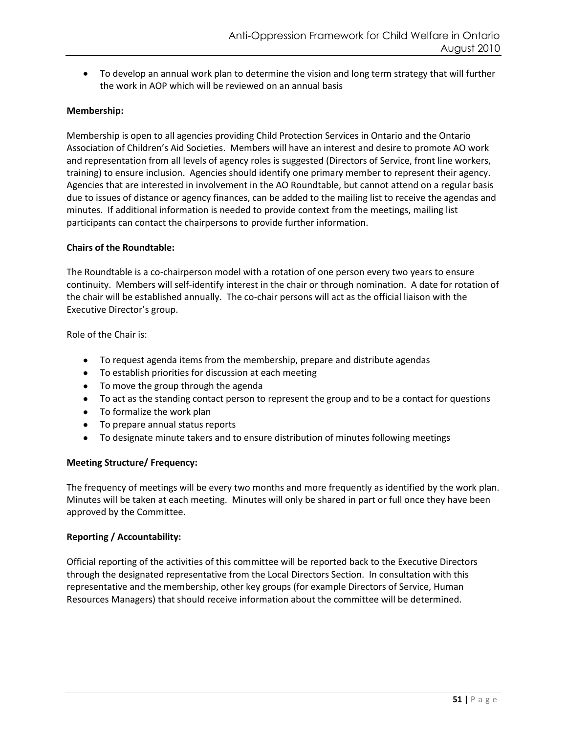- To develop an annual work plan to determine the vision and long term strategy that will further the work in AOP which will be reviewed on an annual basis

**Membership:**

Membership is open to all agencies providing Child Protection Services in Ontario and the Ontario Association of Children's Aid Societies. Members will have an interest and desire to promote AO work and representation from all levels of agency roles is suggested (Directors of Service, front line workers, training) to ensure inclusion. Agencies should identify one primary member to represent their agency. Agencies that are interested in involvement in the AO Roundtable, but cannot attend on a regular basis due to issues of distance or agency finances, can be added to the mailing list to receive the agendas and minutes. If additional information is needed to provide context from the meetings, mailing list participants can contact the chairpersons to provide further information.

**Chairs of the Roundtable:**

The Roundtable is a co-chairperson model with a rotation of one person every two years to ensure continuity. Members will self-identify interest in the chair or through nomination. A date for rotation of the chair will be established annually. The co-chair persons will act as the official liaison with the Executive Director's group.

Role of the Chair is:

- To request agenda items from the membership, prepare and distribute agendas
- To establish priorities for discussion at each meeting
- To move the group through the agenda
- To act as the standing contact person to represent the group and to be a contact for questions
- To formalize the work plan
- To prepare annual status reports
- To designate minute takers and to ensure distribution of minutes following meetings

**Meeting Structure/ Frequency:**

The frequency of meetings will be every two months and more frequently as identified by the work plan. Minutes will be taken at each meeting. Minutes will only be shared in part or full once they have been approved by the Committee.

**Reporting / Accountability:**

Official reporting of the activities of this committee will be reported back to the Executive Directors through the designated representative from the Local Directors Section. In consultation with this representative and the membership, other key groups (for example Directors of Service, Human Resources Managers) that should receive information about the committee will be determined.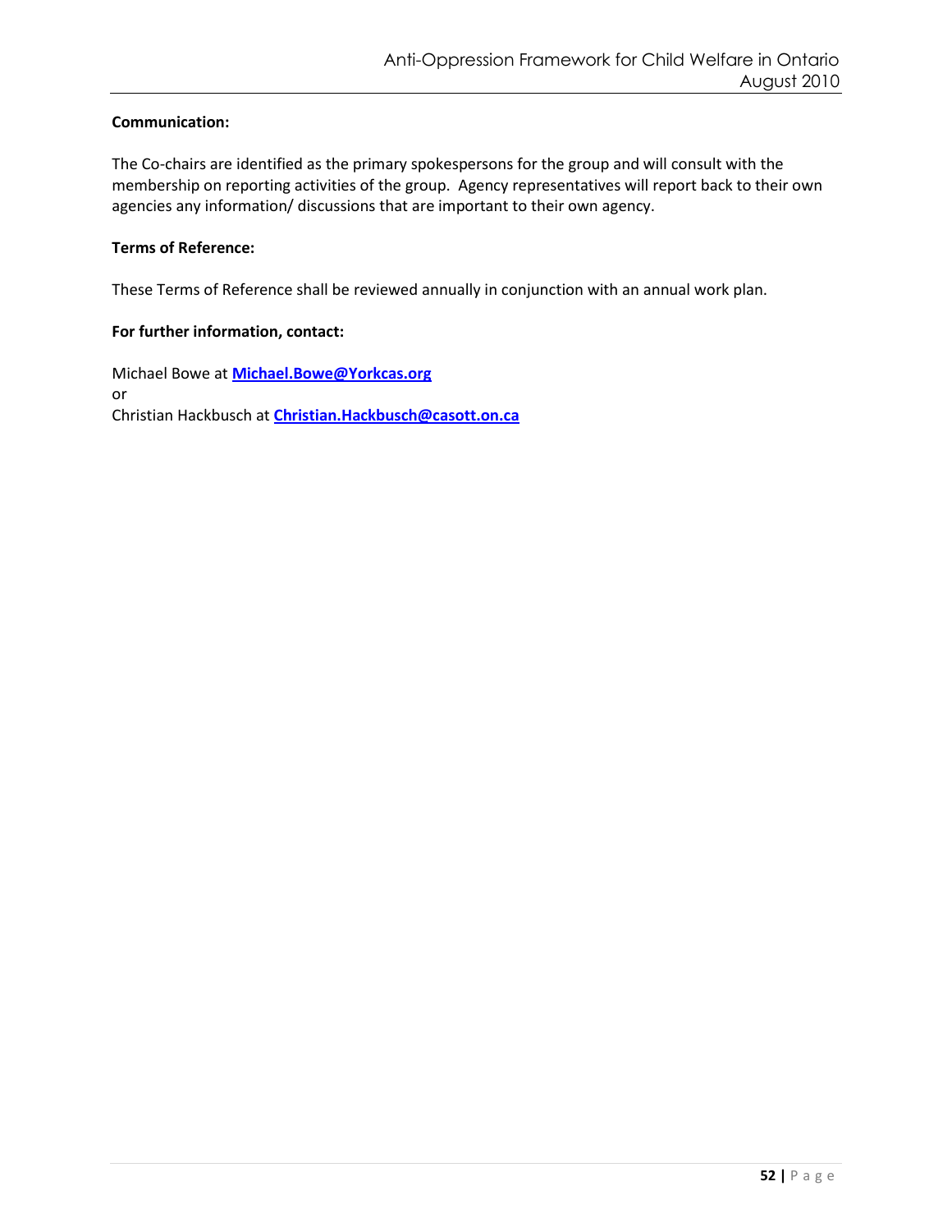**Communication:**

The Co-chairs are identified as the primary spokespersons for the group and will consult with the membership on reporting activities of the group. Agency representatives will report back to their own agencies any information/ discussions that are important to their own agency.

**Terms of Reference:**

These Terms of Reference shall be reviewed annually in conjunction with an annual work plan.

**For further information, contact:**

Michael Bowe at **Michael.Bowe@Yorkcas.org**
or
Christian Hackbusch at **Christian.Hackbusch@casott.on.ca**